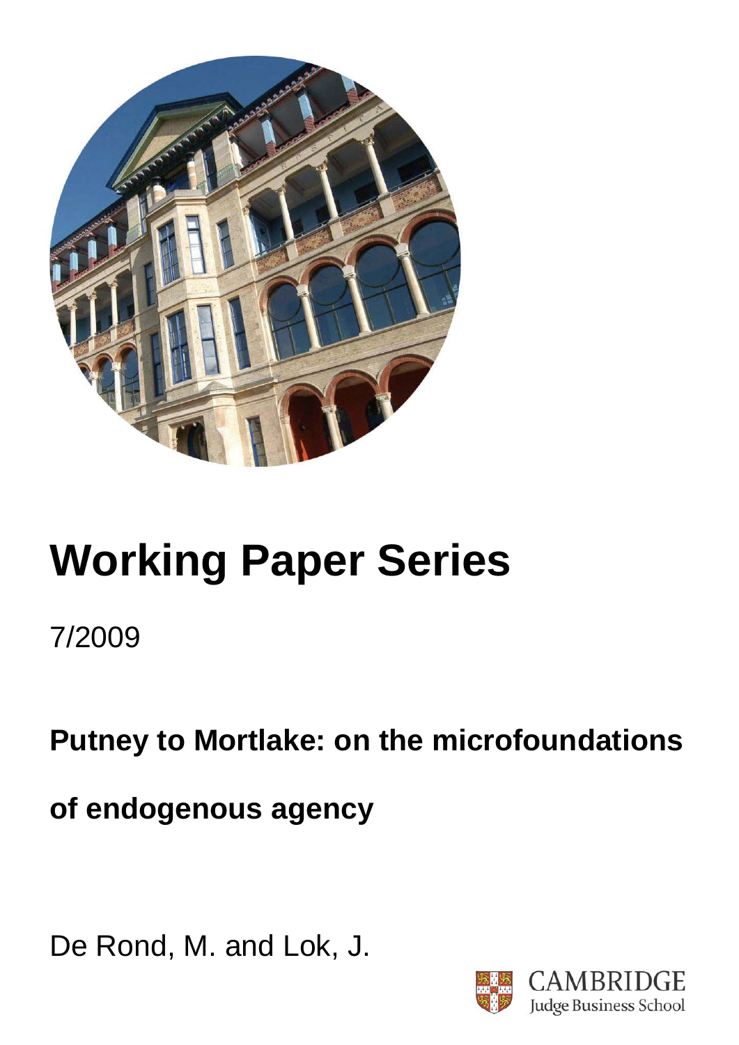# Working Paper Series

7/2009

**Putney to Mortlake: on the microfoundations of endogenous agency**

De Rond, M. and Lok, J.

CAMBRIDGE
Judge Business School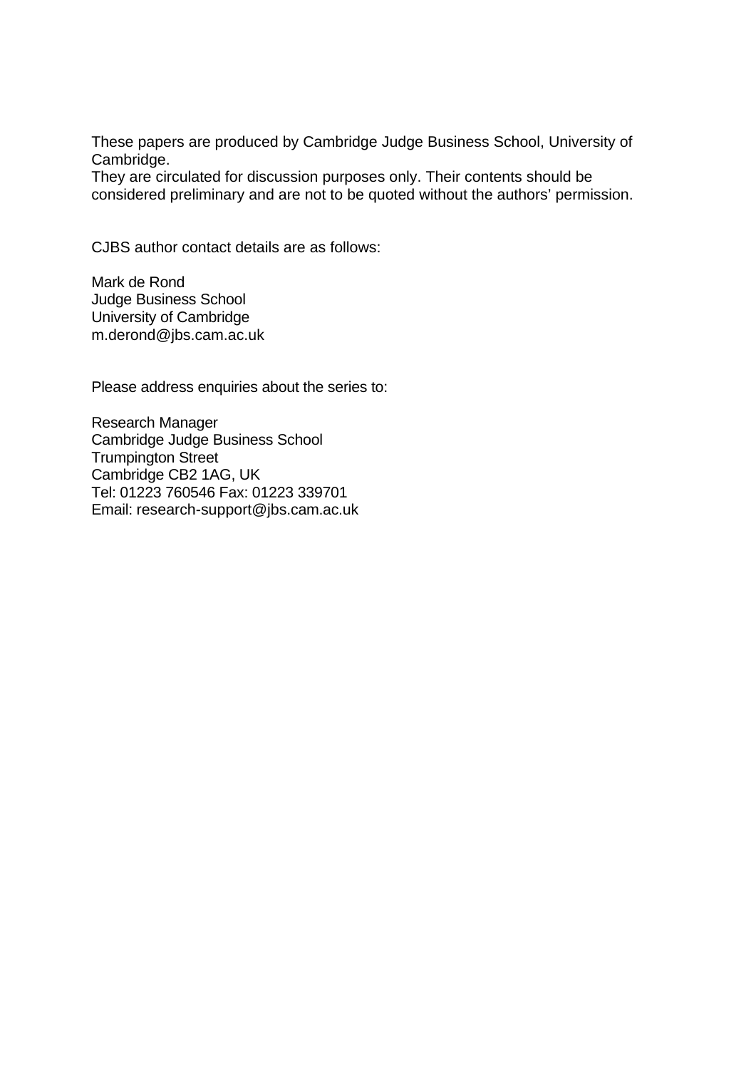These papers are produced by Cambridge Judge Business School, University of Cambridge.
They are circulated for discussion purposes only. Their contents should be considered preliminary and are not to be quoted without the authors' permission.

CJBS author contact details are as follows:

Mark de Rond
Judge Business School
University of Cambridge
m.derond@jbs.cam.ac.uk

Please address enquiries about the series to:

Research Manager
Cambridge Judge Business School
Trumpington Street
Cambridge CB2 1AG, UK
Tel: 01223 760546 Fax: 01223 339701
Email: research-support@jbs.cam.ac.uk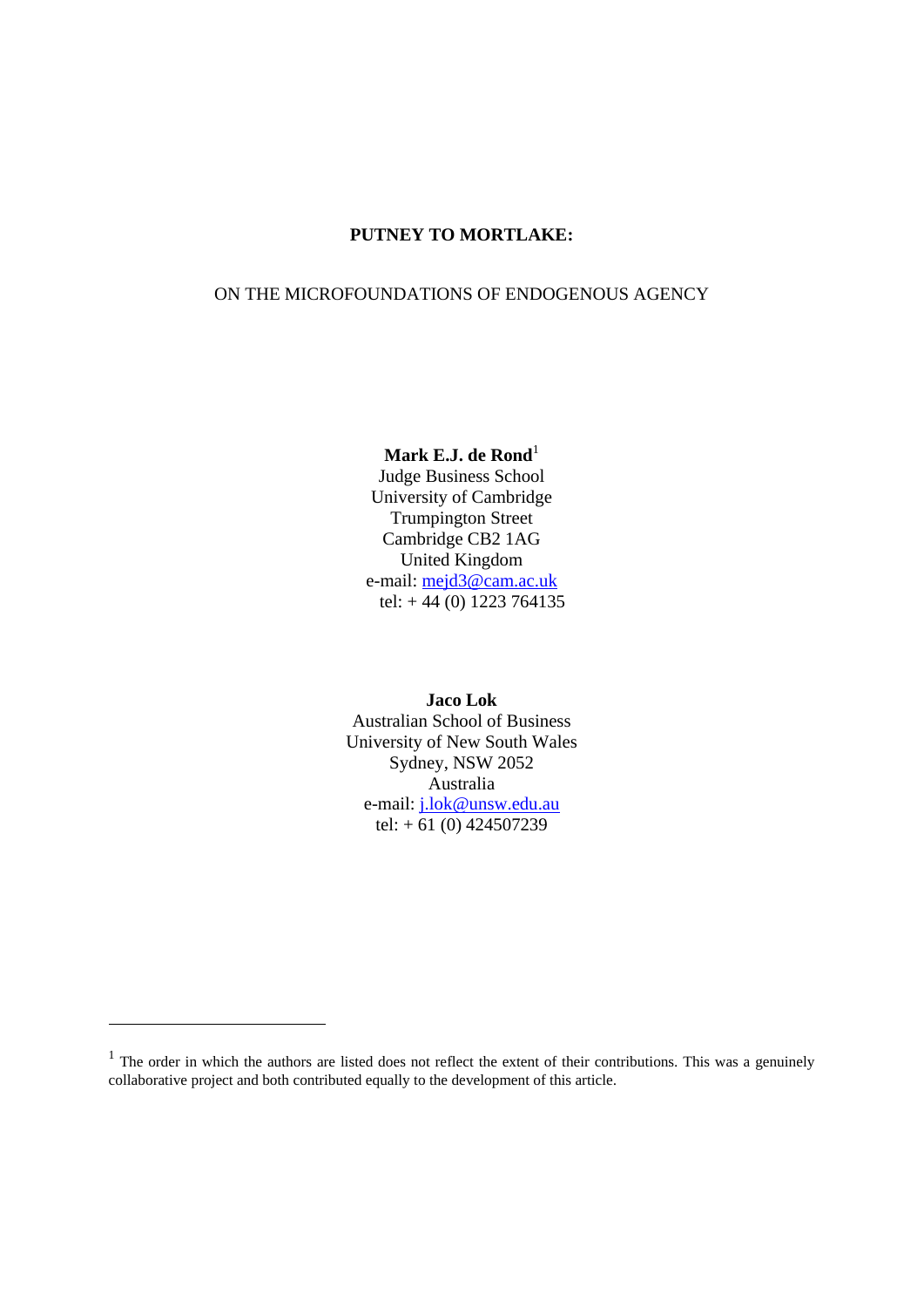# PUTNEY TO MORTLAKE:

## ON THE MICROFOUNDATIONS OF ENDOGENOUS AGENCY

**Mark E.J. de Rond**[1]
Judge Business School
University of Cambridge
Trumpington Street
Cambridge CB2 1AG
United Kingdom
e-mail: mejd3@cam.ac.uk
tel: + 44 (0) 1223 764135

**Jaco Lok**
Australian School of Business
University of New South Wales
Sydney, NSW 2052
Australia
e-mail: j.lok@unsw.edu.au
tel: + 61 (0) 424507239

[1] The order in which the authors are listed does not reflect the extent of their contributions. This was a genuinely collaborative project and both contributed equally to the development of this article.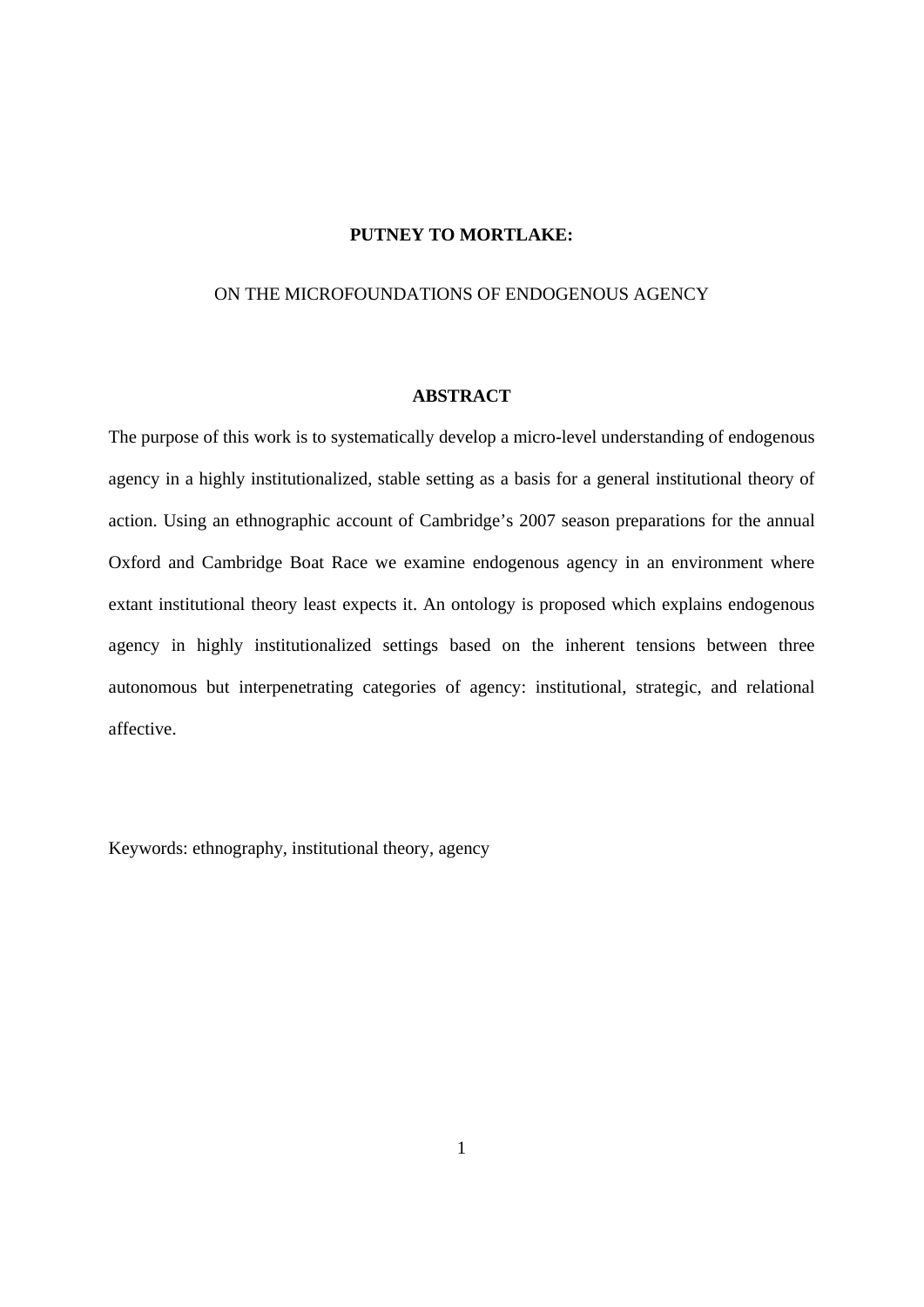**PUTNEY TO MORTLAKE:**

ON THE MICROFOUNDATIONS OF ENDOGENOUS AGENCY

**ABSTRACT**

The purpose of this work is to systematically develop a micro-level understanding of endogenous agency in a highly institutionalized, stable setting as a basis for a general institutional theory of action. Using an ethnographic account of Cambridge's 2007 season preparations for the annual Oxford and Cambridge Boat Race we examine endogenous agency in an environment where extant institutional theory least expects it. An ontology is proposed which explains endogenous agency in highly institutionalized settings based on the inherent tensions between three autonomous but interpenetrating categories of agency: institutional, strategic, and relational affective.

Keywords: ethnography, institutional theory, agency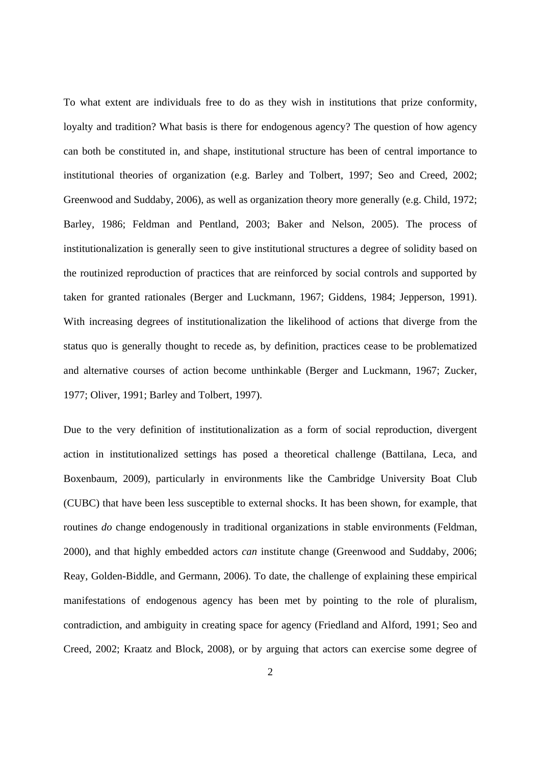To what extent are individuals free to do as they wish in institutions that prize conformity, loyalty and tradition? What basis is there for endogenous agency? The question of how agency can both be constituted in, and shape, institutional structure has been of central importance to institutional theories of organization (e.g. Barley and Tolbert, 1997; Seo and Creed, 2002; Greenwood and Suddaby, 2006), as well as organization theory more generally (e.g. Child, 1972; Barley, 1986; Feldman and Pentland, 2003; Baker and Nelson, 2005). The process of institutionalization is generally seen to give institutional structures a degree of solidity based on the routinized reproduction of practices that are reinforced by social controls and supported by taken for granted rationales (Berger and Luckmann, 1967; Giddens, 1984; Jepperson, 1991). With increasing degrees of institutionalization the likelihood of actions that diverge from the status quo is generally thought to recede as, by definition, practices cease to be problematized and alternative courses of action become unthinkable (Berger and Luckmann, 1967; Zucker, 1977; Oliver, 1991; Barley and Tolbert, 1997).

Due to the very definition of institutionalization as a form of social reproduction, divergent action in institutionalized settings has posed a theoretical challenge (Battilana, Leca, and Boxenbaum, 2009), particularly in environments like the Cambridge University Boat Club (CUBC) that have been less susceptible to external shocks. It has been shown, for example, that routines *do* change endogenously in traditional organizations in stable environments (Feldman, 2000), and that highly embedded actors *can* institute change (Greenwood and Suddaby, 2006; Reay, Golden-Biddle, and Germann, 2006). To date, the challenge of explaining these empirical manifestations of endogenous agency has been met by pointing to the role of pluralism, contradiction, and ambiguity in creating space for agency (Friedland and Alford, 1991; Seo and Creed, 2002; Kraatz and Block, 2008), or by arguing that actors can exercise some degree of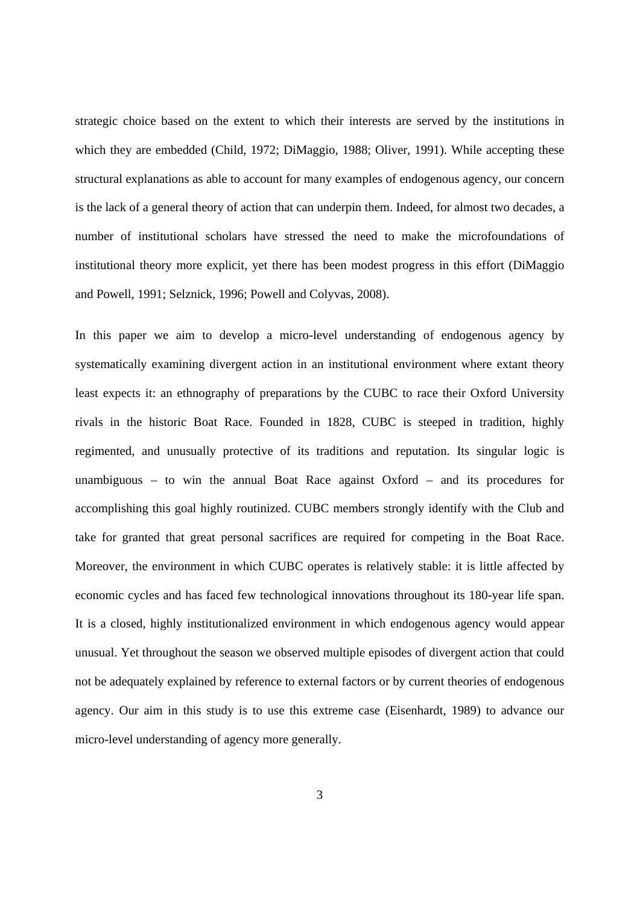strategic choice based on the extent to which their interests are served by the institutions in which they are embedded (Child, 1972; DiMaggio, 1988; Oliver, 1991). While accepting these structural explanations as able to account for many examples of endogenous agency, our concern is the lack of a general theory of action that can underpin them. Indeed, for almost two decades, a number of institutional scholars have stressed the need to make the microfoundations of institutional theory more explicit, yet there has been modest progress in this effort (DiMaggio and Powell, 1991; Selznick, 1996; Powell and Colyvas, 2008).

In this paper we aim to develop a micro-level understanding of endogenous agency by systematically examining divergent action in an institutional environment where extant theory least expects it: an ethnography of preparations by the CUBC to race their Oxford University rivals in the historic Boat Race. Founded in 1828, CUBC is steeped in tradition, highly regimented, and unusually protective of its traditions and reputation. Its singular logic is unambiguous – to win the annual Boat Race against Oxford – and its procedures for accomplishing this goal highly routinized. CUBC members strongly identify with the Club and take for granted that great personal sacrifices are required for competing in the Boat Race. Moreover, the environment in which CUBC operates is relatively stable: it is little affected by economic cycles and has faced few technological innovations throughout its 180-year life span. It is a closed, highly institutionalized environment in which endogenous agency would appear unusual. Yet throughout the season we observed multiple episodes of divergent action that could not be adequately explained by reference to external factors or by current theories of endogenous agency. Our aim in this study is to use this extreme case (Eisenhardt, 1989) to advance our micro-level understanding of agency more generally.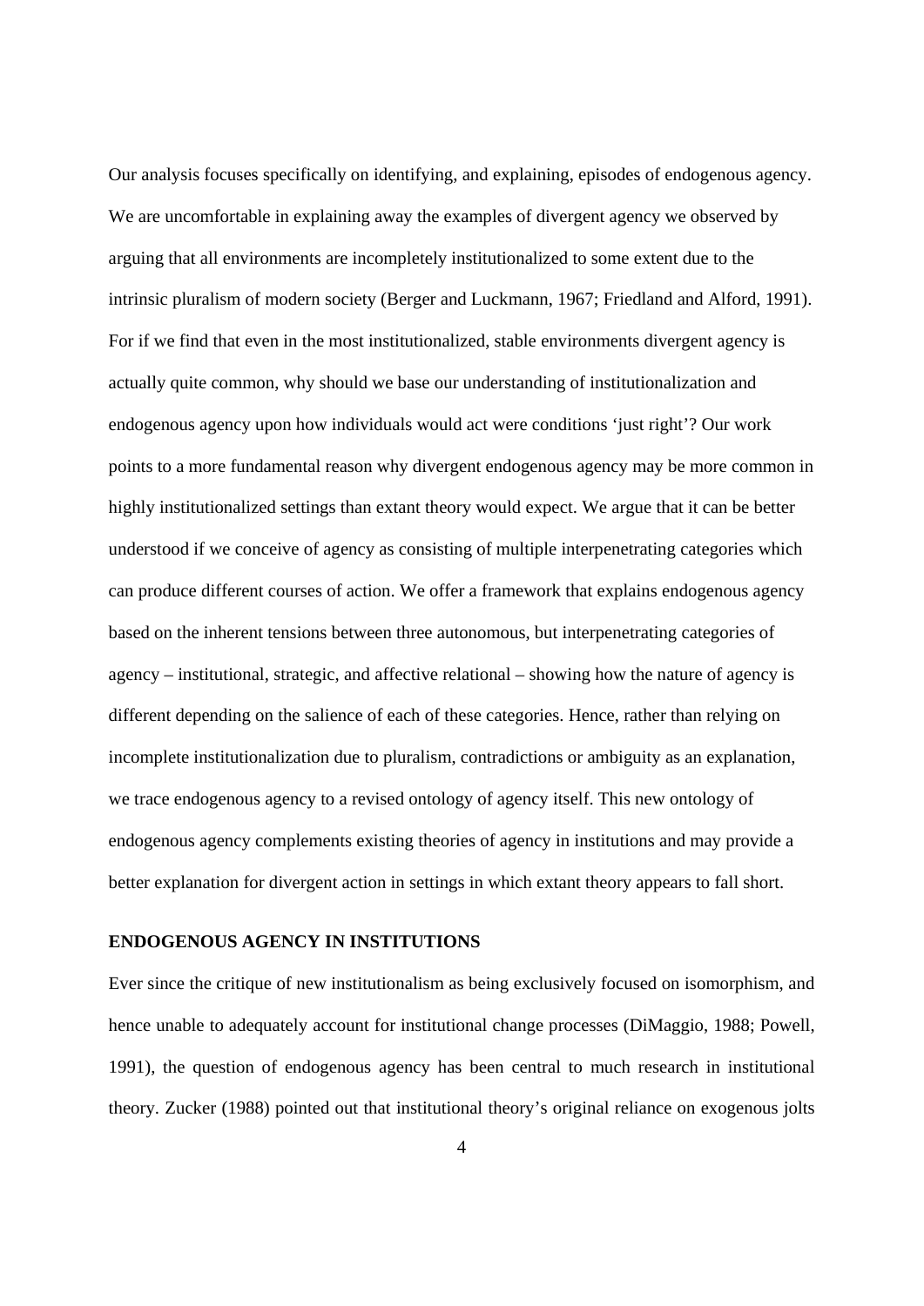Our analysis focuses specifically on identifying, and explaining, episodes of endogenous agency. We are uncomfortable in explaining away the examples of divergent agency we observed by arguing that all environments are incompletely institutionalized to some extent due to the intrinsic pluralism of modern society (Berger and Luckmann, 1967; Friedland and Alford, 1991). For if we find that even in the most institutionalized, stable environments divergent agency is actually quite common, why should we base our understanding of institutionalization and endogenous agency upon how individuals would act were conditions 'just right'? Our work points to a more fundamental reason why divergent endogenous agency may be more common in highly institutionalized settings than extant theory would expect. We argue that it can be better understood if we conceive of agency as consisting of multiple interpenetrating categories which can produce different courses of action. We offer a framework that explains endogenous agency based on the inherent tensions between three autonomous, but interpenetrating categories of agency – institutional, strategic, and affective relational – showing how the nature of agency is different depending on the salience of each of these categories. Hence, rather than relying on incomplete institutionalization due to pluralism, contradictions or ambiguity as an explanation, we trace endogenous agency to a revised ontology of agency itself. This new ontology of endogenous agency complements existing theories of agency in institutions and may provide a better explanation for divergent action in settings in which extant theory appears to fall short.

## ENDOGENOUS AGENCY IN INSTITUTIONS

Ever since the critique of new institutionalism as being exclusively focused on isomorphism, and hence unable to adequately account for institutional change processes (DiMaggio, 1988; Powell, 1991), the question of endogenous agency has been central to much research in institutional theory. Zucker (1988) pointed out that institutional theory's original reliance on exogenous jolts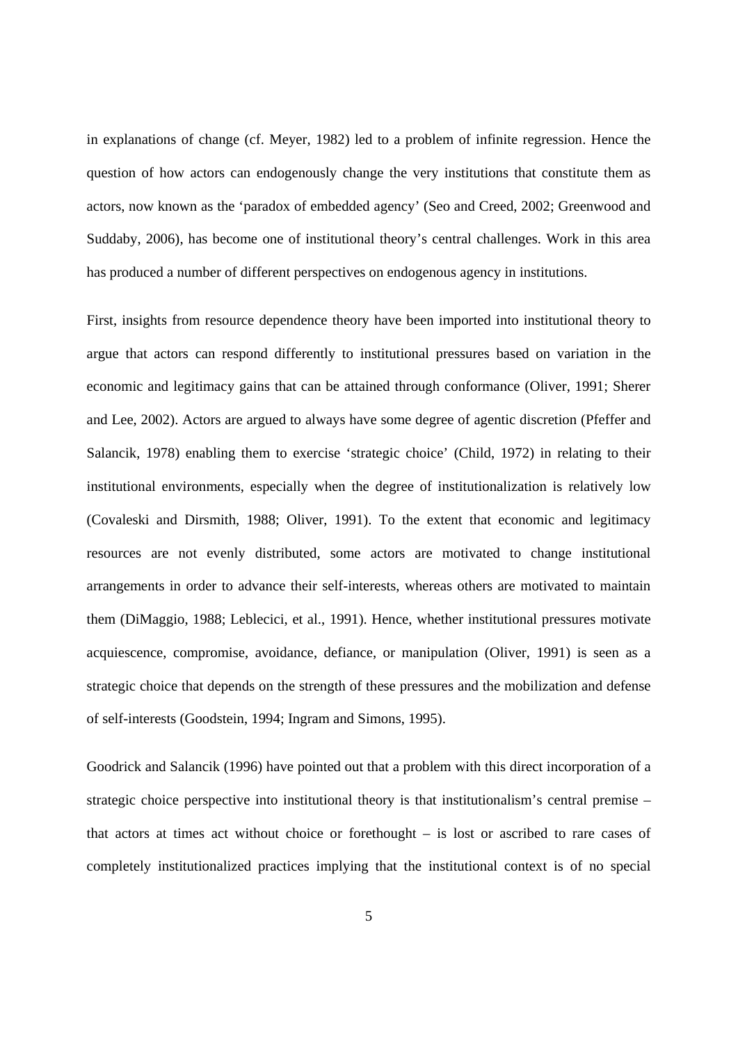in explanations of change (cf. Meyer, 1982) led to a problem of infinite regression. Hence the question of how actors can endogenously change the very institutions that constitute them as actors, now known as the 'paradox of embedded agency' (Seo and Creed, 2002; Greenwood and Suddaby, 2006), has become one of institutional theory's central challenges. Work in this area has produced a number of different perspectives on endogenous agency in institutions.

First, insights from resource dependence theory have been imported into institutional theory to argue that actors can respond differently to institutional pressures based on variation in the economic and legitimacy gains that can be attained through conformance (Oliver, 1991; Sherer and Lee, 2002). Actors are argued to always have some degree of agentic discretion (Pfeffer and Salancik, 1978) enabling them to exercise 'strategic choice' (Child, 1972) in relating to their institutional environments, especially when the degree of institutionalization is relatively low (Covaleski and Dirsmith, 1988; Oliver, 1991). To the extent that economic and legitimacy resources are not evenly distributed, some actors are motivated to change institutional arrangements in order to advance their self-interests, whereas others are motivated to maintain them (DiMaggio, 1988; Leblecici, et al., 1991). Hence, whether institutional pressures motivate acquiescence, compromise, avoidance, defiance, or manipulation (Oliver, 1991) is seen as a strategic choice that depends on the strength of these pressures and the mobilization and defense of self-interests (Goodstein, 1994; Ingram and Simons, 1995).

Goodrick and Salancik (1996) have pointed out that a problem with this direct incorporation of a strategic choice perspective into institutional theory is that institutionalism's central premise – that actors at times act without choice or forethought – is lost or ascribed to rare cases of completely institutionalized practices implying that the institutional context is of no special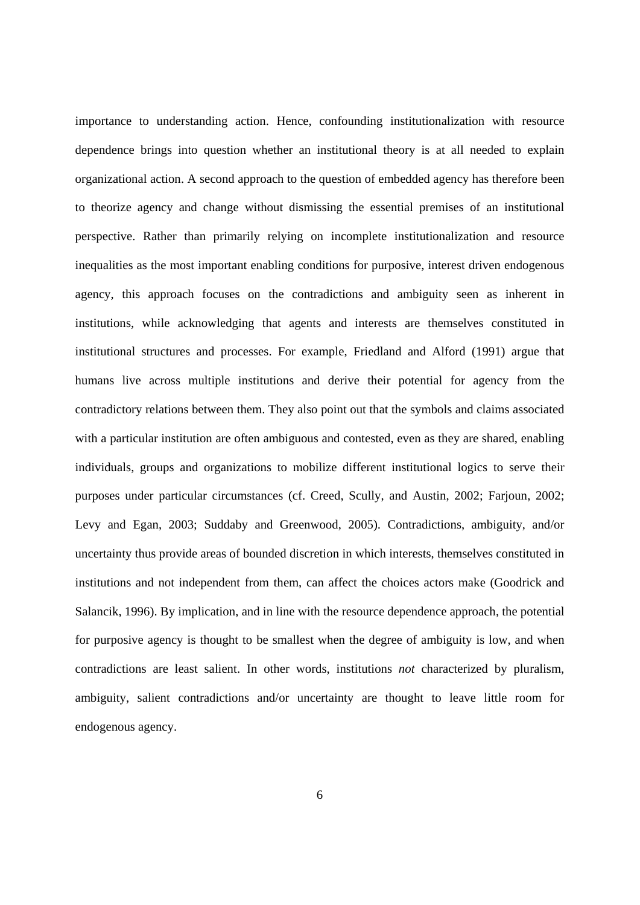importance to understanding action. Hence, confounding institutionalization with resource dependence brings into question whether an institutional theory is at all needed to explain organizational action. A second approach to the question of embedded agency has therefore been to theorize agency and change without dismissing the essential premises of an institutional perspective. Rather than primarily relying on incomplete institutionalization and resource inequalities as the most important enabling conditions for purposive, interest driven endogenous agency, this approach focuses on the contradictions and ambiguity seen as inherent in institutions, while acknowledging that agents and interests are themselves constituted in institutional structures and processes. For example, Friedland and Alford (1991) argue that humans live across multiple institutions and derive their potential for agency from the contradictory relations between them. They also point out that the symbols and claims associated with a particular institution are often ambiguous and contested, even as they are shared, enabling individuals, groups and organizations to mobilize different institutional logics to serve their purposes under particular circumstances (cf. Creed, Scully, and Austin, 2002; Farjoun, 2002; Levy and Egan, 2003; Suddaby and Greenwood, 2005). Contradictions, ambiguity, and/or uncertainty thus provide areas of bounded discretion in which interests, themselves constituted in institutions and not independent from them, can affect the choices actors make (Goodrick and Salancik, 1996). By implication, and in line with the resource dependence approach, the potential for purposive agency is thought to be smallest when the degree of ambiguity is low, and when contradictions are least salient. In other words, institutions *not* characterized by pluralism, ambiguity, salient contradictions and/or uncertainty are thought to leave little room for endogenous agency.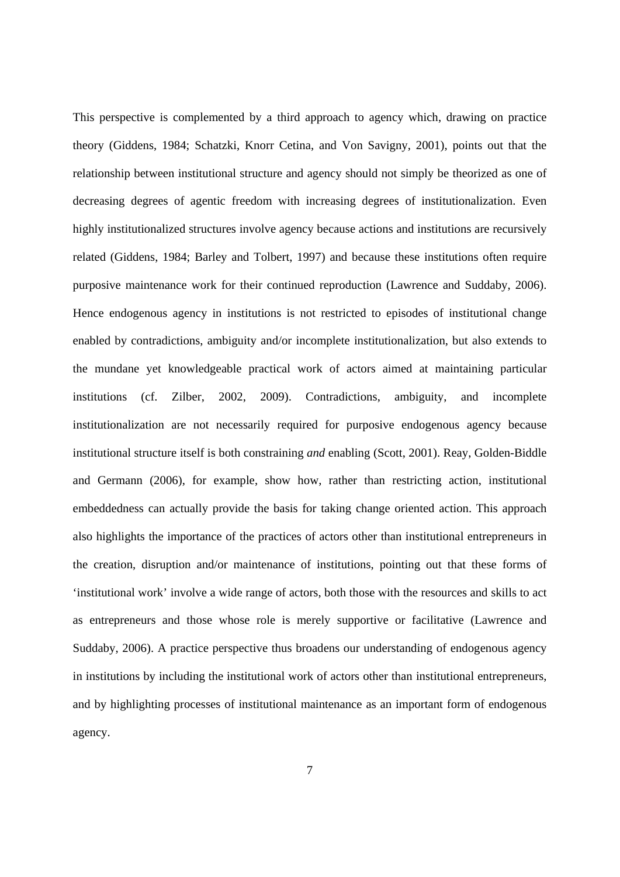This perspective is complemented by a third approach to agency which, drawing on practice theory (Giddens, 1984; Schatzki, Knorr Cetina, and Von Savigny, 2001), points out that the relationship between institutional structure and agency should not simply be theorized as one of decreasing degrees of agentic freedom with increasing degrees of institutionalization. Even highly institutionalized structures involve agency because actions and institutions are recursively related (Giddens, 1984; Barley and Tolbert, 1997) and because these institutions often require purposive maintenance work for their continued reproduction (Lawrence and Suddaby, 2006). Hence endogenous agency in institutions is not restricted to episodes of institutional change enabled by contradictions, ambiguity and/or incomplete institutionalization, but also extends to the mundane yet knowledgeable practical work of actors aimed at maintaining particular institutions (cf. Zilber, 2002, 2009). Contradictions, ambiguity, and incomplete institutionalization are not necessarily required for purposive endogenous agency because institutional structure itself is both constraining *and* enabling (Scott, 2001). Reay, Golden-Biddle and Germann (2006), for example, show how, rather than restricting action, institutional embeddedness can actually provide the basis for taking change oriented action. This approach also highlights the importance of the practices of actors other than institutional entrepreneurs in the creation, disruption and/or maintenance of institutions, pointing out that these forms of 'institutional work' involve a wide range of actors, both those with the resources and skills to act as entrepreneurs and those whose role is merely supportive or facilitative (Lawrence and Suddaby, 2006). A practice perspective thus broadens our understanding of endogenous agency in institutions by including the institutional work of actors other than institutional entrepreneurs, and by highlighting processes of institutional maintenance as an important form of endogenous agency.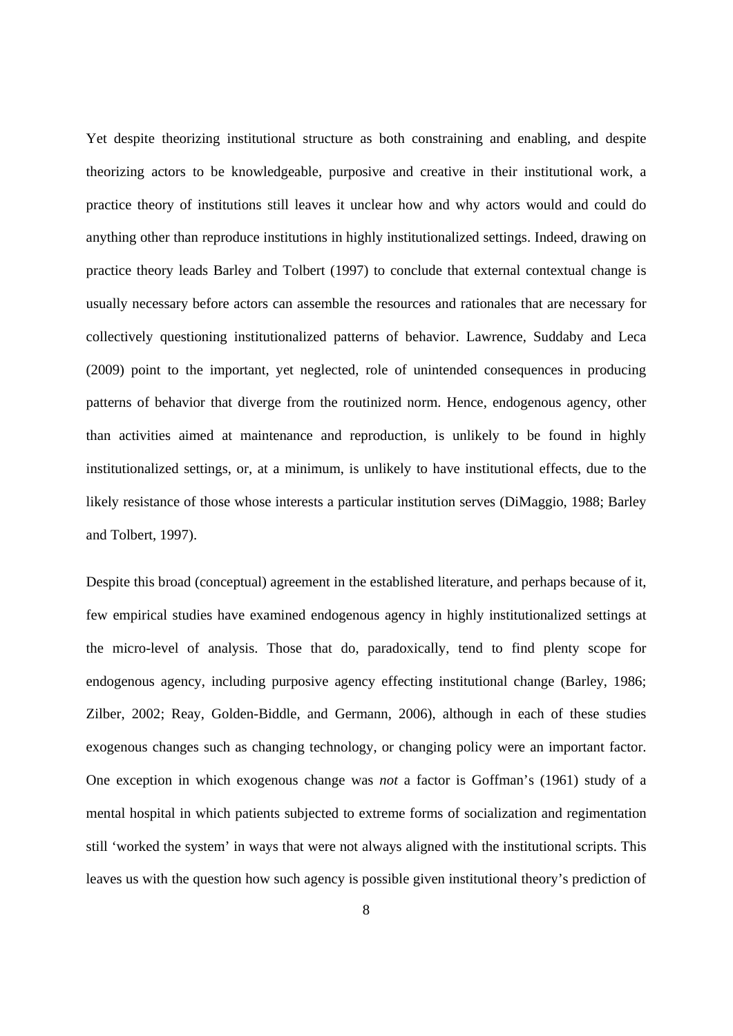Yet despite theorizing institutional structure as both constraining and enabling, and despite theorizing actors to be knowledgeable, purposive and creative in their institutional work, a practice theory of institutions still leaves it unclear how and why actors would and could do anything other than reproduce institutions in highly institutionalized settings. Indeed, drawing on practice theory leads Barley and Tolbert (1997) to conclude that external contextual change is usually necessary before actors can assemble the resources and rationales that are necessary for collectively questioning institutionalized patterns of behavior. Lawrence, Suddaby and Leca (2009) point to the important, yet neglected, role of unintended consequences in producing patterns of behavior that diverge from the routinized norm. Hence, endogenous agency, other than activities aimed at maintenance and reproduction, is unlikely to be found in highly institutionalized settings, or, at a minimum, is unlikely to have institutional effects, due to the likely resistance of those whose interests a particular institution serves (DiMaggio, 1988; Barley and Tolbert, 1997).

Despite this broad (conceptual) agreement in the established literature, and perhaps because of it, few empirical studies have examined endogenous agency in highly institutionalized settings at the micro-level of analysis. Those that do, paradoxically, tend to find plenty scope for endogenous agency, including purposive agency effecting institutional change (Barley, 1986; Zilber, 2002; Reay, Golden-Biddle, and Germann, 2006), although in each of these studies exogenous changes such as changing technology, or changing policy were an important factor. One exception in which exogenous change was *not* a factor is Goffman's (1961) study of a mental hospital in which patients subjected to extreme forms of socialization and regimentation still 'worked the system' in ways that were not always aligned with the institutional scripts. This leaves us with the question how such agency is possible given institutional theory's prediction of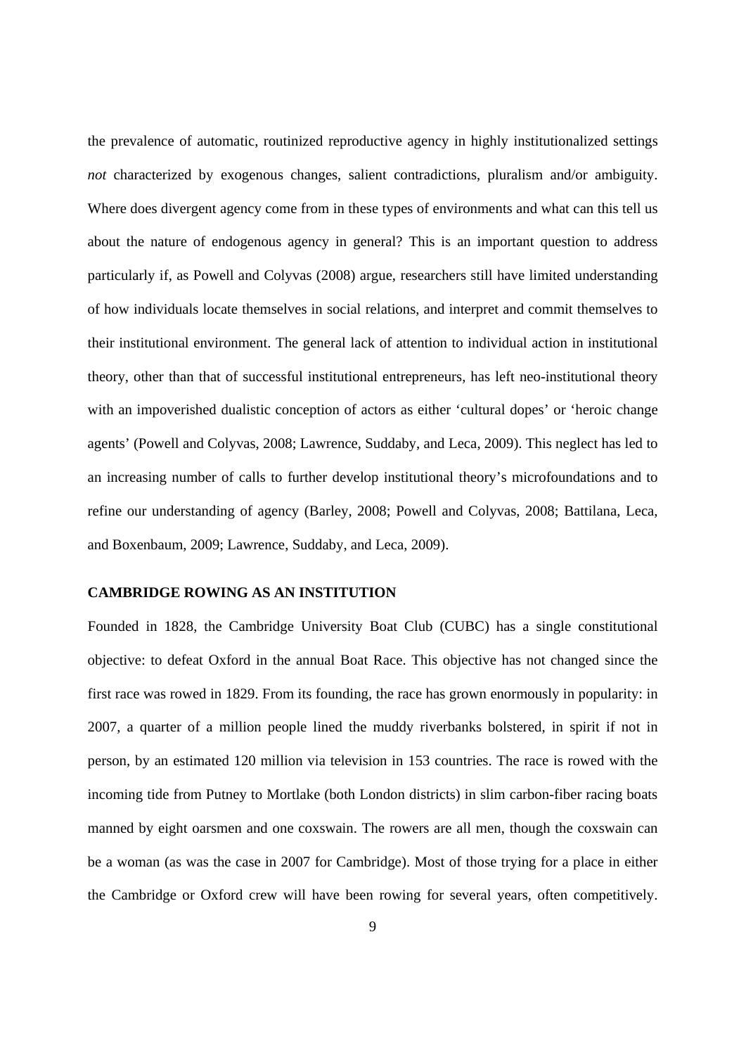the prevalence of automatic, routinized reproductive agency in highly institutionalized settings *not* characterized by exogenous changes, salient contradictions, pluralism and/or ambiguity. Where does divergent agency come from in these types of environments and what can this tell us about the nature of endogenous agency in general? This is an important question to address particularly if, as Powell and Colyvas (2008) argue, researchers still have limited understanding of how individuals locate themselves in social relations, and interpret and commit themselves to their institutional environment. The general lack of attention to individual action in institutional theory, other than that of successful institutional entrepreneurs, has left neo-institutional theory with an impoverished dualistic conception of actors as either 'cultural dopes' or 'heroic change agents' (Powell and Colyvas, 2008; Lawrence, Suddaby, and Leca, 2009). This neglect has led to an increasing number of calls to further develop institutional theory's microfoundations and to refine our understanding of agency (Barley, 2008; Powell and Colyvas, 2008; Battilana, Leca, and Boxenbaum, 2009; Lawrence, Suddaby, and Leca, 2009).

## CAMBRIDGE ROWING AS AN INSTITUTION

Founded in 1828, the Cambridge University Boat Club (CUBC) has a single constitutional objective: to defeat Oxford in the annual Boat Race. This objective has not changed since the first race was rowed in 1829. From its founding, the race has grown enormously in popularity: in 2007, a quarter of a million people lined the muddy riverbanks bolstered, in spirit if not in person, by an estimated 120 million via television in 153 countries. The race is rowed with the incoming tide from Putney to Mortlake (both London districts) in slim carbon-fiber racing boats manned by eight oarsmen and one coxswain. The rowers are all men, though the coxswain can be a woman (as was the case in 2007 for Cambridge). Most of those trying for a place in either the Cambridge or Oxford crew will have been rowing for several years, often competitively.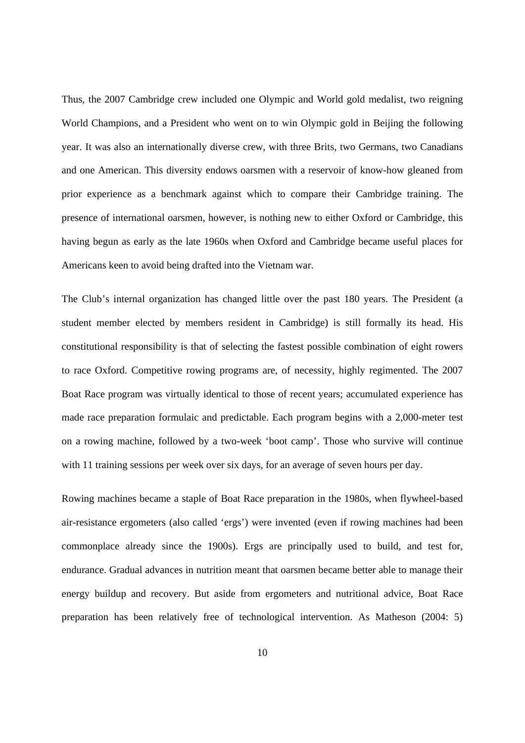Thus, the 2007 Cambridge crew included one Olympic and World gold medalist, two reigning World Champions, and a President who went on to win Olympic gold in Beijing the following year. It was also an internationally diverse crew, with three Brits, two Germans, two Canadians and one American. This diversity endows oarsmen with a reservoir of know-how gleaned from prior experience as a benchmark against which to compare their Cambridge training. The presence of international oarsmen, however, is nothing new to either Oxford or Cambridge, this having begun as early as the late 1960s when Oxford and Cambridge became useful places for Americans keen to avoid being drafted into the Vietnam war.

The Club's internal organization has changed little over the past 180 years. The President (a student member elected by members resident in Cambridge) is still formally its head. His constitutional responsibility is that of selecting the fastest possible combination of eight rowers to race Oxford. Competitive rowing programs are, of necessity, highly regimented. The 2007 Boat Race program was virtually identical to those of recent years; accumulated experience has made race preparation formulaic and predictable. Each program begins with a 2,000-meter test on a rowing machine, followed by a two-week 'boot camp'. Those who survive will continue with 11 training sessions per week over six days, for an average of seven hours per day.

Rowing machines became a staple of Boat Race preparation in the 1980s, when flywheel-based air-resistance ergometers (also called 'ergs') were invented (even if rowing machines had been commonplace already since the 1900s). Ergs are principally used to build, and test for, endurance. Gradual advances in nutrition meant that oarsmen became better able to manage their energy buildup and recovery. But aside from ergometers and nutritional advice, Boat Race preparation has been relatively free of technological intervention. As Matheson (2004: 5)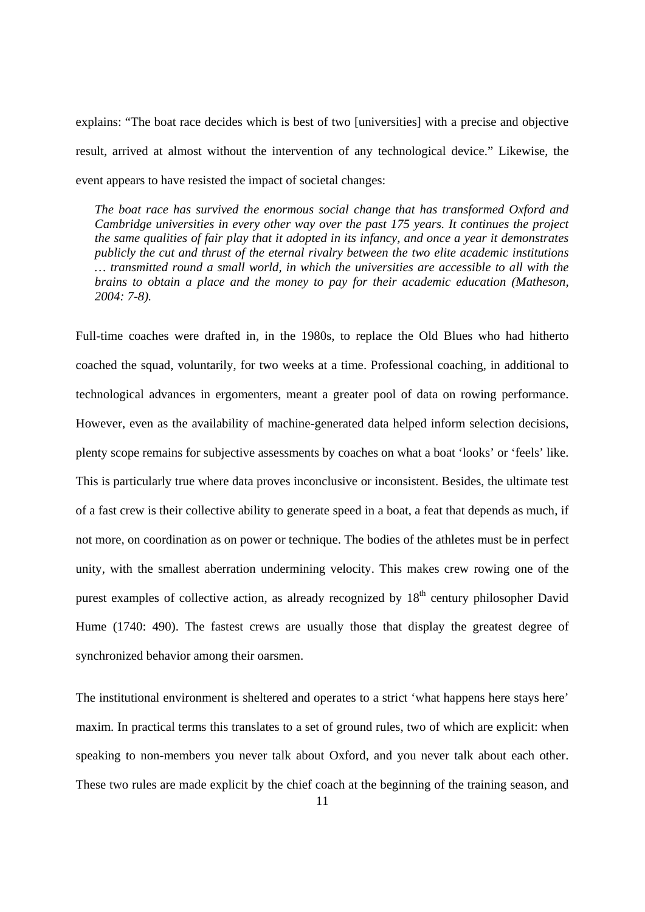explains: "The boat race decides which is best of two [universities] with a precise and objective result, arrived at almost without the intervention of any technological device." Likewise, the event appears to have resisted the impact of societal changes:

> *The boat race has survived the enormous social change that has transformed Oxford and Cambridge universities in every other way over the past 175 years. It continues the project the same qualities of fair play that it adopted in its infancy, and once a year it demonstrates publicly the cut and thrust of the eternal rivalry between the two elite academic institutions … transmitted round a small world, in which the universities are accessible to all with the brains to obtain a place and the money to pay for their academic education (Matheson, 2004: 7-8).*

Full-time coaches were drafted in, in the 1980s, to replace the Old Blues who had hitherto coached the squad, voluntarily, for two weeks at a time. Professional coaching, in additional to technological advances in ergomenters, meant a greater pool of data on rowing performance. However, even as the availability of machine-generated data helped inform selection decisions, plenty scope remains for subjective assessments by coaches on what a boat 'looks' or 'feels' like. This is particularly true where data proves inconclusive or inconsistent. Besides, the ultimate test of a fast crew is their collective ability to generate speed in a boat, a feat that depends as much, if not more, on coordination as on power or technique. The bodies of the athletes must be in perfect unity, with the smallest aberration undermining velocity. This makes crew rowing one of the purest examples of collective action, as already recognized by 18th century philosopher David Hume (1740: 490). The fastest crews are usually those that display the greatest degree of synchronized behavior among their oarsmen.

The institutional environment is sheltered and operates to a strict 'what happens here stays here' maxim. In practical terms this translates to a set of ground rules, two of which are explicit: when speaking to non-members you never talk about Oxford, and you never talk about each other. These two rules are made explicit by the chief coach at the beginning of the training season, and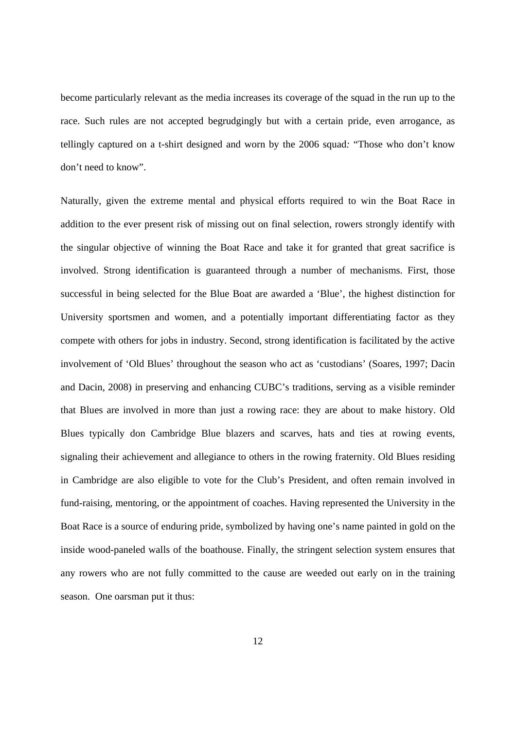become particularly relevant as the media increases its coverage of the squad in the run up to the race. Such rules are not accepted begrudgingly but with a certain pride, even arrogance, as tellingly captured on a t-shirt designed and worn by the 2006 squad*:* "Those who don't know don't need to know".

Naturally, given the extreme mental and physical efforts required to win the Boat Race in addition to the ever present risk of missing out on final selection, rowers strongly identify with the singular objective of winning the Boat Race and take it for granted that great sacrifice is involved. Strong identification is guaranteed through a number of mechanisms. First, those successful in being selected for the Blue Boat are awarded a 'Blue', the highest distinction for University sportsmen and women, and a potentially important differentiating factor as they compete with others for jobs in industry. Second, strong identification is facilitated by the active involvement of 'Old Blues' throughout the season who act as 'custodians' (Soares, 1997; Dacin and Dacin, 2008) in preserving and enhancing CUBC's traditions, serving as a visible reminder that Blues are involved in more than just a rowing race: they are about to make history. Old Blues typically don Cambridge Blue blazers and scarves, hats and ties at rowing events, signaling their achievement and allegiance to others in the rowing fraternity. Old Blues residing in Cambridge are also eligible to vote for the Club's President, and often remain involved in fund-raising, mentoring, or the appointment of coaches. Having represented the University in the Boat Race is a source of enduring pride, symbolized by having one's name painted in gold on the inside wood-paneled walls of the boathouse. Finally, the stringent selection system ensures that any rowers who are not fully committed to the cause are weeded out early on in the training season. One oarsman put it thus: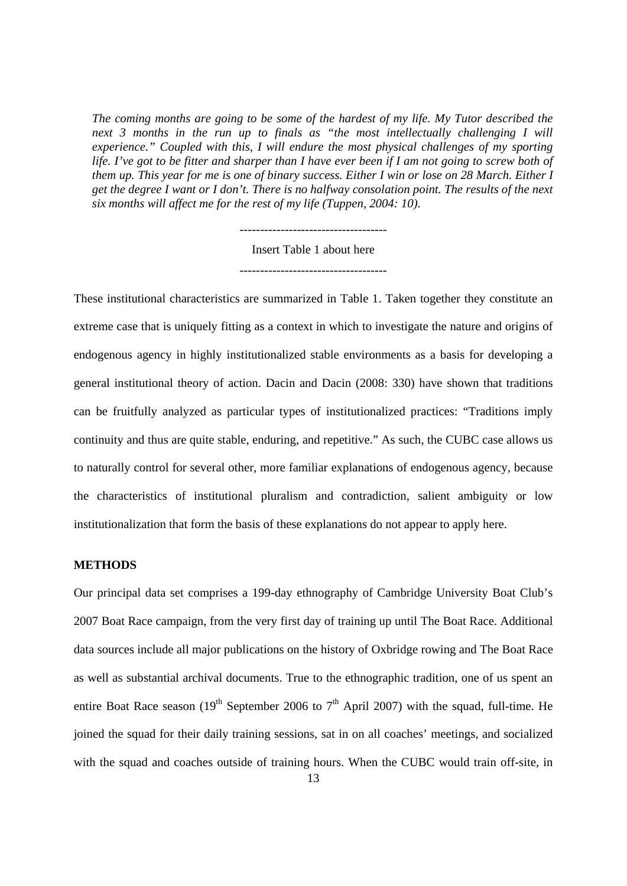*The coming months are going to be some of the hardest of my life. My Tutor described the next 3 months in the run up to finals as "the most intellectually challenging I will experience." Coupled with this, I will endure the most physical challenges of my sporting life. I've got to be fitter and sharper than I have ever been if I am not going to screw both of them up. This year for me is one of binary success. Either I win or lose on 28 March. Either I get the degree I want or I don't. There is no halfway consolation point. The results of the next six months will affect me for the rest of my life (Tuppen, 2004: 10).*

------------------------------------

Insert Table 1 about here

------------------------------------

These institutional characteristics are summarized in Table 1. Taken together they constitute an extreme case that is uniquely fitting as a context in which to investigate the nature and origins of endogenous agency in highly institutionalized stable environments as a basis for developing a general institutional theory of action. Dacin and Dacin (2008: 330) have shown that traditions can be fruitfully analyzed as particular types of institutionalized practices: "Traditions imply continuity and thus are quite stable, enduring, and repetitive." As such, the CUBC case allows us to naturally control for several other, more familiar explanations of endogenous agency, because the characteristics of institutional pluralism and contradiction, salient ambiguity or low institutionalization that form the basis of these explanations do not appear to apply here.

**METHODS**

Our principal data set comprises a 199-day ethnography of Cambridge University Boat Club's 2007 Boat Race campaign, from the very first day of training up until The Boat Race. Additional data sources include all major publications on the history of Oxbridge rowing and The Boat Race as well as substantial archival documents. True to the ethnographic tradition, one of us spent an entire Boat Race season (19th September 2006 to 7th April 2007) with the squad, full-time. He joined the squad for their daily training sessions, sat in on all coaches' meetings, and socialized with the squad and coaches outside of training hours. When the CUBC would train off-site, in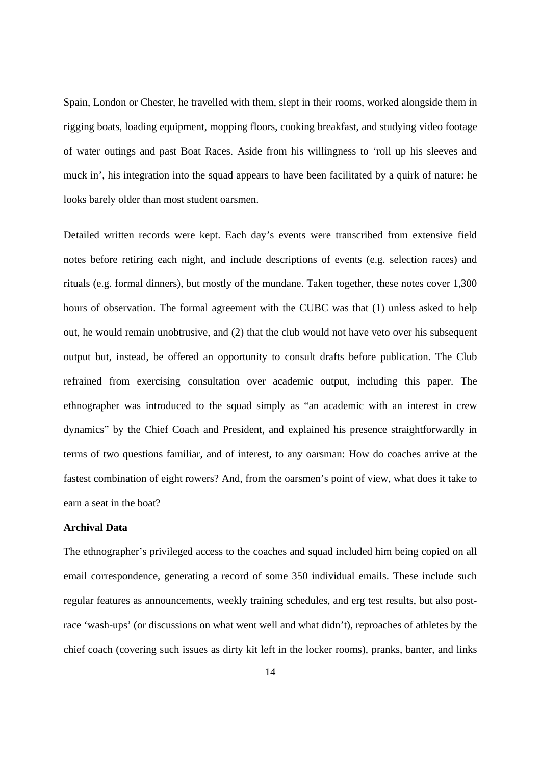Spain, London or Chester, he travelled with them, slept in their rooms, worked alongside them in rigging boats, loading equipment, mopping floors, cooking breakfast, and studying video footage of water outings and past Boat Races. Aside from his willingness to 'roll up his sleeves and muck in', his integration into the squad appears to have been facilitated by a quirk of nature: he looks barely older than most student oarsmen.

Detailed written records were kept. Each day's events were transcribed from extensive field notes before retiring each night, and include descriptions of events (e.g. selection races) and rituals (e.g. formal dinners), but mostly of the mundane. Taken together, these notes cover 1,300 hours of observation. The formal agreement with the CUBC was that (1) unless asked to help out, he would remain unobtrusive, and (2) that the club would not have veto over his subsequent output but, instead, be offered an opportunity to consult drafts before publication. The Club refrained from exercising consultation over academic output, including this paper. The ethnographer was introduced to the squad simply as "an academic with an interest in crew dynamics" by the Chief Coach and President, and explained his presence straightforwardly in terms of two questions familiar, and of interest, to any oarsman: How do coaches arrive at the fastest combination of eight rowers? And, from the oarsmen's point of view, what does it take to earn a seat in the boat?

**Archival Data**

The ethnographer's privileged access to the coaches and squad included him being copied on all email correspondence, generating a record of some 350 individual emails. These include such regular features as announcements, weekly training schedules, and erg test results, but also post-race 'wash-ups' (or discussions on what went well and what didn't), reproaches of athletes by the chief coach (covering such issues as dirty kit left in the locker rooms), pranks, banter, and links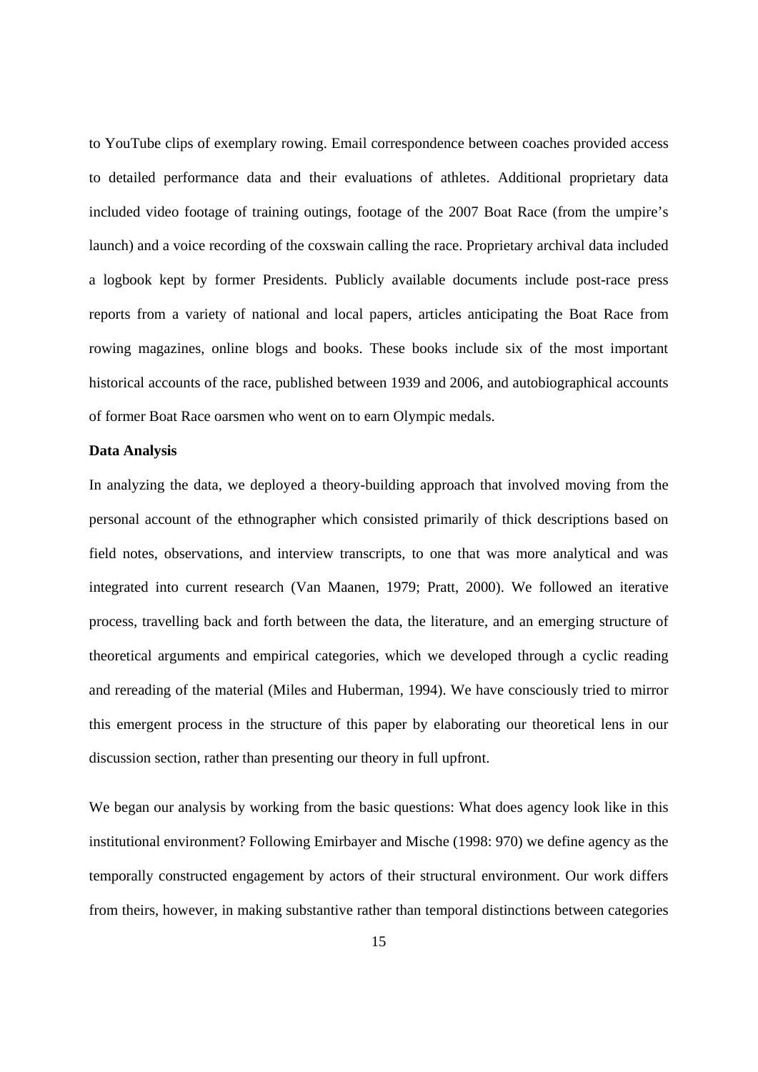to YouTube clips of exemplary rowing. Email correspondence between coaches provided access to detailed performance data and their evaluations of athletes. Additional proprietary data included video footage of training outings, footage of the 2007 Boat Race (from the umpire's launch) and a voice recording of the coxswain calling the race. Proprietary archival data included a logbook kept by former Presidents. Publicly available documents include post-race press reports from a variety of national and local papers, articles anticipating the Boat Race from rowing magazines, online blogs and books. These books include six of the most important historical accounts of the race, published between 1939 and 2006, and autobiographical accounts of former Boat Race oarsmen who went on to earn Olympic medals.

**Data Analysis**

In analyzing the data, we deployed a theory-building approach that involved moving from the personal account of the ethnographer which consisted primarily of thick descriptions based on field notes, observations, and interview transcripts, to one that was more analytical and was integrated into current research (Van Maanen, 1979; Pratt, 2000). We followed an iterative process, travelling back and forth between the data, the literature, and an emerging structure of theoretical arguments and empirical categories, which we developed through a cyclic reading and rereading of the material (Miles and Huberman, 1994). We have consciously tried to mirror this emergent process in the structure of this paper by elaborating our theoretical lens in our discussion section, rather than presenting our theory in full upfront.

We began our analysis by working from the basic questions: What does agency look like in this institutional environment? Following Emirbayer and Mische (1998: 970) we define agency as the temporally constructed engagement by actors of their structural environment. Our work differs from theirs, however, in making substantive rather than temporal distinctions between categories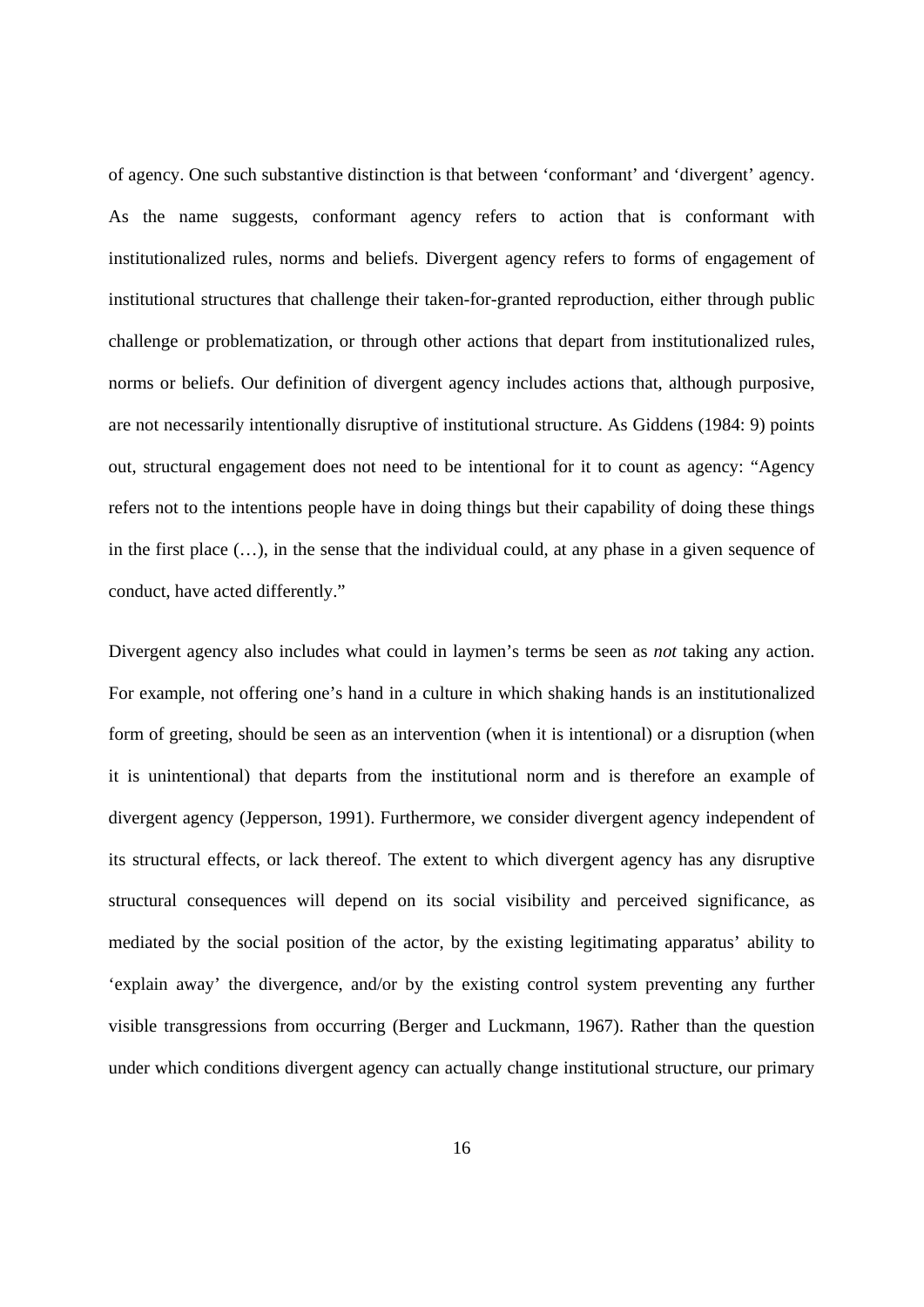of agency. One such substantive distinction is that between 'conformant' and 'divergent' agency. As the name suggests, conformant agency refers to action that is conformant with institutionalized rules, norms and beliefs. Divergent agency refers to forms of engagement of institutional structures that challenge their taken-for-granted reproduction, either through public challenge or problematization, or through other actions that depart from institutionalized rules, norms or beliefs. Our definition of divergent agency includes actions that, although purposive, are not necessarily intentionally disruptive of institutional structure. As Giddens (1984: 9) points out, structural engagement does not need to be intentional for it to count as agency: "Agency refers not to the intentions people have in doing things but their capability of doing these things in the first place (…), in the sense that the individual could, at any phase in a given sequence of conduct, have acted differently."

Divergent agency also includes what could in laymen's terms be seen as *not* taking any action. For example, not offering one's hand in a culture in which shaking hands is an institutionalized form of greeting, should be seen as an intervention (when it is intentional) or a disruption (when it is unintentional) that departs from the institutional norm and is therefore an example of divergent agency (Jepperson, 1991). Furthermore, we consider divergent agency independent of its structural effects, or lack thereof. The extent to which divergent agency has any disruptive structural consequences will depend on its social visibility and perceived significance, as mediated by the social position of the actor, by the existing legitimating apparatus' ability to 'explain away' the divergence, and/or by the existing control system preventing any further visible transgressions from occurring (Berger and Luckmann, 1967). Rather than the question under which conditions divergent agency can actually change institutional structure, our primary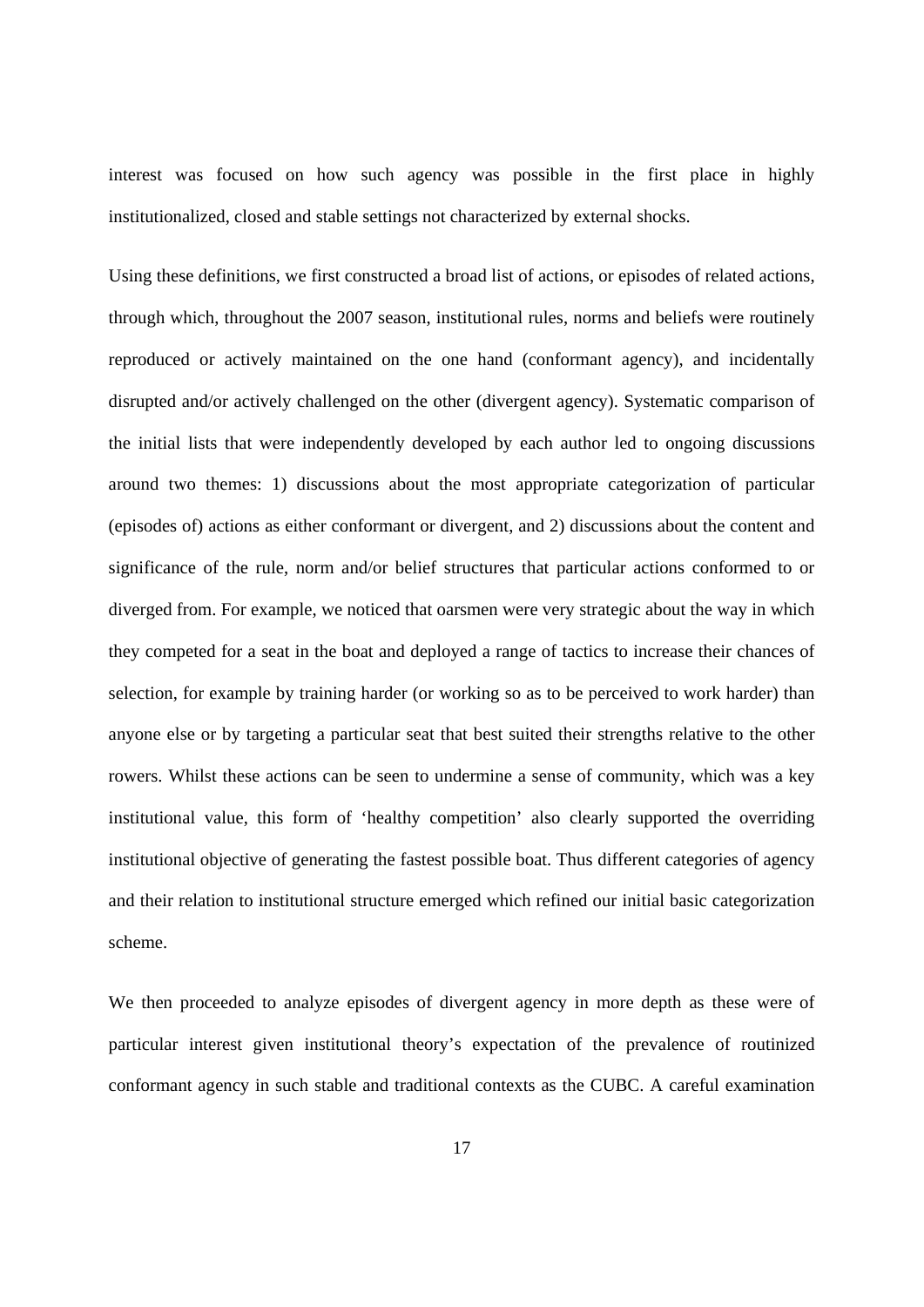interest was focused on how such agency was possible in the first place in highly institutionalized, closed and stable settings not characterized by external shocks.

Using these definitions, we first constructed a broad list of actions, or episodes of related actions, through which, throughout the 2007 season, institutional rules, norms and beliefs were routinely reproduced or actively maintained on the one hand (conformant agency), and incidentally disrupted and/or actively challenged on the other (divergent agency). Systematic comparison of the initial lists that were independently developed by each author led to ongoing discussions around two themes: 1) discussions about the most appropriate categorization of particular (episodes of) actions as either conformant or divergent, and 2) discussions about the content and significance of the rule, norm and/or belief structures that particular actions conformed to or diverged from. For example, we noticed that oarsmen were very strategic about the way in which they competed for a seat in the boat and deployed a range of tactics to increase their chances of selection, for example by training harder (or working so as to be perceived to work harder) than anyone else or by targeting a particular seat that best suited their strengths relative to the other rowers. Whilst these actions can be seen to undermine a sense of community, which was a key institutional value, this form of 'healthy competition' also clearly supported the overriding institutional objective of generating the fastest possible boat. Thus different categories of agency and their relation to institutional structure emerged which refined our initial basic categorization scheme.

We then proceeded to analyze episodes of divergent agency in more depth as these were of particular interest given institutional theory's expectation of the prevalence of routinized conformant agency in such stable and traditional contexts as the CUBC. A careful examination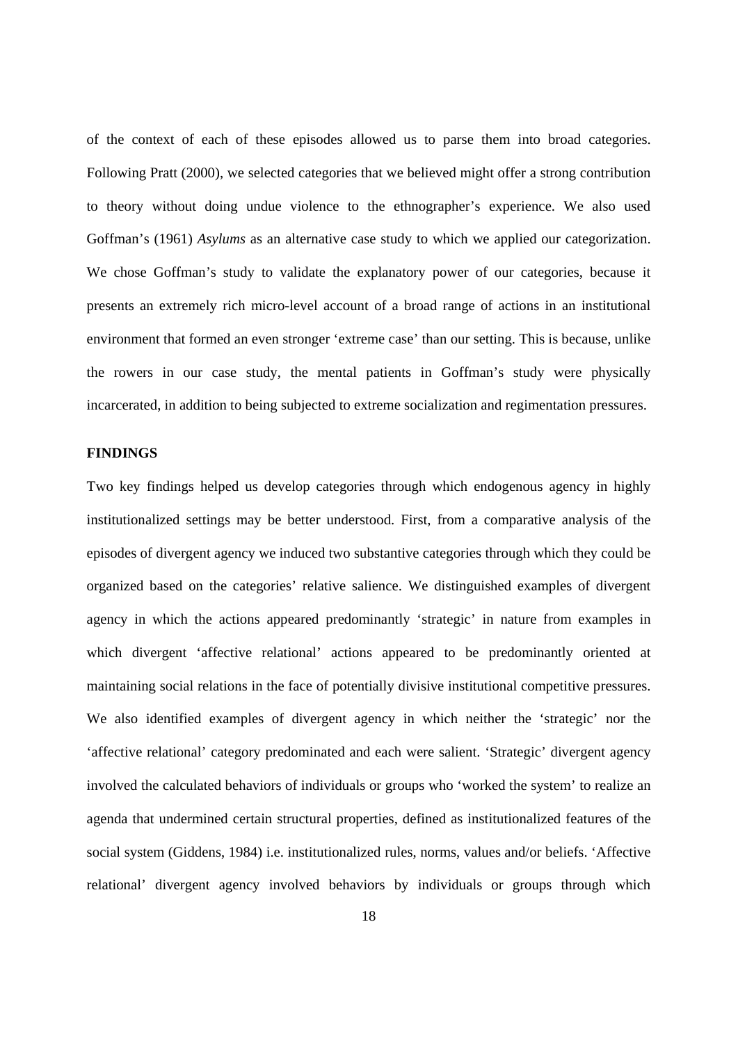of the context of each of these episodes allowed us to parse them into broad categories. Following Pratt (2000), we selected categories that we believed might offer a strong contribution to theory without doing undue violence to the ethnographer's experience. We also used Goffman's (1961) *Asylums* as an alternative case study to which we applied our categorization. We chose Goffman's study to validate the explanatory power of our categories, because it presents an extremely rich micro-level account of a broad range of actions in an institutional environment that formed an even stronger 'extreme case' than our setting. This is because, unlike the rowers in our case study, the mental patients in Goffman's study were physically incarcerated, in addition to being subjected to extreme socialization and regimentation pressures.

## FINDINGS

Two key findings helped us develop categories through which endogenous agency in highly institutionalized settings may be better understood. First, from a comparative analysis of the episodes of divergent agency we induced two substantive categories through which they could be organized based on the categories' relative salience. We distinguished examples of divergent agency in which the actions appeared predominantly 'strategic' in nature from examples in which divergent 'affective relational' actions appeared to be predominantly oriented at maintaining social relations in the face of potentially divisive institutional competitive pressures. We also identified examples of divergent agency in which neither the 'strategic' nor the 'affective relational' category predominated and each were salient. 'Strategic' divergent agency involved the calculated behaviors of individuals or groups who 'worked the system' to realize an agenda that undermined certain structural properties, defined as institutionalized features of the social system (Giddens, 1984) i.e. institutionalized rules, norms, values and/or beliefs. 'Affective relational' divergent agency involved behaviors by individuals or groups through which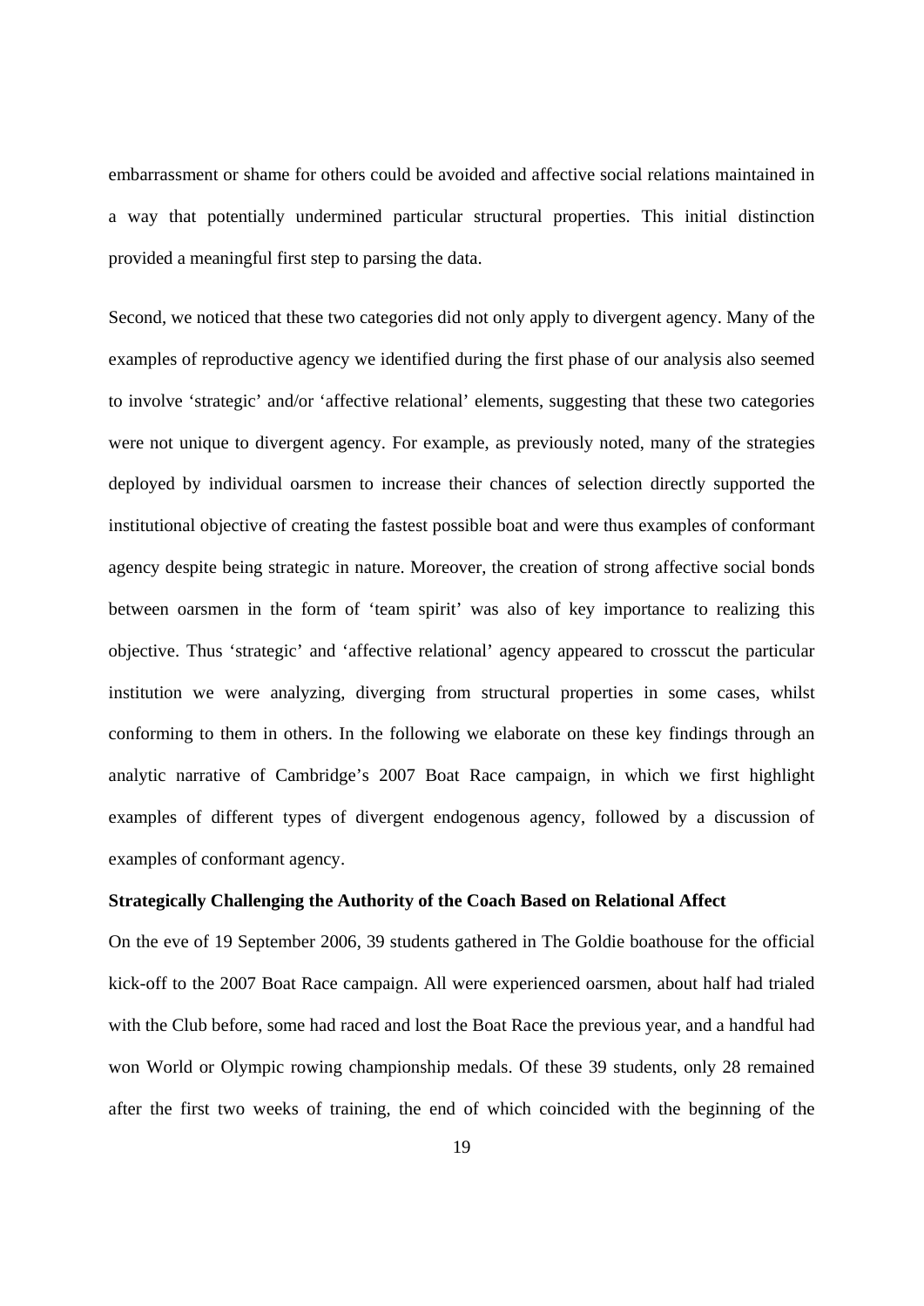embarrassment or shame for others could be avoided and affective social relations maintained in a way that potentially undermined particular structural properties. This initial distinction provided a meaningful first step to parsing the data.

Second, we noticed that these two categories did not only apply to divergent agency. Many of the examples of reproductive agency we identified during the first phase of our analysis also seemed to involve 'strategic' and/or 'affective relational' elements, suggesting that these two categories were not unique to divergent agency. For example, as previously noted, many of the strategies deployed by individual oarsmen to increase their chances of selection directly supported the institutional objective of creating the fastest possible boat and were thus examples of conformant agency despite being strategic in nature. Moreover, the creation of strong affective social bonds between oarsmen in the form of 'team spirit' was also of key importance to realizing this objective. Thus 'strategic' and 'affective relational' agency appeared to crosscut the particular institution we were analyzing, diverging from structural properties in some cases, whilst conforming to them in others. In the following we elaborate on these key findings through an analytic narrative of Cambridge's 2007 Boat Race campaign, in which we first highlight examples of different types of divergent endogenous agency, followed by a discussion of examples of conformant agency.

**Strategically Challenging the Authority of the Coach Based on Relational Affect**

On the eve of 19 September 2006, 39 students gathered in The Goldie boathouse for the official kick-off to the 2007 Boat Race campaign. All were experienced oarsmen, about half had trialed with the Club before, some had raced and lost the Boat Race the previous year, and a handful had won World or Olympic rowing championship medals. Of these 39 students, only 28 remained after the first two weeks of training, the end of which coincided with the beginning of the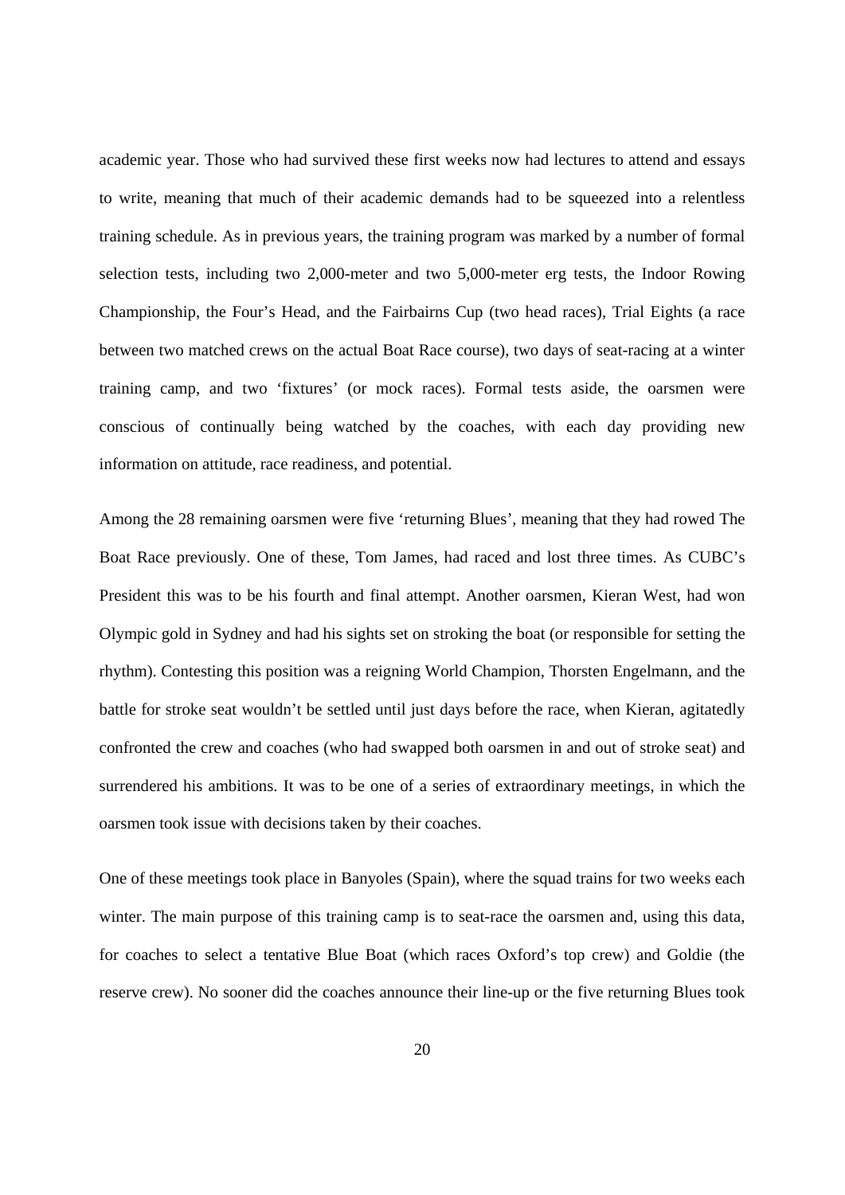academic year. Those who had survived these first weeks now had lectures to attend and essays to write, meaning that much of their academic demands had to be squeezed into a relentless training schedule. As in previous years, the training program was marked by a number of formal selection tests, including two 2,000-meter and two 5,000-meter erg tests, the Indoor Rowing Championship, the Four's Head, and the Fairbairns Cup (two head races), Trial Eights (a race between two matched crews on the actual Boat Race course), two days of seat-racing at a winter training camp, and two 'fixtures' (or mock races). Formal tests aside, the oarsmen were conscious of continually being watched by the coaches, with each day providing new information on attitude, race readiness, and potential.

Among the 28 remaining oarsmen were five 'returning Blues', meaning that they had rowed The Boat Race previously. One of these, Tom James, had raced and lost three times. As CUBC's President this was to be his fourth and final attempt. Another oarsmen, Kieran West, had won Olympic gold in Sydney and had his sights set on stroking the boat (or responsible for setting the rhythm). Contesting this position was a reigning World Champion, Thorsten Engelmann, and the battle for stroke seat wouldn't be settled until just days before the race, when Kieran, agitatedly confronted the crew and coaches (who had swapped both oarsmen in and out of stroke seat) and surrendered his ambitions. It was to be one of a series of extraordinary meetings, in which the oarsmen took issue with decisions taken by their coaches.

One of these meetings took place in Banyoles (Spain), where the squad trains for two weeks each winter. The main purpose of this training camp is to seat-race the oarsmen and, using this data, for coaches to select a tentative Blue Boat (which races Oxford's top crew) and Goldie (the reserve crew). No sooner did the coaches announce their line-up or the five returning Blues took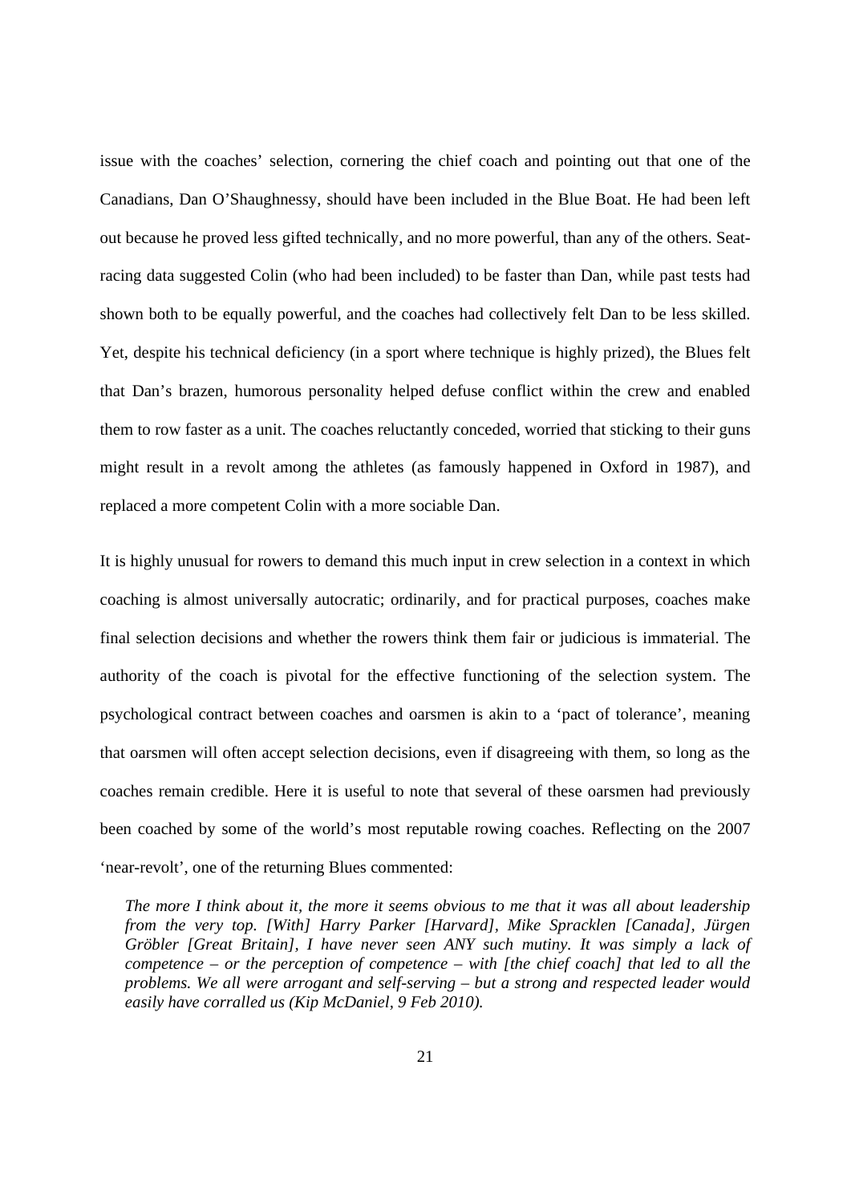issue with the coaches' selection, cornering the chief coach and pointing out that one of the Canadians, Dan O'Shaughnessy, should have been included in the Blue Boat. He had been left out because he proved less gifted technically, and no more powerful, than any of the others. Seat-racing data suggested Colin (who had been included) to be faster than Dan, while past tests had shown both to be equally powerful, and the coaches had collectively felt Dan to be less skilled. Yet, despite his technical deficiency (in a sport where technique is highly prized), the Blues felt that Dan's brazen, humorous personality helped defuse conflict within the crew and enabled them to row faster as a unit. The coaches reluctantly conceded, worried that sticking to their guns might result in a revolt among the athletes (as famously happened in Oxford in 1987), and replaced a more competent Colin with a more sociable Dan.

It is highly unusual for rowers to demand this much input in crew selection in a context in which coaching is almost universally autocratic; ordinarily, and for practical purposes, coaches make final selection decisions and whether the rowers think them fair or judicious is immaterial. The authority of the coach is pivotal for the effective functioning of the selection system. The psychological contract between coaches and oarsmen is akin to a 'pact of tolerance', meaning that oarsmen will often accept selection decisions, even if disagreeing with them, so long as the coaches remain credible. Here it is useful to note that several of these oarsmen had previously been coached by some of the world's most reputable rowing coaches. Reflecting on the 2007 'near-revolt', one of the returning Blues commented:

> *The more I think about it, the more it seems obvious to me that it was all about leadership from the very top. [With] Harry Parker [Harvard], Mike Spracklen [Canada], Jürgen Gröbler [Great Britain], I have never seen ANY such mutiny. It was simply a lack of competence – or the perception of competence – with [the chief coach] that led to all the problems. We all were arrogant and self-serving – but a strong and respected leader would easily have corralled us (Kip McDaniel, 9 Feb 2010).*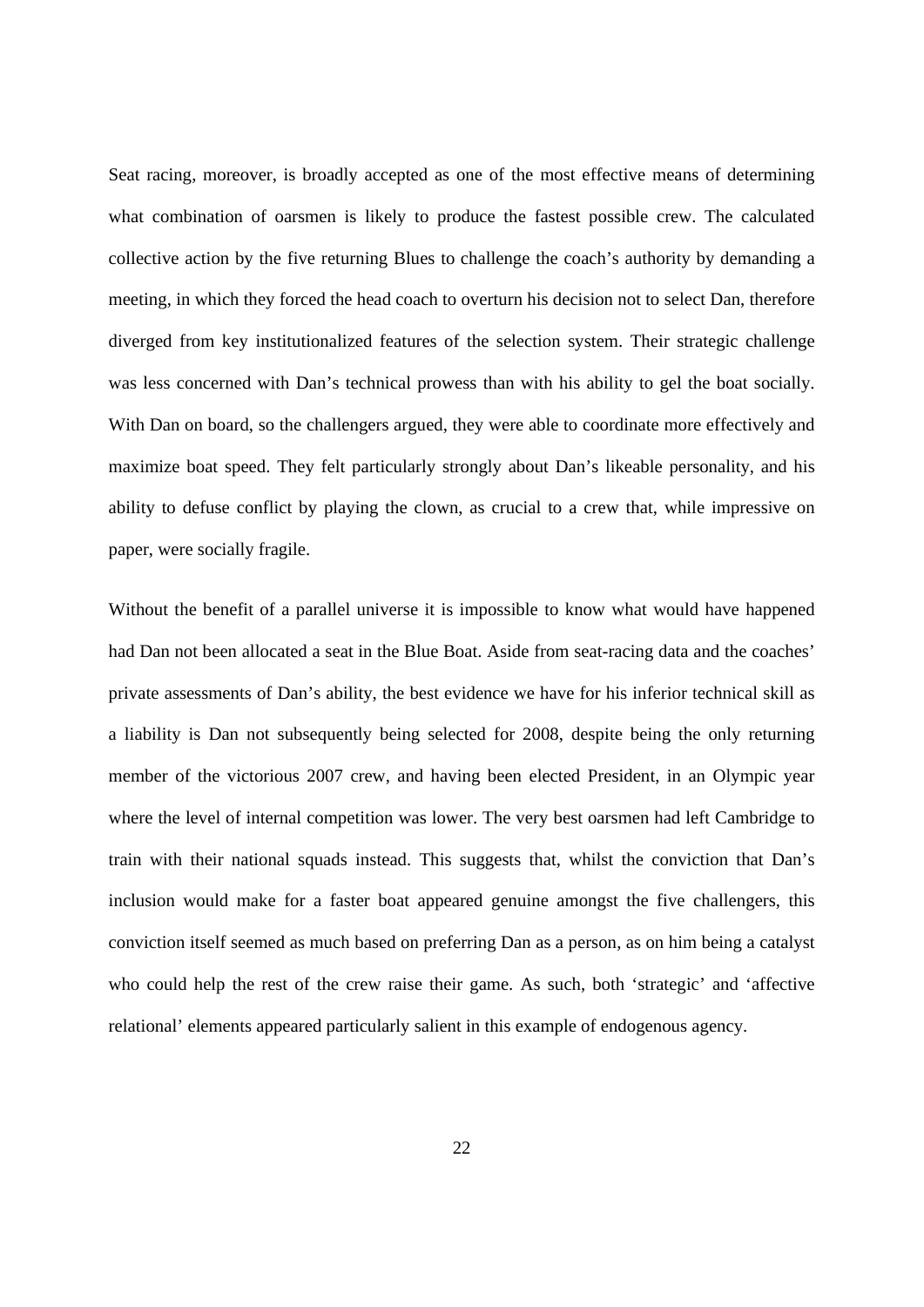Seat racing, moreover, is broadly accepted as one of the most effective means of determining what combination of oarsmen is likely to produce the fastest possible crew. The calculated collective action by the five returning Blues to challenge the coach's authority by demanding a meeting, in which they forced the head coach to overturn his decision not to select Dan, therefore diverged from key institutionalized features of the selection system. Their strategic challenge was less concerned with Dan's technical prowess than with his ability to gel the boat socially. With Dan on board, so the challengers argued, they were able to coordinate more effectively and maximize boat speed. They felt particularly strongly about Dan's likeable personality, and his ability to defuse conflict by playing the clown, as crucial to a crew that, while impressive on paper, were socially fragile.

Without the benefit of a parallel universe it is impossible to know what would have happened had Dan not been allocated a seat in the Blue Boat. Aside from seat-racing data and the coaches' private assessments of Dan's ability, the best evidence we have for his inferior technical skill as a liability is Dan not subsequently being selected for 2008, despite being the only returning member of the victorious 2007 crew, and having been elected President, in an Olympic year where the level of internal competition was lower. The very best oarsmen had left Cambridge to train with their national squads instead. This suggests that, whilst the conviction that Dan's inclusion would make for a faster boat appeared genuine amongst the five challengers, this conviction itself seemed as much based on preferring Dan as a person, as on him being a catalyst who could help the rest of the crew raise their game. As such, both 'strategic' and 'affective relational' elements appeared particularly salient in this example of endogenous agency.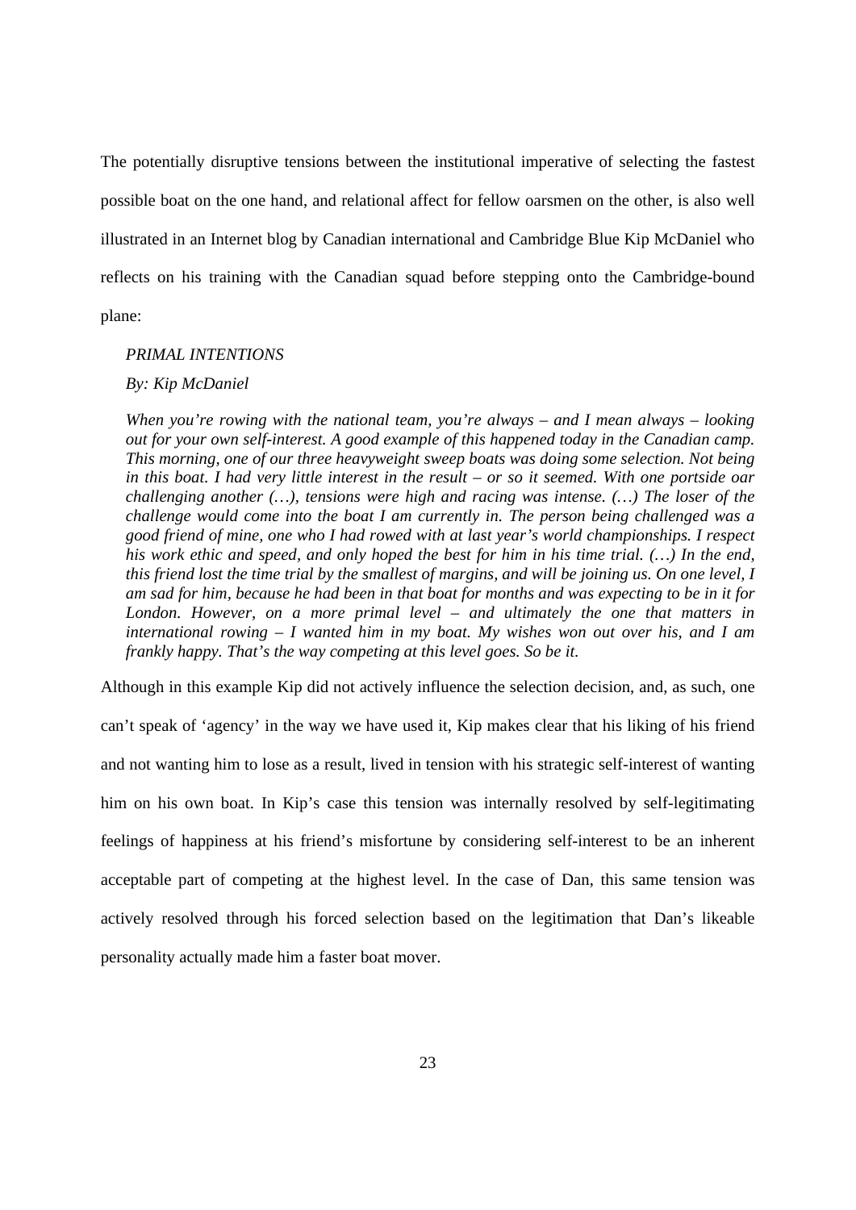The potentially disruptive tensions between the institutional imperative of selecting the fastest possible boat on the one hand, and relational affect for fellow oarsmen on the other, is also well illustrated in an Internet blog by Canadian international and Cambridge Blue Kip McDaniel who reflects on his training with the Canadian squad before stepping onto the Cambridge-bound plane:

> *PRIMAL INTENTIONS*
>
> *By: Kip McDaniel*
>
> ***When you're rowing with the national team, you're always – and I mean always – looking out for your own self-interest. A good example of this happened today in the Canadian camp. This morning, one of our three heavyweight sweep boats was doing some selection. Not being in this boat. I had very little interest in the result – or so it seemed. With one portside oar challenging another (…), tensions were high and racing was intense. (…) The loser of the challenge would come into the boat I am currently in. The person being challenged was a good friend of mine, one who I had rowed with at last year's world championships. I respect his work ethic and speed, and only hoped the best for him in his time trial. (…) In the end, this friend lost the time trial by the smallest of margins, and will be joining us. On one level, I am sad for him, because he had been in that boat for months and was expecting to be in it for London. However, on a more primal level – and ultimately the one that matters in international rowing – I wanted him in my boat. My wishes won out over his, and I am frankly happy. That's the way competing at this level goes. So be it.***

Although in this example Kip did not actively influence the selection decision, and, as such, one can't speak of 'agency' in the way we have used it, Kip makes clear that his liking of his friend and not wanting him to lose as a result, lived in tension with his strategic self-interest of wanting him on his own boat. In Kip's case this tension was internally resolved by self-legitimating feelings of happiness at his friend's misfortune by considering self-interest to be an inherent acceptable part of competing at the highest level. In the case of Dan, this same tension was actively resolved through his forced selection based on the legitimation that Dan's likeable personality actually made him a faster boat mover.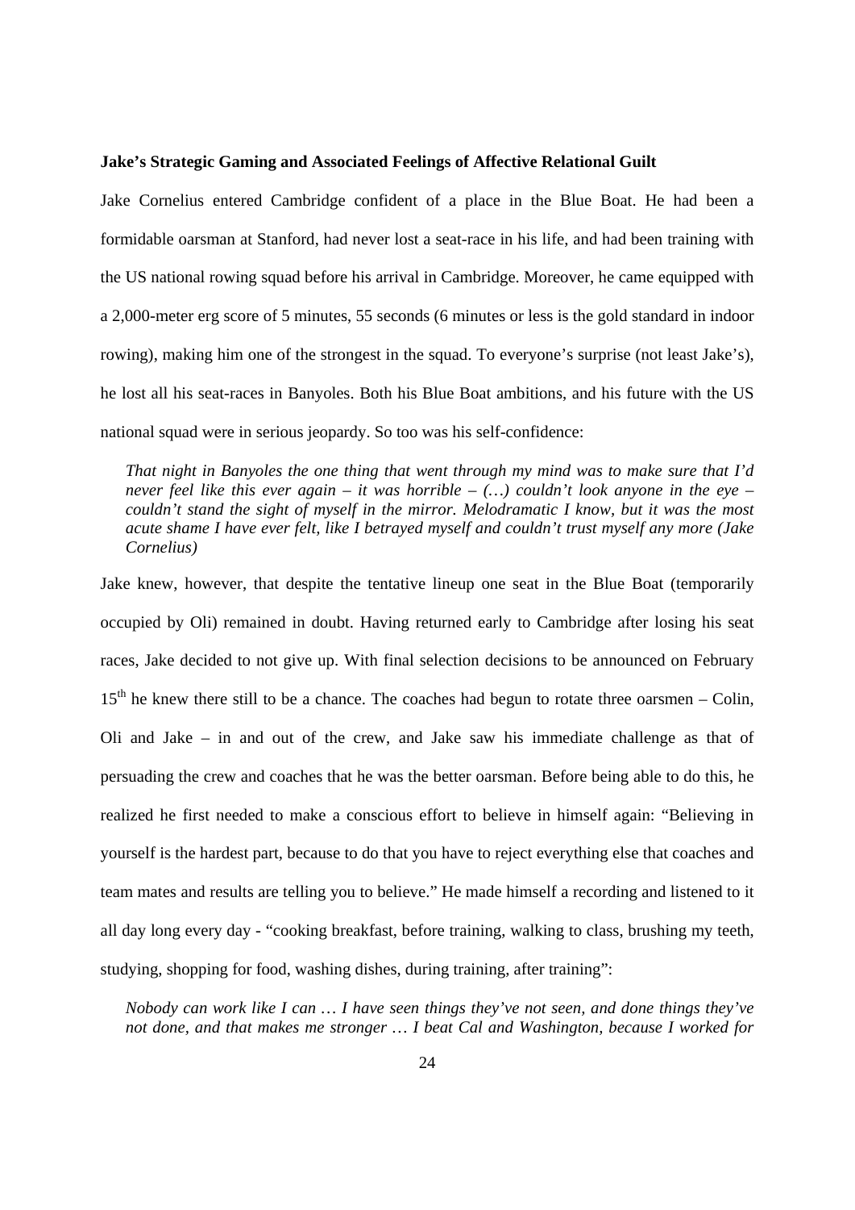**Jake's Strategic Gaming and Associated Feelings of Affective Relational Guilt**

Jake Cornelius entered Cambridge confident of a place in the Blue Boat. He had been a formidable oarsman at Stanford, had never lost a seat-race in his life, and had been training with the US national rowing squad before his arrival in Cambridge. Moreover, he came equipped with a 2,000-meter erg score of 5 minutes, 55 seconds (6 minutes or less is the gold standard in indoor rowing), making him one of the strongest in the squad. To everyone's surprise (not least Jake's), he lost all his seat-races in Banyoles. Both his Blue Boat ambitions, and his future with the US national squad were in serious jeopardy. So too was his self-confidence:

> *That night in Banyoles the one thing that went through my mind was to make sure that I'd never feel like this ever again – it was horrible – (…) couldn't look anyone in the eye – couldn't stand the sight of myself in the mirror. Melodramatic I know, but it was the most acute shame I have ever felt, like I betrayed myself and couldn't trust myself any more (Jake Cornelius)*

Jake knew, however, that despite the tentative lineup one seat in the Blue Boat (temporarily occupied by Oli) remained in doubt. Having returned early to Cambridge after losing his seat races, Jake decided to not give up. With final selection decisions to be announced on February 15th he knew there still to be a chance. The coaches had begun to rotate three oarsmen – Colin, Oli and Jake – in and out of the crew, and Jake saw his immediate challenge as that of persuading the crew and coaches that he was the better oarsman. Before being able to do this, he realized he first needed to make a conscious effort to believe in himself again: "Believing in yourself is the hardest part, because to do that you have to reject everything else that coaches and team mates and results are telling you to believe." He made himself a recording and listened to it all day long every day - "cooking breakfast, before training, walking to class, brushing my teeth, studying, shopping for food, washing dishes, during training, after training":

> *Nobody can work like I can … I have seen things they've not seen, and done things they've not done, and that makes me stronger … I beat Cal and Washington, because I worked for*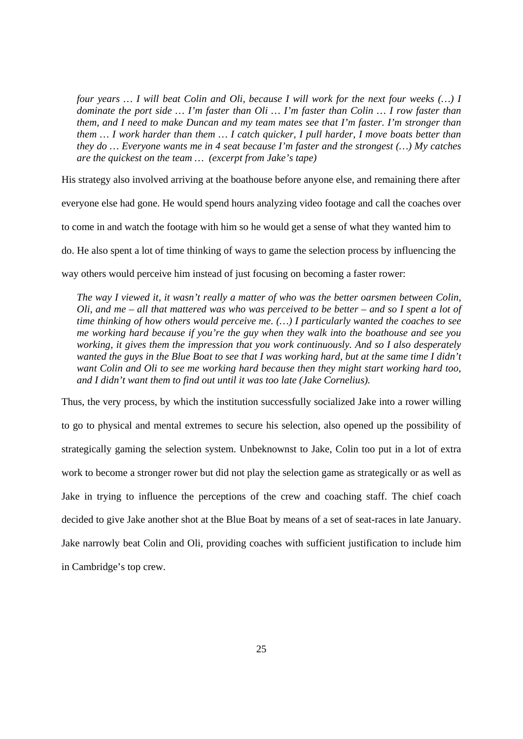> *four years … I will beat Colin and Oli, because I will work for the next four weeks (…) I dominate the port side … I'm faster than Oli … I'm faster than Colin … I row faster than them, and I need to make Duncan and my team mates see that I'm faster. I'm stronger than them … I work harder than them … I catch quicker, I pull harder, I move boats better than they do … Everyone wants me in 4 seat because I'm faster and the strongest (…) My catches are the quickest on the team … (excerpt from Jake's tape)*

His strategy also involved arriving at the boathouse before anyone else, and remaining there after everyone else had gone. He would spend hours analyzing video footage and call the coaches over to come in and watch the footage with him so he would get a sense of what they wanted him to do. He also spent a lot of time thinking of ways to game the selection process by influencing the way others would perceive him instead of just focusing on becoming a faster rower:

> *The way I viewed it, it wasn't really a matter of who was the better oarsmen between Colin, Oli, and me – all that mattered was who was perceived to be better – and so I spent a lot of time thinking of how others would perceive me. (…) I particularly wanted the coaches to see me working hard because if you're the guy when they walk into the boathouse and see you working, it gives them the impression that you work continuously. And so I also desperately wanted the guys in the Blue Boat to see that I was working hard, but at the same time I didn't want Colin and Oli to see me working hard because then they might start working hard too, and I didn't want them to find out until it was too late (Jake Cornelius).*

Thus, the very process, by which the institution successfully socialized Jake into a rower willing to go to physical and mental extremes to secure his selection, also opened up the possibility of strategically gaming the selection system. Unbeknownst to Jake, Colin too put in a lot of extra work to become a stronger rower but did not play the selection game as strategically or as well as Jake in trying to influence the perceptions of the crew and coaching staff. The chief coach decided to give Jake another shot at the Blue Boat by means of a set of seat-races in late January. Jake narrowly beat Colin and Oli, providing coaches with sufficient justification to include him in Cambridge's top crew.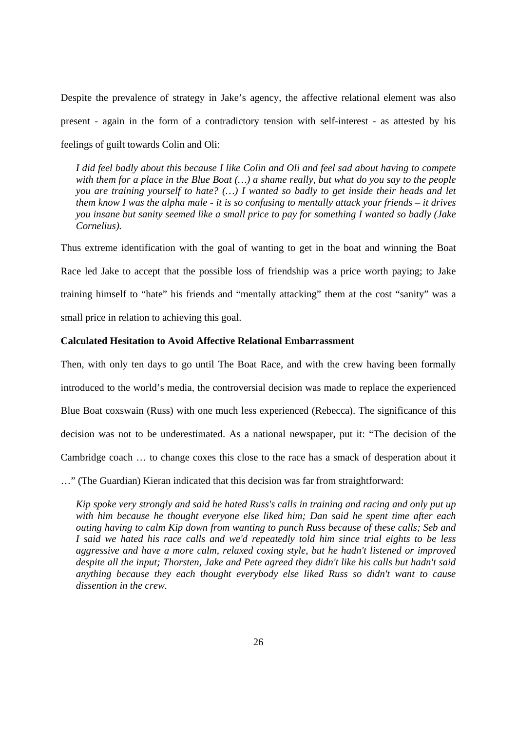Despite the prevalence of strategy in Jake's agency, the affective relational element was also present - again in the form of a contradictory tension with self-interest - as attested by his feelings of guilt towards Colin and Oli:

> *I did feel badly about this because I like Colin and Oli and feel sad about having to compete with them for a place in the Blue Boat (…) a shame really, but what do you say to the people you are training yourself to hate? (…) I wanted so badly to get inside their heads and let them know I was the alpha male - it is so confusing to mentally attack your friends – it drives you insane but sanity seemed like a small price to pay for something I wanted so badly (Jake Cornelius).*

Thus extreme identification with the goal of wanting to get in the boat and winning the Boat Race led Jake to accept that the possible loss of friendship was a price worth paying; to Jake training himself to "hate" his friends and "mentally attacking" them at the cost "sanity" was a small price in relation to achieving this goal.

**Calculated Hesitation to Avoid Affective Relational Embarrassment**

Then, with only ten days to go until The Boat Race, and with the crew having been formally introduced to the world's media, the controversial decision was made to replace the experienced Blue Boat coxswain (Russ) with one much less experienced (Rebecca). The significance of this decision was not to be underestimated. As a national newspaper, put it: "The decision of the Cambridge coach … to change coxes this close to the race has a smack of desperation about it …" (The Guardian) Kieran indicated that this decision was far from straightforward:

> *Kip spoke very strongly and said he hated Russ's calls in training and racing and only put up with him because he thought everyone else liked him; Dan said he spent time after each outing having to calm Kip down from wanting to punch Russ because of these calls; Seb and I said we hated his race calls and we'd repeatedly told him since trial eights to be less aggressive and have a more calm, relaxed coxing style, but he hadn't listened or improved despite all the input; Thorsten, Jake and Pete agreed they didn't like his calls but hadn't said anything because they each thought everybody else liked Russ so didn't want to cause dissention in the crew.*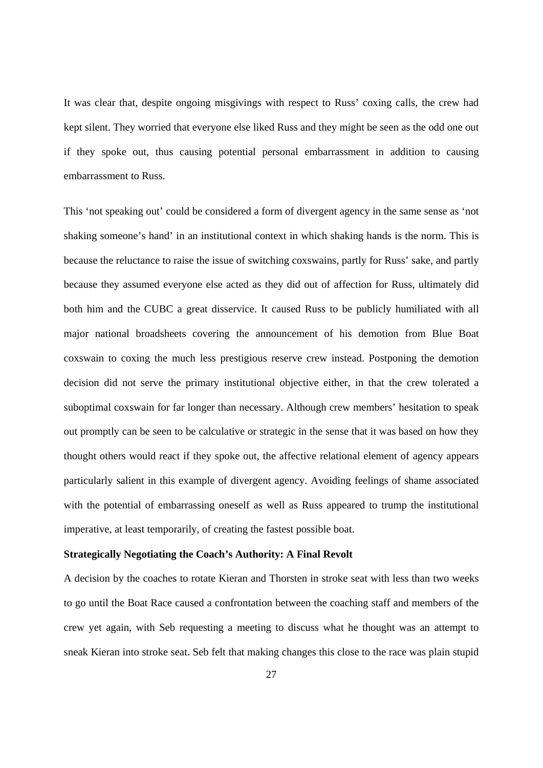It was clear that, despite ongoing misgivings with respect to Russ' coxing calls, the crew had kept silent. They worried that everyone else liked Russ and they might be seen as the odd one out if they spoke out, thus causing potential personal embarrassment in addition to causing embarrassment to Russ.

This 'not speaking out' could be considered a form of divergent agency in the same sense as 'not shaking someone's hand' in an institutional context in which shaking hands is the norm. This is because the reluctance to raise the issue of switching coxswains, partly for Russ' sake, and partly because they assumed everyone else acted as they did out of affection for Russ, ultimately did both him and the CUBC a great disservice. It caused Russ to be publicly humiliated with all major national broadsheets covering the announcement of his demotion from Blue Boat coxswain to coxing the much less prestigious reserve crew instead. Postponing the demotion decision did not serve the primary institutional objective either, in that the crew tolerated a suboptimal coxswain for far longer than necessary. Although crew members' hesitation to speak out promptly can be seen to be calculative or strategic in the sense that it was based on how they thought others would react if they spoke out, the affective relational element of agency appears particularly salient in this example of divergent agency. Avoiding feelings of shame associated with the potential of embarrassing oneself as well as Russ appeared to trump the institutional imperative, at least temporarily, of creating the fastest possible boat.

**Strategically Negotiating the Coach's Authority: A Final Revolt**

A decision by the coaches to rotate Kieran and Thorsten in stroke seat with less than two weeks to go until the Boat Race caused a confrontation between the coaching staff and members of the crew yet again, with Seb requesting a meeting to discuss what he thought was an attempt to sneak Kieran into stroke seat. Seb felt that making changes this close to the race was plain stupid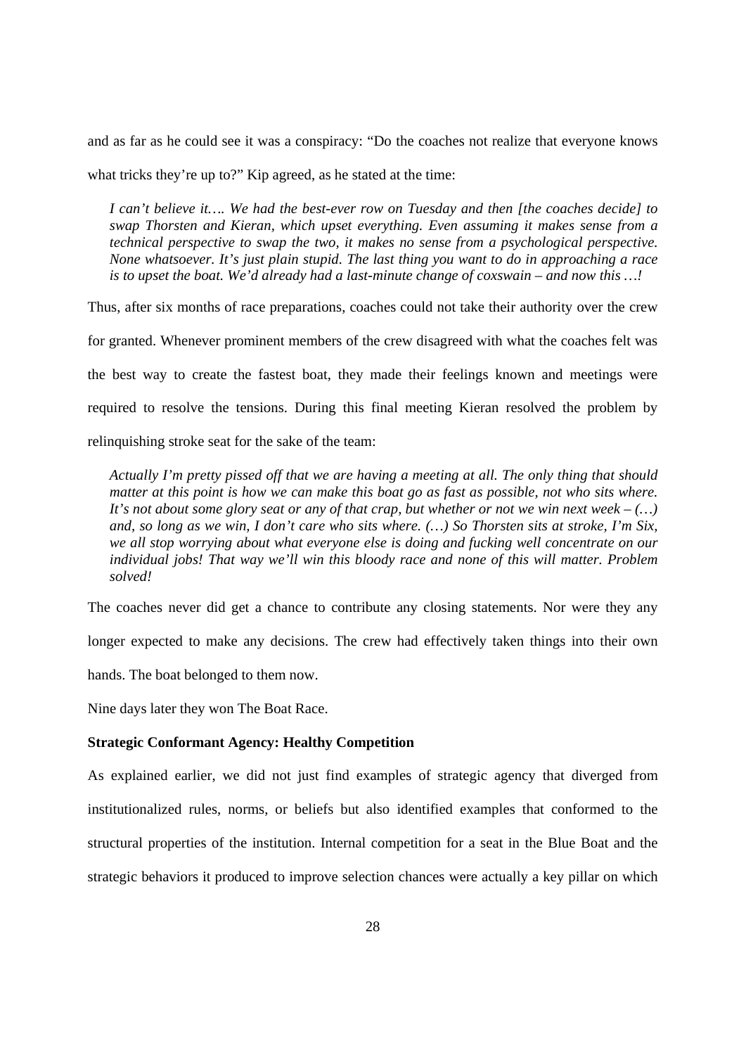and as far as he could see it was a conspiracy: "Do the coaches not realize that everyone knows what tricks they're up to?" Kip agreed, as he stated at the time:

> *I can't believe it…. We had the best-ever row on Tuesday and then [the coaches decide] to swap Thorsten and Kieran, which upset everything. Even assuming it makes sense from a technical perspective to swap the two, it makes no sense from a psychological perspective. None whatsoever. It's just plain stupid. The last thing you want to do in approaching a race is to upset the boat. We'd already had a last-minute change of coxswain – and now this …!*

Thus, after six months of race preparations, coaches could not take their authority over the crew for granted. Whenever prominent members of the crew disagreed with what the coaches felt was the best way to create the fastest boat, they made their feelings known and meetings were required to resolve the tensions. During this final meeting Kieran resolved the problem by relinquishing stroke seat for the sake of the team:

> *Actually I'm pretty pissed off that we are having a meeting at all. The only thing that should matter at this point is how we can make this boat go as fast as possible, not who sits where. It's not about some glory seat or any of that crap, but whether or not we win next week – (…) and, so long as we win, I don't care who sits where. (…) So Thorsten sits at stroke, I'm Six, we all stop worrying about what everyone else is doing and fucking well concentrate on our individual jobs! That way we'll win this bloody race and none of this will matter. Problem solved!*

The coaches never did get a chance to contribute any closing statements. Nor were they any longer expected to make any decisions. The crew had effectively taken things into their own hands. The boat belonged to them now.

Nine days later they won The Boat Race.

### Strategic Conformant Agency: Healthy Competition

As explained earlier, we did not just find examples of strategic agency that diverged from institutionalized rules, norms, or beliefs but also identified examples that conformed to the structural properties of the institution. Internal competition for a seat in the Blue Boat and the strategic behaviors it produced to improve selection chances were actually a key pillar on which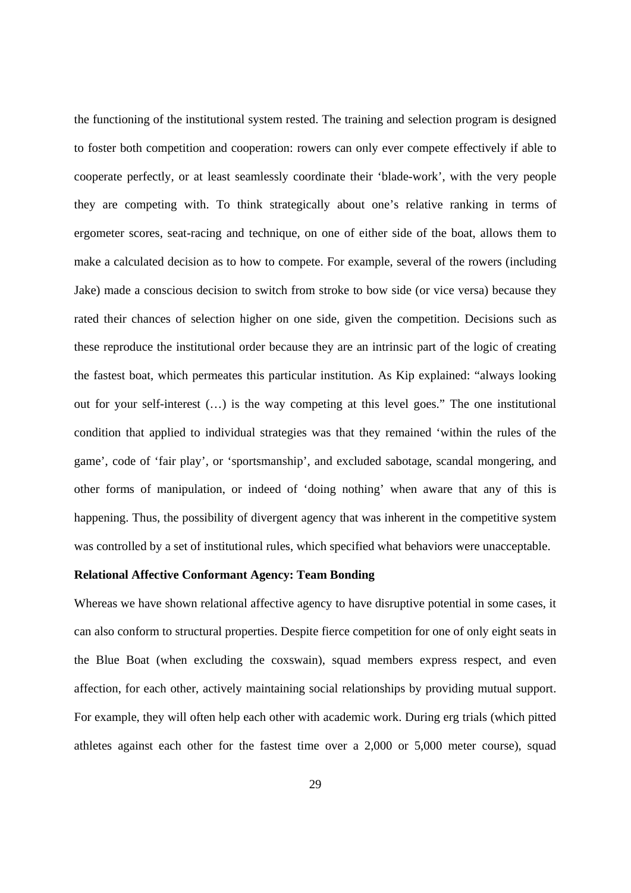the functioning of the institutional system rested. The training and selection program is designed to foster both competition and cooperation: rowers can only ever compete effectively if able to cooperate perfectly, or at least seamlessly coordinate their 'blade-work', with the very people they are competing with. To think strategically about one's relative ranking in terms of ergometer scores, seat-racing and technique, on one of either side of the boat, allows them to make a calculated decision as to how to compete. For example, several of the rowers (including Jake) made a conscious decision to switch from stroke to bow side (or vice versa) because they rated their chances of selection higher on one side, given the competition. Decisions such as these reproduce the institutional order because they are an intrinsic part of the logic of creating the fastest boat, which permeates this particular institution. As Kip explained: "always looking out for your self-interest (…) is the way competing at this level goes." The one institutional condition that applied to individual strategies was that they remained 'within the rules of the game', code of 'fair play', or 'sportsmanship', and excluded sabotage, scandal mongering, and other forms of manipulation, or indeed of 'doing nothing' when aware that any of this is happening. Thus, the possibility of divergent agency that was inherent in the competitive system was controlled by a set of institutional rules, which specified what behaviors were unacceptable.

**Relational Affective Conformant Agency: Team Bonding**

Whereas we have shown relational affective agency to have disruptive potential in some cases, it can also conform to structural properties. Despite fierce competition for one of only eight seats in the Blue Boat (when excluding the coxswain), squad members express respect, and even affection, for each other, actively maintaining social relationships by providing mutual support. For example, they will often help each other with academic work. During erg trials (which pitted athletes against each other for the fastest time over a 2,000 or 5,000 meter course), squad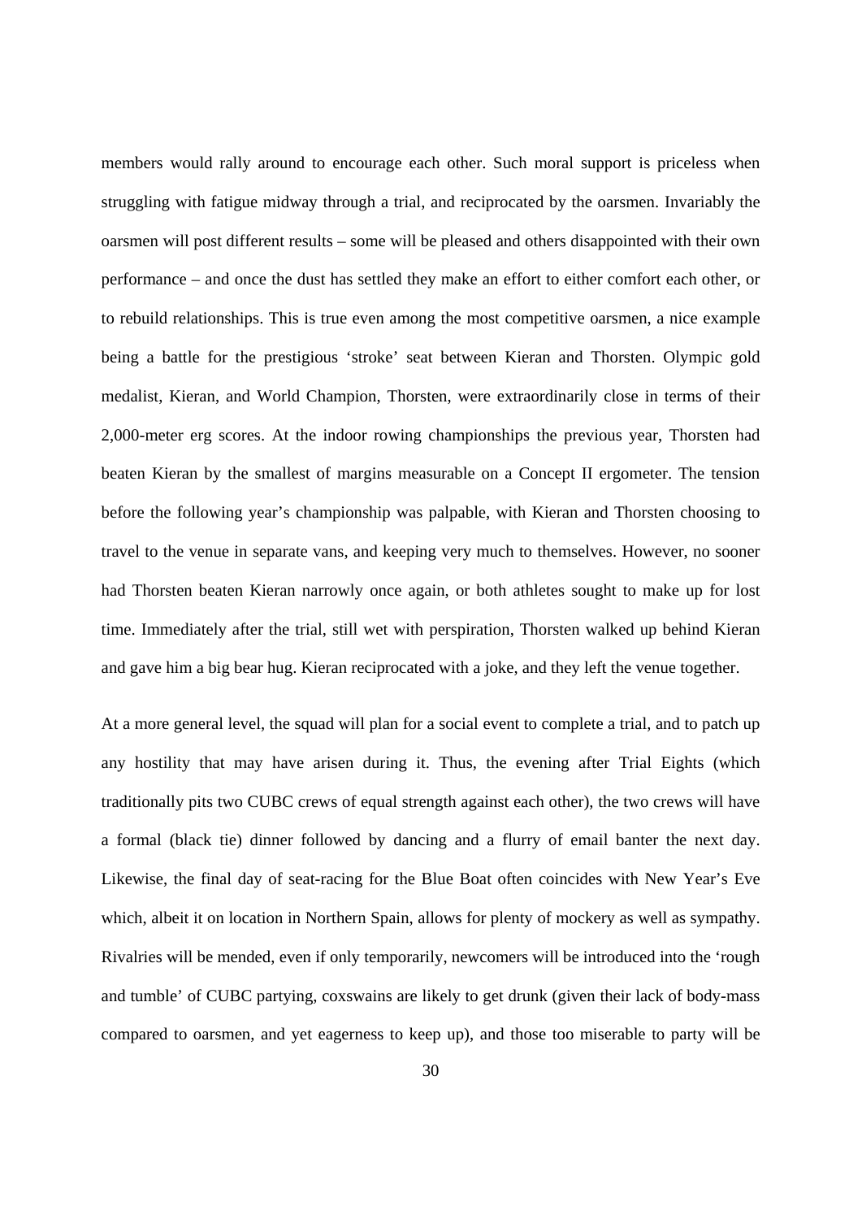members would rally around to encourage each other. Such moral support is priceless when struggling with fatigue midway through a trial, and reciprocated by the oarsmen. Invariably the oarsmen will post different results – some will be pleased and others disappointed with their own performance – and once the dust has settled they make an effort to either comfort each other, or to rebuild relationships. This is true even among the most competitive oarsmen, a nice example being a battle for the prestigious 'stroke' seat between Kieran and Thorsten. Olympic gold medalist, Kieran, and World Champion, Thorsten, were extraordinarily close in terms of their 2,000-meter erg scores. At the indoor rowing championships the previous year, Thorsten had beaten Kieran by the smallest of margins measurable on a Concept II ergometer. The tension before the following year's championship was palpable, with Kieran and Thorsten choosing to travel to the venue in separate vans, and keeping very much to themselves. However, no sooner had Thorsten beaten Kieran narrowly once again, or both athletes sought to make up for lost time. Immediately after the trial, still wet with perspiration, Thorsten walked up behind Kieran and gave him a big bear hug. Kieran reciprocated with a joke, and they left the venue together.

At a more general level, the squad will plan for a social event to complete a trial, and to patch up any hostility that may have arisen during it. Thus, the evening after Trial Eights (which traditionally pits two CUBC crews of equal strength against each other), the two crews will have a formal (black tie) dinner followed by dancing and a flurry of email banter the next day. Likewise, the final day of seat-racing for the Blue Boat often coincides with New Year's Eve which, albeit it on location in Northern Spain, allows for plenty of mockery as well as sympathy. Rivalries will be mended, even if only temporarily, newcomers will be introduced into the 'rough and tumble' of CUBC partying, coxswains are likely to get drunk (given their lack of body-mass compared to oarsmen, and yet eagerness to keep up), and those too miserable to party will be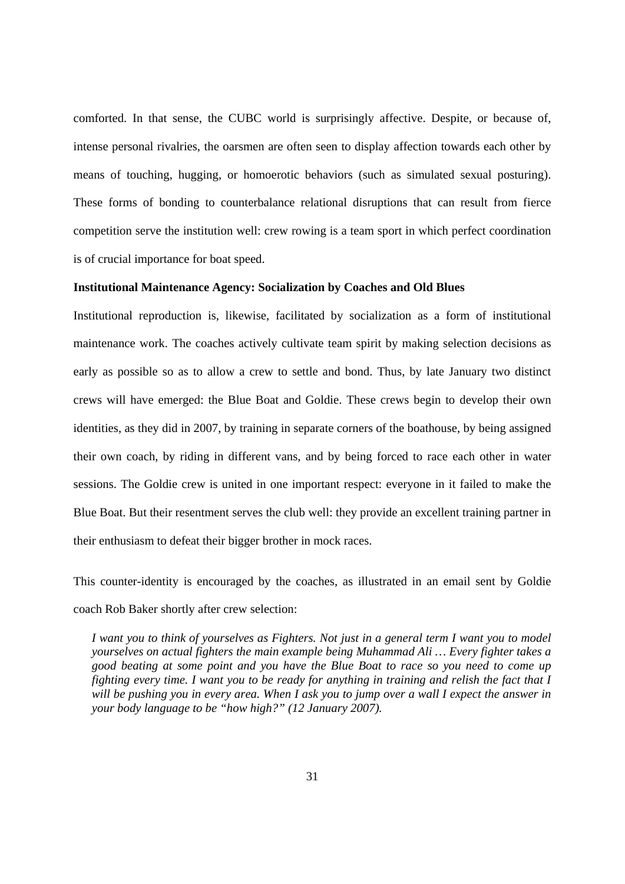comforted. In that sense, the CUBC world is surprisingly affective. Despite, or because of, intense personal rivalries, the oarsmen are often seen to display affection towards each other by means of touching, hugging, or homoerotic behaviors (such as simulated sexual posturing). These forms of bonding to counterbalance relational disruptions that can result from fierce competition serve the institution well: crew rowing is a team sport in which perfect coordination is of crucial importance for boat speed.

**Institutional Maintenance Agency: Socialization by Coaches and Old Blues**

Institutional reproduction is, likewise, facilitated by socialization as a form of institutional maintenance work. The coaches actively cultivate team spirit by making selection decisions as early as possible so as to allow a crew to settle and bond. Thus, by late January two distinct crews will have emerged: the Blue Boat and Goldie. These crews begin to develop their own identities, as they did in 2007, by training in separate corners of the boathouse, by being assigned their own coach, by riding in different vans, and by being forced to race each other in water sessions. The Goldie crew is united in one important respect: everyone in it failed to make the Blue Boat. But their resentment serves the club well: they provide an excellent training partner in their enthusiasm to defeat their bigger brother in mock races.

This counter-identity is encouraged by the coaches, as illustrated in an email sent by Goldie coach Rob Baker shortly after crew selection:

> *I want you to think of yourselves as Fighters. Not just in a general term I want you to model yourselves on actual fighters the main example being Muhammad Ali … Every fighter takes a good beating at some point and you have the Blue Boat to race so you need to come up fighting every time. I want you to be ready for anything in training and relish the fact that I will be pushing you in every area. When I ask you to jump over a wall I expect the answer in your body language to be "how high?" (12 January 2007).*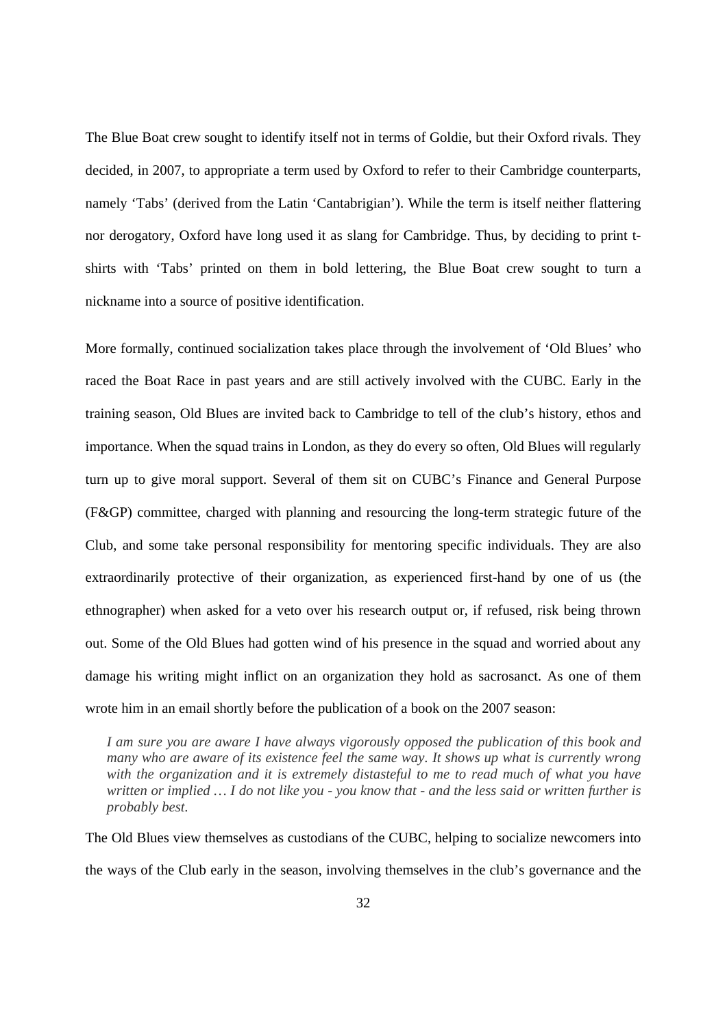The Blue Boat crew sought to identify itself not in terms of Goldie, but their Oxford rivals. They decided, in 2007, to appropriate a term used by Oxford to refer to their Cambridge counterparts, namely 'Tabs' (derived from the Latin 'Cantabrigian'). While the term is itself neither flattering nor derogatory, Oxford have long used it as slang for Cambridge. Thus, by deciding to print t-shirts with 'Tabs' printed on them in bold lettering, the Blue Boat crew sought to turn a nickname into a source of positive identification.

More formally, continued socialization takes place through the involvement of 'Old Blues' who raced the Boat Race in past years and are still actively involved with the CUBC. Early in the training season, Old Blues are invited back to Cambridge to tell of the club's history, ethos and importance. When the squad trains in London, as they do every so often, Old Blues will regularly turn up to give moral support. Several of them sit on CUBC's Finance and General Purpose (F&GP) committee, charged with planning and resourcing the long-term strategic future of the Club, and some take personal responsibility for mentoring specific individuals. They are also extraordinarily protective of their organization, as experienced first-hand by one of us (the ethnographer) when asked for a veto over his research output or, if refused, risk being thrown out. Some of the Old Blues had gotten wind of his presence in the squad and worried about any damage his writing might inflict on an organization they hold as sacrosanct. As one of them wrote him in an email shortly before the publication of a book on the 2007 season:

> *I am sure you are aware I have always vigorously opposed the publication of this book and many who are aware of its existence feel the same way. It shows up what is currently wrong with the organization and it is extremely distasteful to me to read much of what you have written or implied … I do not like you - you know that - and the less said or written further is probably best.*

The Old Blues view themselves as custodians of the CUBC, helping to socialize newcomers into the ways of the Club early in the season, involving themselves in the club's governance and the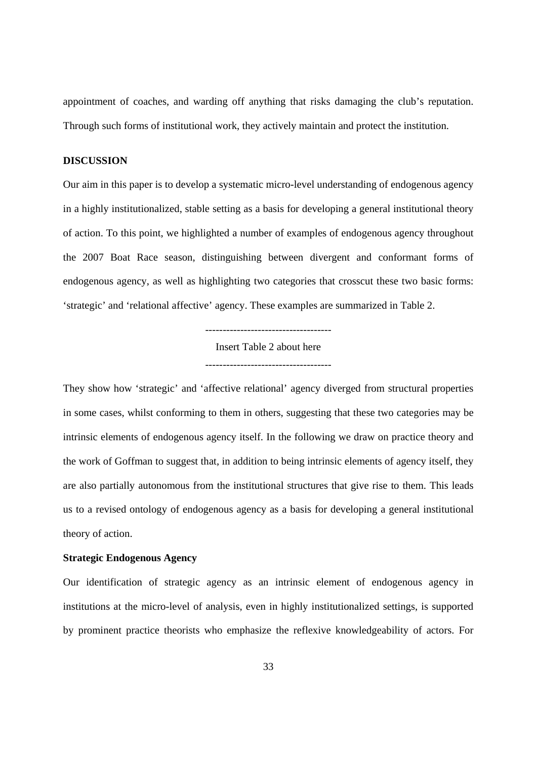appointment of coaches, and warding off anything that risks damaging the club's reputation. Through such forms of institutional work, they actively maintain and protect the institution.

## DISCUSSION

Our aim in this paper is to develop a systematic micro-level understanding of endogenous agency in a highly institutionalized, stable setting as a basis for developing a general institutional theory of action. To this point, we highlighted a number of examples of endogenous agency throughout the 2007 Boat Race season, distinguishing between divergent and conformant forms of endogenous agency, as well as highlighting two categories that crosscut these two basic forms: 'strategic' and 'relational affective' agency. These examples are summarized in Table 2.

------------------------------------

Insert Table 2 about here

------------------------------------

They show how 'strategic' and 'affective relational' agency diverged from structural properties in some cases, whilst conforming to them in others, suggesting that these two categories may be intrinsic elements of endogenous agency itself. In the following we draw on practice theory and the work of Goffman to suggest that, in addition to being intrinsic elements of agency itself, they are also partially autonomous from the institutional structures that give rise to them. This leads us to a revised ontology of endogenous agency as a basis for developing a general institutional theory of action.

### Strategic Endogenous Agency

Our identification of strategic agency as an intrinsic element of endogenous agency in institutions at the micro-level of analysis, even in highly institutionalized settings, is supported by prominent practice theorists who emphasize the reflexive knowledgeability of actors. For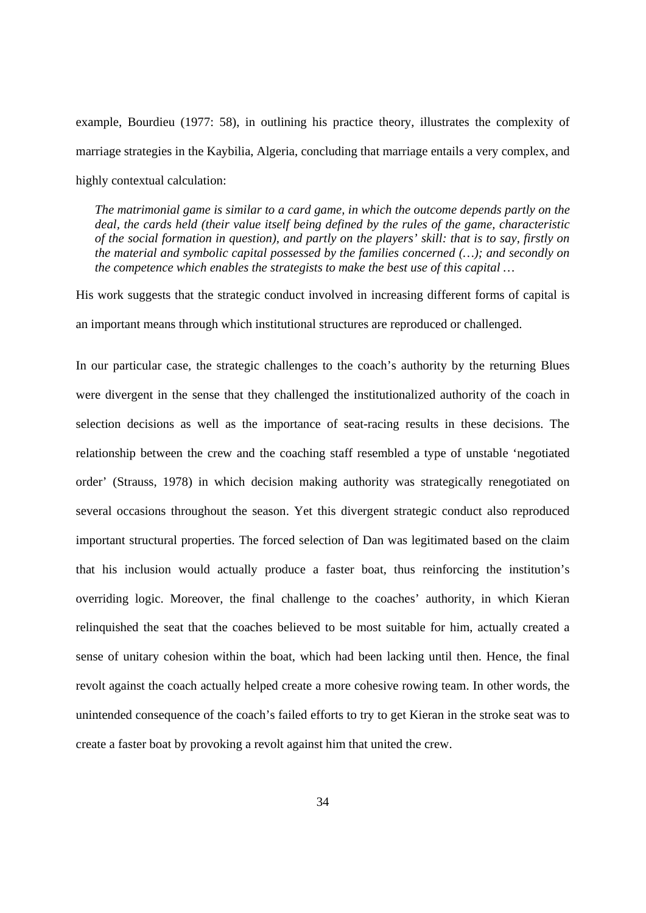example, Bourdieu (1977: 58), in outlining his practice theory, illustrates the complexity of marriage strategies in the Kaybilia, Algeria, concluding that marriage entails a very complex, and highly contextual calculation:

> *The matrimonial game is similar to a card game, in which the outcome depends partly on the deal, the cards held (their value itself being defined by the rules of the game, characteristic of the social formation in question), and partly on the players' skill: that is to say, firstly on the material and symbolic capital possessed by the families concerned (…); and secondly on the competence which enables the strategists to make the best use of this capital …*

His work suggests that the strategic conduct involved in increasing different forms of capital is an important means through which institutional structures are reproduced or challenged.

In our particular case, the strategic challenges to the coach's authority by the returning Blues were divergent in the sense that they challenged the institutionalized authority of the coach in selection decisions as well as the importance of seat-racing results in these decisions. The relationship between the crew and the coaching staff resembled a type of unstable 'negotiated order' (Strauss, 1978) in which decision making authority was strategically renegotiated on several occasions throughout the season. Yet this divergent strategic conduct also reproduced important structural properties. The forced selection of Dan was legitimated based on the claim that his inclusion would actually produce a faster boat, thus reinforcing the institution's overriding logic. Moreover, the final challenge to the coaches' authority, in which Kieran relinquished the seat that the coaches believed to be most suitable for him, actually created a sense of unitary cohesion within the boat, which had been lacking until then. Hence, the final revolt against the coach actually helped create a more cohesive rowing team. In other words, the unintended consequence of the coach's failed efforts to try to get Kieran in the stroke seat was to create a faster boat by provoking a revolt against him that united the crew.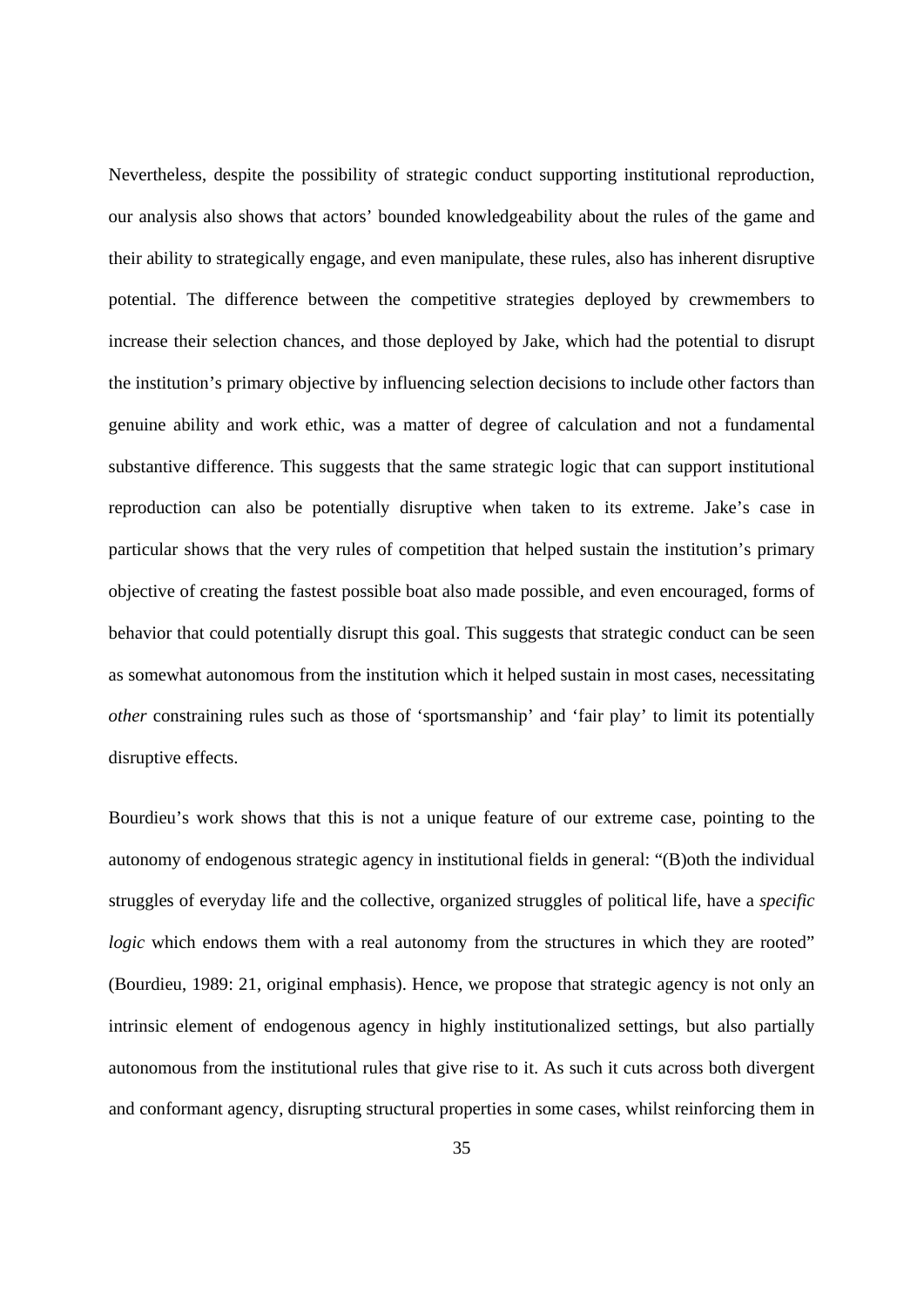Nevertheless, despite the possibility of strategic conduct supporting institutional reproduction, our analysis also shows that actors' bounded knowledgeability about the rules of the game and their ability to strategically engage, and even manipulate, these rules, also has inherent disruptive potential. The difference between the competitive strategies deployed by crewmembers to increase their selection chances, and those deployed by Jake, which had the potential to disrupt the institution's primary objective by influencing selection decisions to include other factors than genuine ability and work ethic, was a matter of degree of calculation and not a fundamental substantive difference. This suggests that the same strategic logic that can support institutional reproduction can also be potentially disruptive when taken to its extreme. Jake's case in particular shows that the very rules of competition that helped sustain the institution's primary objective of creating the fastest possible boat also made possible, and even encouraged, forms of behavior that could potentially disrupt this goal. This suggests that strategic conduct can be seen as somewhat autonomous from the institution which it helped sustain in most cases, necessitating *other* constraining rules such as those of 'sportsmanship' and 'fair play' to limit its potentially disruptive effects.

Bourdieu's work shows that this is not a unique feature of our extreme case, pointing to the autonomy of endogenous strategic agency in institutional fields in general: "(B)oth the individual struggles of everyday life and the collective, organized struggles of political life, have a *specific logic* which endows them with a real autonomy from the structures in which they are rooted" (Bourdieu, 1989: 21, original emphasis). Hence, we propose that strategic agency is not only an intrinsic element of endogenous agency in highly institutionalized settings, but also partially autonomous from the institutional rules that give rise to it. As such it cuts across both divergent and conformant agency, disrupting structural properties in some cases, whilst reinforcing them in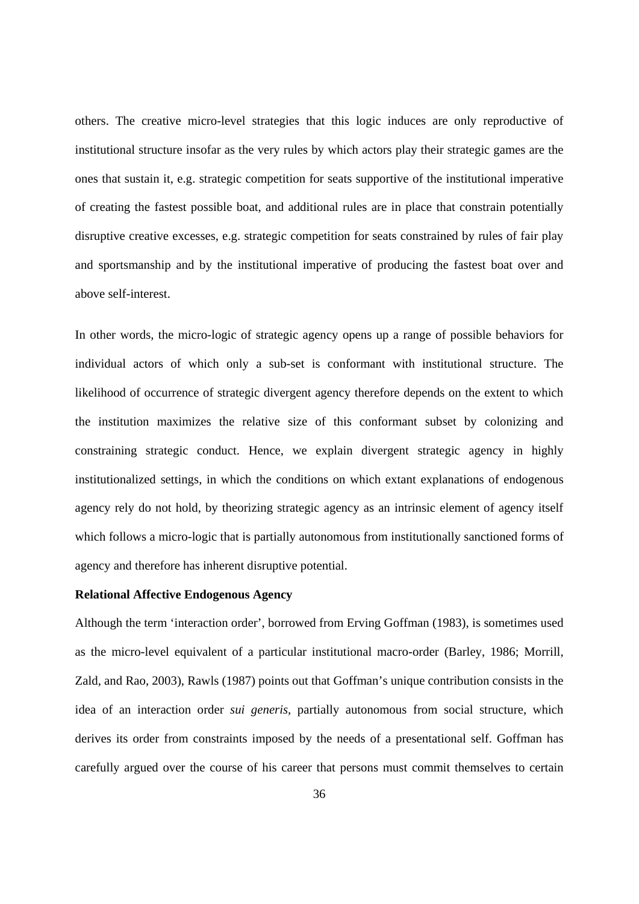others. The creative micro-level strategies that this logic induces are only reproductive of institutional structure insofar as the very rules by which actors play their strategic games are the ones that sustain it, e.g. strategic competition for seats supportive of the institutional imperative of creating the fastest possible boat, and additional rules are in place that constrain potentially disruptive creative excesses, e.g. strategic competition for seats constrained by rules of fair play and sportsmanship and by the institutional imperative of producing the fastest boat over and above self-interest.

In other words, the micro-logic of strategic agency opens up a range of possible behaviors for individual actors of which only a sub-set is conformant with institutional structure. The likelihood of occurrence of strategic divergent agency therefore depends on the extent to which the institution maximizes the relative size of this conformant subset by colonizing and constraining strategic conduct. Hence, we explain divergent strategic agency in highly institutionalized settings, in which the conditions on which extant explanations of endogenous agency rely do not hold, by theorizing strategic agency as an intrinsic element of agency itself which follows a micro-logic that is partially autonomous from institutionally sanctioned forms of agency and therefore has inherent disruptive potential.

**Relational Affective Endogenous Agency**

Although the term 'interaction order', borrowed from Erving Goffman (1983), is sometimes used as the micro-level equivalent of a particular institutional macro-order (Barley, 1986; Morrill, Zald, and Rao, 2003), Rawls (1987) points out that Goffman's unique contribution consists in the idea of an interaction order *sui generis,* partially autonomous from social structure, which derives its order from constraints imposed by the needs of a presentational self. Goffman has carefully argued over the course of his career that persons must commit themselves to certain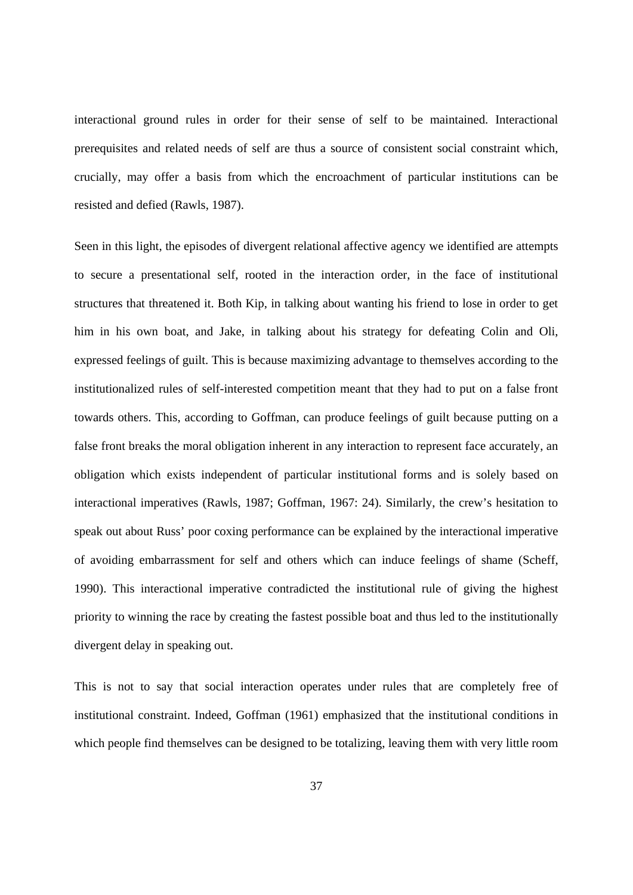interactional ground rules in order for their sense of self to be maintained. Interactional prerequisites and related needs of self are thus a source of consistent social constraint which, crucially, may offer a basis from which the encroachment of particular institutions can be resisted and defied (Rawls, 1987).

Seen in this light, the episodes of divergent relational affective agency we identified are attempts to secure a presentational self, rooted in the interaction order, in the face of institutional structures that threatened it. Both Kip, in talking about wanting his friend to lose in order to get him in his own boat, and Jake, in talking about his strategy for defeating Colin and Oli, expressed feelings of guilt. This is because maximizing advantage to themselves according to the institutionalized rules of self-interested competition meant that they had to put on a false front towards others. This, according to Goffman, can produce feelings of guilt because putting on a false front breaks the moral obligation inherent in any interaction to represent face accurately, an obligation which exists independent of particular institutional forms and is solely based on interactional imperatives (Rawls, 1987; Goffman, 1967: 24). Similarly, the crew's hesitation to speak out about Russ' poor coxing performance can be explained by the interactional imperative of avoiding embarrassment for self and others which can induce feelings of shame (Scheff, 1990). This interactional imperative contradicted the institutional rule of giving the highest priority to winning the race by creating the fastest possible boat and thus led to the institutionally divergent delay in speaking out.

This is not to say that social interaction operates under rules that are completely free of institutional constraint. Indeed, Goffman (1961) emphasized that the institutional conditions in which people find themselves can be designed to be totalizing, leaving them with very little room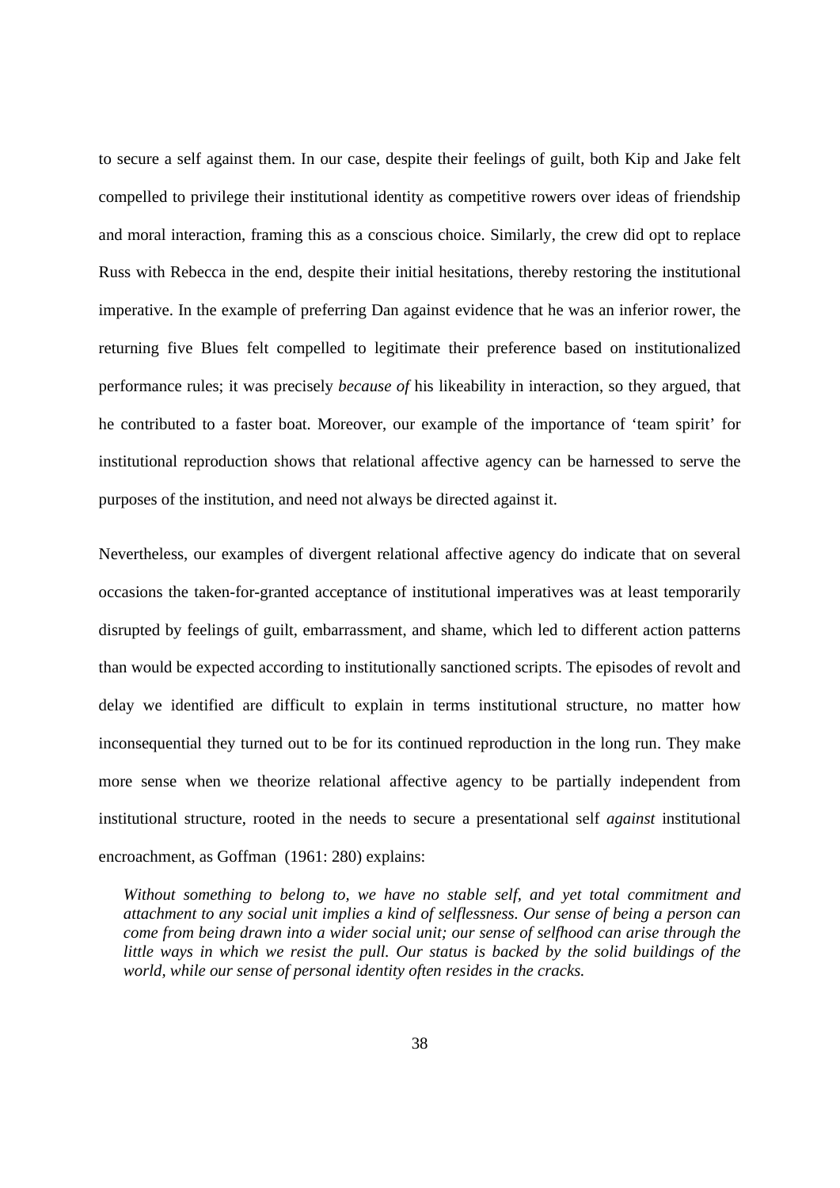to secure a self against them. In our case, despite their feelings of guilt, both Kip and Jake felt compelled to privilege their institutional identity as competitive rowers over ideas of friendship and moral interaction, framing this as a conscious choice. Similarly, the crew did opt to replace Russ with Rebecca in the end, despite their initial hesitations, thereby restoring the institutional imperative. In the example of preferring Dan against evidence that he was an inferior rower, the returning five Blues felt compelled to legitimate their preference based on institutionalized performance rules; it was precisely *because of* his likeability in interaction, so they argued, that he contributed to a faster boat. Moreover, our example of the importance of 'team spirit' for institutional reproduction shows that relational affective agency can be harnessed to serve the purposes of the institution, and need not always be directed against it.

Nevertheless, our examples of divergent relational affective agency do indicate that on several occasions the taken-for-granted acceptance of institutional imperatives was at least temporarily disrupted by feelings of guilt, embarrassment, and shame, which led to different action patterns than would be expected according to institutionally sanctioned scripts. The episodes of revolt and delay we identified are difficult to explain in terms institutional structure, no matter how inconsequential they turned out to be for its continued reproduction in the long run. They make more sense when we theorize relational affective agency to be partially independent from institutional structure, rooted in the needs to secure a presentational self *against* institutional encroachment, as Goffman (1961: 280) explains:

> *Without something to belong to, we have no stable self, and yet total commitment and attachment to any social unit implies a kind of selflessness. Our sense of being a person can come from being drawn into a wider social unit; our sense of selfhood can arise through the little ways in which we resist the pull. Our status is backed by the solid buildings of the world, while our sense of personal identity often resides in the cracks.*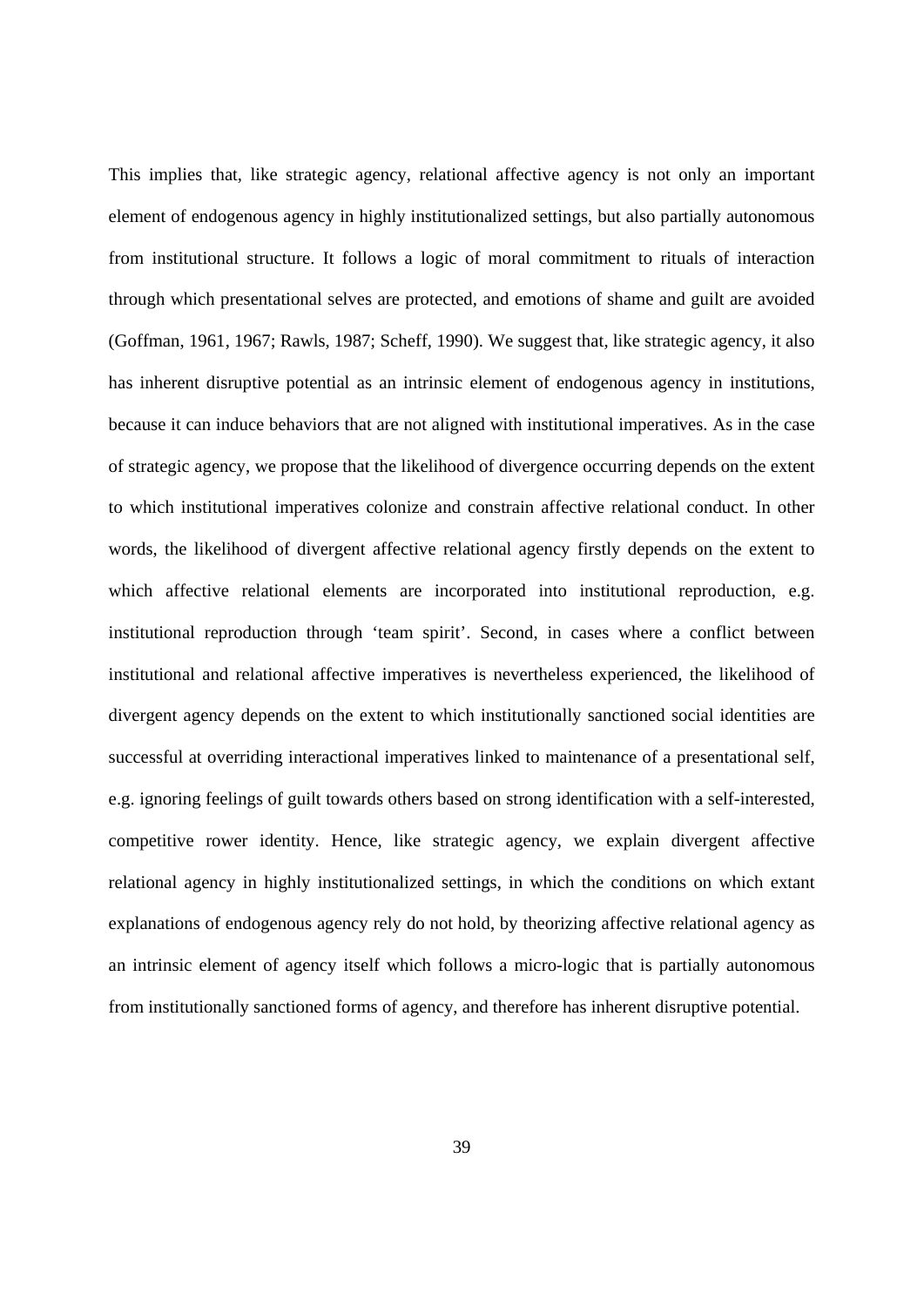This implies that, like strategic agency, relational affective agency is not only an important element of endogenous agency in highly institutionalized settings, but also partially autonomous from institutional structure. It follows a logic of moral commitment to rituals of interaction through which presentational selves are protected, and emotions of shame and guilt are avoided (Goffman, 1961, 1967; Rawls, 1987; Scheff, 1990). We suggest that, like strategic agency, it also has inherent disruptive potential as an intrinsic element of endogenous agency in institutions, because it can induce behaviors that are not aligned with institutional imperatives. As in the case of strategic agency, we propose that the likelihood of divergence occurring depends on the extent to which institutional imperatives colonize and constrain affective relational conduct. In other words, the likelihood of divergent affective relational agency firstly depends on the extent to which affective relational elements are incorporated into institutional reproduction, e.g. institutional reproduction through 'team spirit'. Second, in cases where a conflict between institutional and relational affective imperatives is nevertheless experienced, the likelihood of divergent agency depends on the extent to which institutionally sanctioned social identities are successful at overriding interactional imperatives linked to maintenance of a presentational self, e.g. ignoring feelings of guilt towards others based on strong identification with a self-interested, competitive rower identity. Hence, like strategic agency, we explain divergent affective relational agency in highly institutionalized settings, in which the conditions on which extant explanations of endogenous agency rely do not hold, by theorizing affective relational agency as an intrinsic element of agency itself which follows a micro-logic that is partially autonomous from institutionally sanctioned forms of agency, and therefore has inherent disruptive potential.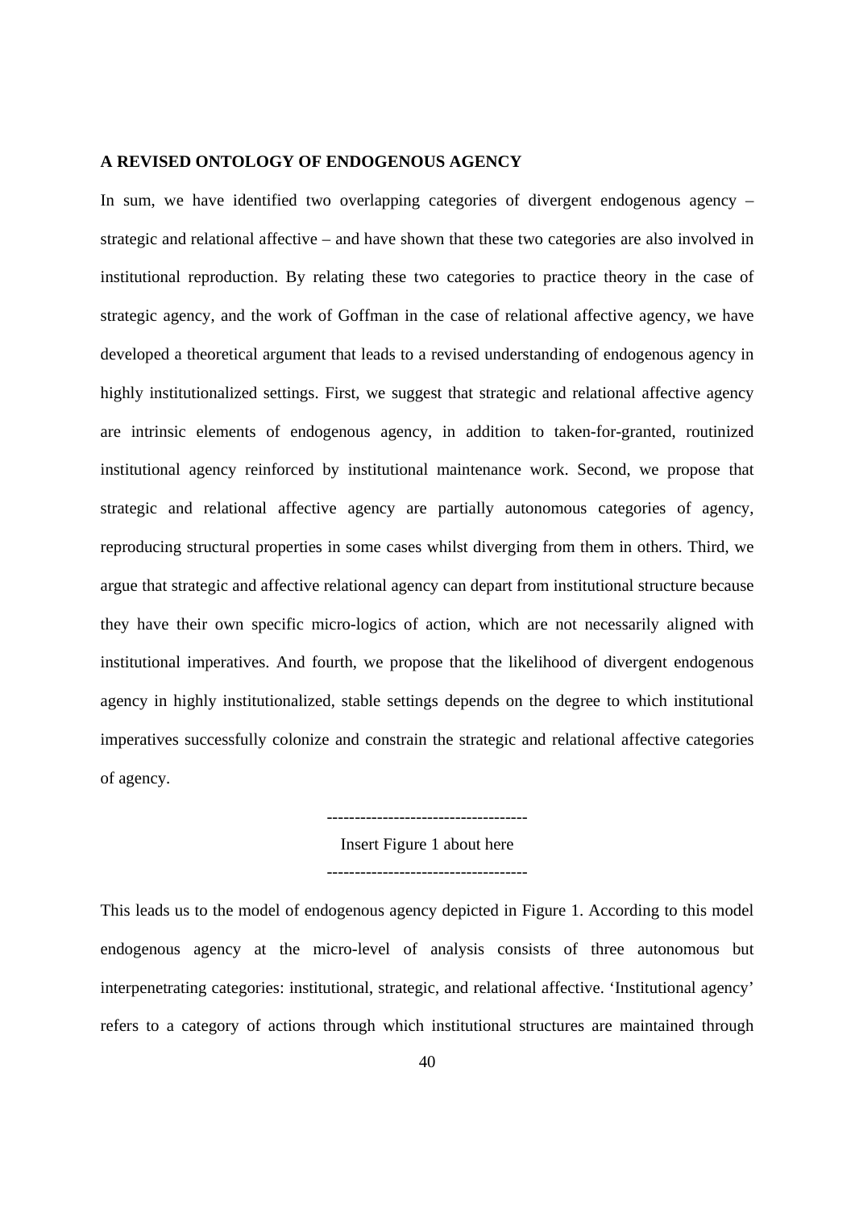## A REVISED ONTOLOGY OF ENDOGENOUS AGENCY

In sum, we have identified two overlapping categories of divergent endogenous agency – strategic and relational affective – and have shown that these two categories are also involved in institutional reproduction. By relating these two categories to practice theory in the case of strategic agency, and the work of Goffman in the case of relational affective agency, we have developed a theoretical argument that leads to a revised understanding of endogenous agency in highly institutionalized settings. First, we suggest that strategic and relational affective agency are intrinsic elements of endogenous agency, in addition to taken-for-granted, routinized institutional agency reinforced by institutional maintenance work. Second, we propose that strategic and relational affective agency are partially autonomous categories of agency, reproducing structural properties in some cases whilst diverging from them in others. Third, we argue that strategic and affective relational agency can depart from institutional structure because they have their own specific micro-logics of action, which are not necessarily aligned with institutional imperatives. And fourth, we propose that the likelihood of divergent endogenous agency in highly institutionalized, stable settings depends on the degree to which institutional imperatives successfully colonize and constrain the strategic and relational affective categories of agency.

------------------------------------

Insert Figure 1 about here

------------------------------------

This leads us to the model of endogenous agency depicted in Figure 1. According to this model endogenous agency at the micro-level of analysis consists of three autonomous but interpenetrating categories: institutional, strategic, and relational affective. 'Institutional agency' refers to a category of actions through which institutional structures are maintained through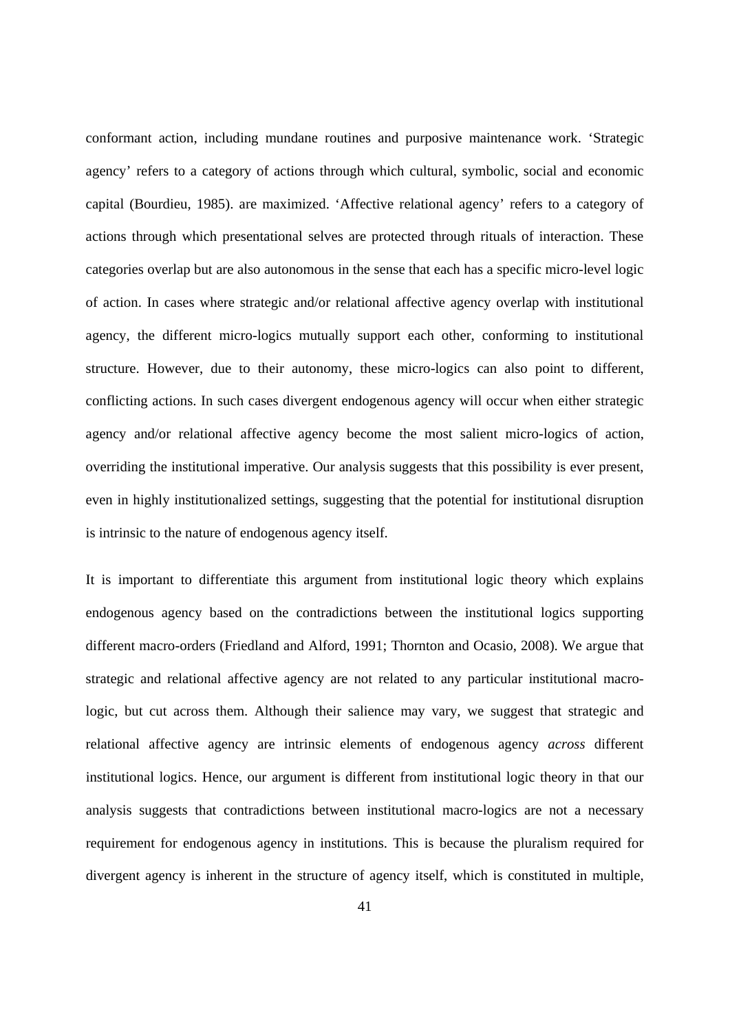conformant action, including mundane routines and purposive maintenance work. 'Strategic agency' refers to a category of actions through which cultural, symbolic, social and economic capital (Bourdieu, 1985). are maximized. 'Affective relational agency' refers to a category of actions through which presentational selves are protected through rituals of interaction. These categories overlap but are also autonomous in the sense that each has a specific micro-level logic of action. In cases where strategic and/or relational affective agency overlap with institutional agency, the different micro-logics mutually support each other, conforming to institutional structure. However, due to their autonomy, these micro-logics can also point to different, conflicting actions. In such cases divergent endogenous agency will occur when either strategic agency and/or relational affective agency become the most salient micro-logics of action, overriding the institutional imperative. Our analysis suggests that this possibility is ever present, even in highly institutionalized settings, suggesting that the potential for institutional disruption is intrinsic to the nature of endogenous agency itself.

It is important to differentiate this argument from institutional logic theory which explains endogenous agency based on the contradictions between the institutional logics supporting different macro-orders (Friedland and Alford, 1991; Thornton and Ocasio, 2008). We argue that strategic and relational affective agency are not related to any particular institutional macro-logic, but cut across them. Although their salience may vary, we suggest that strategic and relational affective agency are intrinsic elements of endogenous agency *across* different institutional logics. Hence, our argument is different from institutional logic theory in that our analysis suggests that contradictions between institutional macro-logics are not a necessary requirement for endogenous agency in institutions. This is because the pluralism required for divergent agency is inherent in the structure of agency itself, which is constituted in multiple,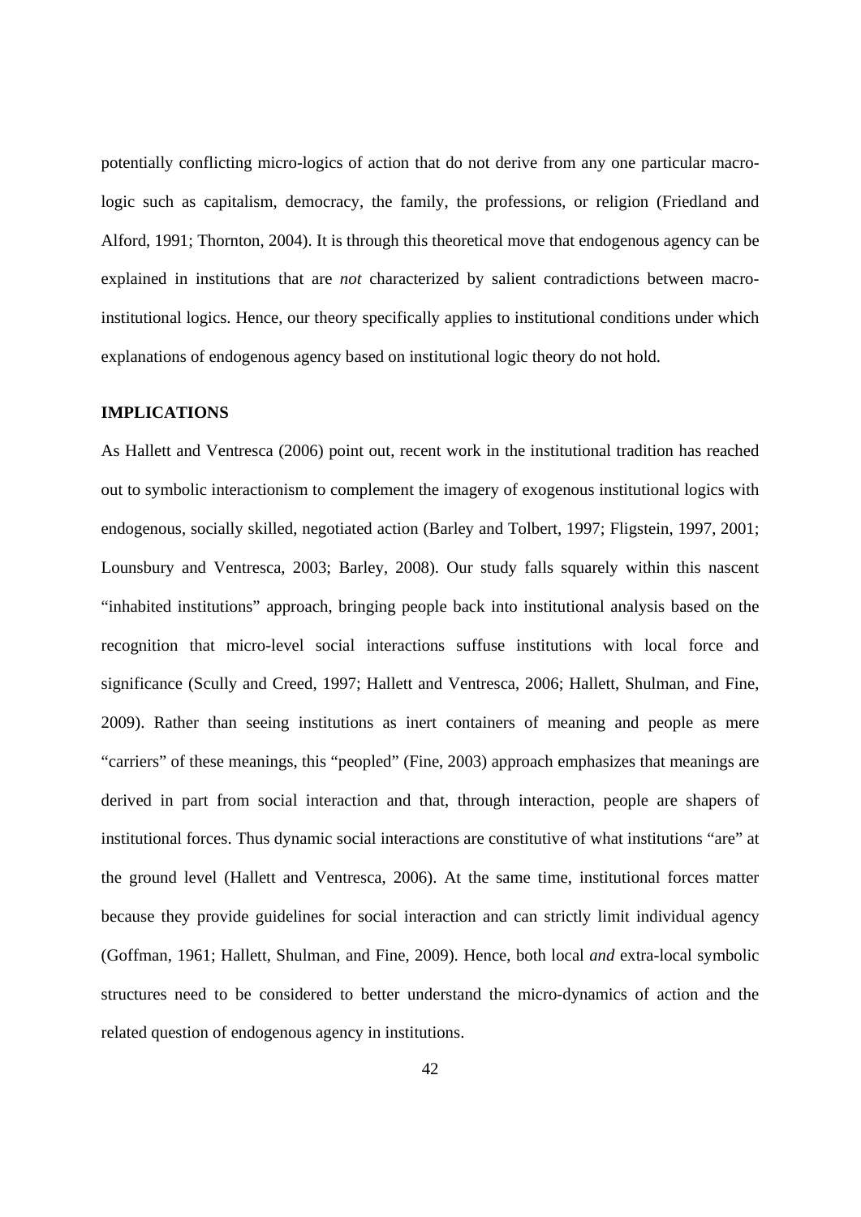potentially conflicting micro-logics of action that do not derive from any one particular macro-logic such as capitalism, democracy, the family, the professions, or religion (Friedland and Alford, 1991; Thornton, 2004). It is through this theoretical move that endogenous agency can be explained in institutions that are *not* characterized by salient contradictions between macro-institutional logics. Hence, our theory specifically applies to institutional conditions under which explanations of endogenous agency based on institutional logic theory do not hold.

## IMPLICATIONS

As Hallett and Ventresca (2006) point out, recent work in the institutional tradition has reached out to symbolic interactionism to complement the imagery of exogenous institutional logics with endogenous, socially skilled, negotiated action (Barley and Tolbert, 1997; Fligstein, 1997, 2001; Lounsbury and Ventresca, 2003; Barley, 2008). Our study falls squarely within this nascent "inhabited institutions" approach, bringing people back into institutional analysis based on the recognition that micro-level social interactions suffuse institutions with local force and significance (Scully and Creed, 1997; Hallett and Ventresca, 2006; Hallett, Shulman, and Fine, 2009). Rather than seeing institutions as inert containers of meaning and people as mere "carriers" of these meanings, this "peopled" (Fine, 2003) approach emphasizes that meanings are derived in part from social interaction and that, through interaction, people are shapers of institutional forces. Thus dynamic social interactions are constitutive of what institutions "are" at the ground level (Hallett and Ventresca, 2006). At the same time, institutional forces matter because they provide guidelines for social interaction and can strictly limit individual agency (Goffman, 1961; Hallett, Shulman, and Fine, 2009). Hence, both local *and* extra-local symbolic structures need to be considered to better understand the micro-dynamics of action and the related question of endogenous agency in institutions.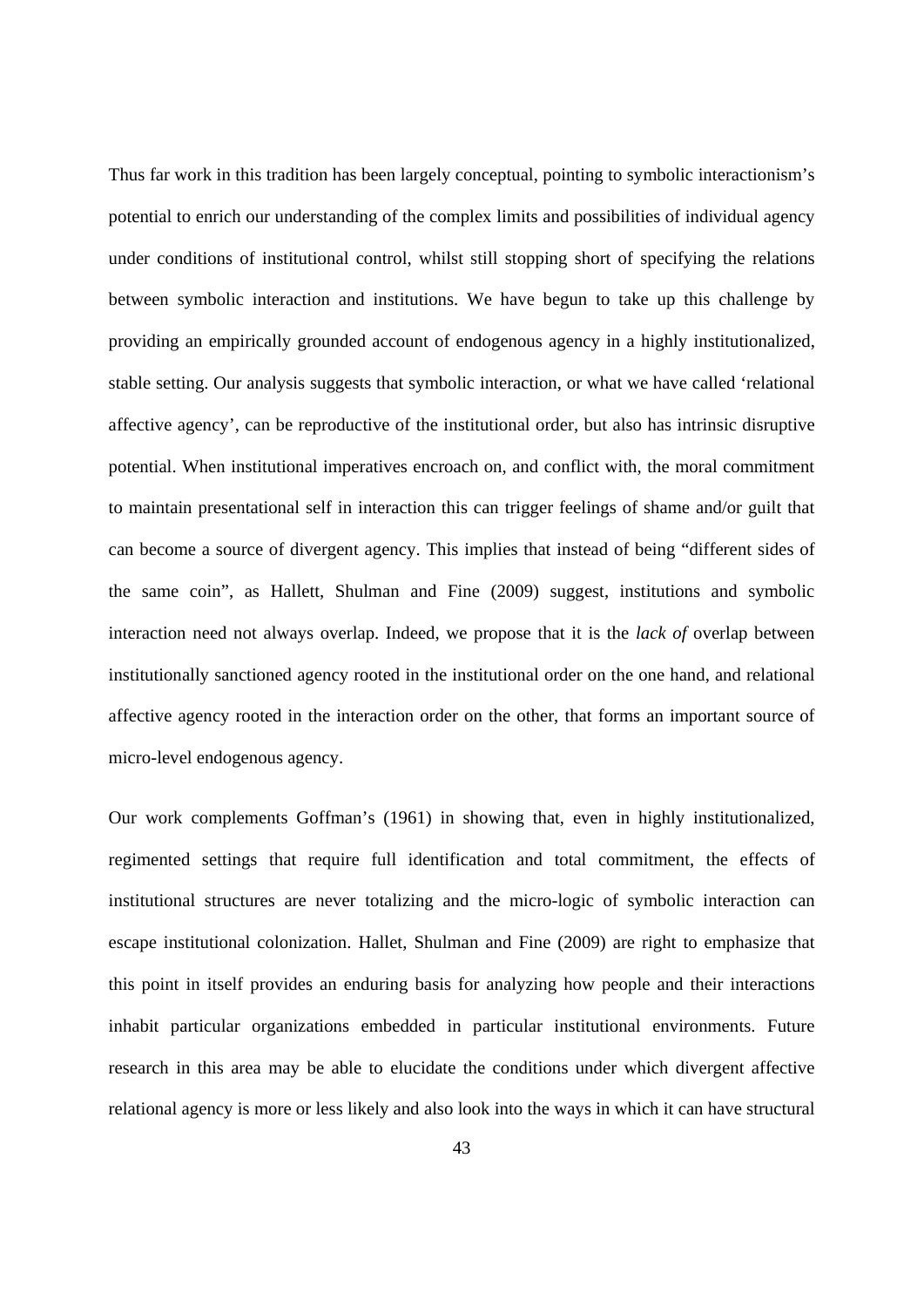Thus far work in this tradition has been largely conceptual, pointing to symbolic interactionism's potential to enrich our understanding of the complex limits and possibilities of individual agency under conditions of institutional control, whilst still stopping short of specifying the relations between symbolic interaction and institutions. We have begun to take up this challenge by providing an empirically grounded account of endogenous agency in a highly institutionalized, stable setting. Our analysis suggests that symbolic interaction, or what we have called 'relational affective agency', can be reproductive of the institutional order, but also has intrinsic disruptive potential. When institutional imperatives encroach on, and conflict with, the moral commitment to maintain presentational self in interaction this can trigger feelings of shame and/or guilt that can become a source of divergent agency. This implies that instead of being "different sides of the same coin", as Hallett, Shulman and Fine (2009) suggest, institutions and symbolic interaction need not always overlap. Indeed, we propose that it is the *lack of* overlap between institutionally sanctioned agency rooted in the institutional order on the one hand, and relational affective agency rooted in the interaction order on the other, that forms an important source of micro-level endogenous agency.

Our work complements Goffman's (1961) in showing that, even in highly institutionalized, regimented settings that require full identification and total commitment, the effects of institutional structures are never totalizing and the micro-logic of symbolic interaction can escape institutional colonization. Hallet, Shulman and Fine (2009) are right to emphasize that this point in itself provides an enduring basis for analyzing how people and their interactions inhabit particular organizations embedded in particular institutional environments. Future research in this area may be able to elucidate the conditions under which divergent affective relational agency is more or less likely and also look into the ways in which it can have structural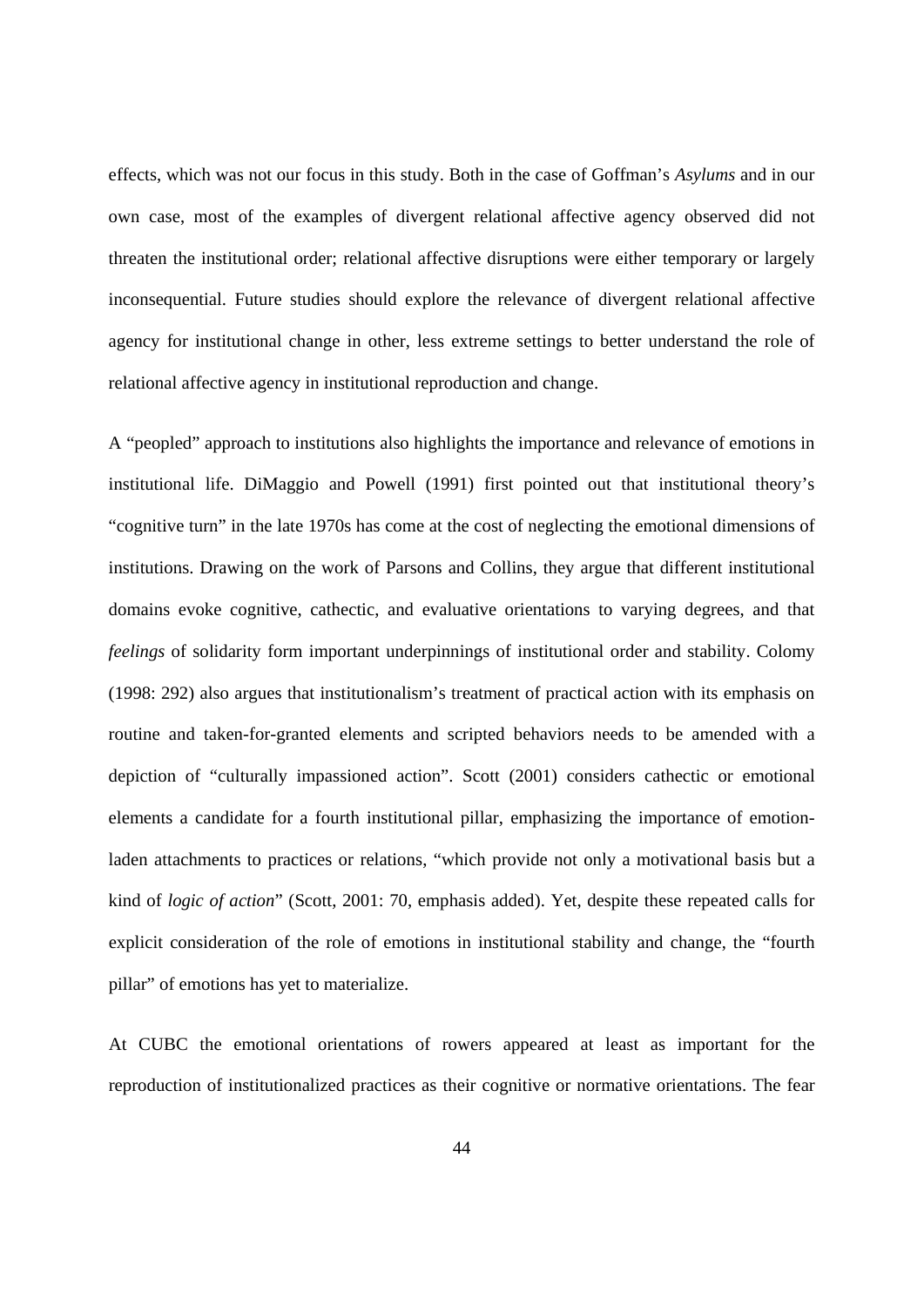effects, which was not our focus in this study. Both in the case of Goffman's *Asylums* and in our own case, most of the examples of divergent relational affective agency observed did not threaten the institutional order; relational affective disruptions were either temporary or largely inconsequential. Future studies should explore the relevance of divergent relational affective agency for institutional change in other, less extreme settings to better understand the role of relational affective agency in institutional reproduction and change.

A "peopled" approach to institutions also highlights the importance and relevance of emotions in institutional life. DiMaggio and Powell (1991) first pointed out that institutional theory's "cognitive turn" in the late 1970s has come at the cost of neglecting the emotional dimensions of institutions. Drawing on the work of Parsons and Collins, they argue that different institutional domains evoke cognitive, cathectic, and evaluative orientations to varying degrees, and that *feelings* of solidarity form important underpinnings of institutional order and stability. Colomy (1998: 292) also argues that institutionalism's treatment of practical action with its emphasis on routine and taken-for-granted elements and scripted behaviors needs to be amended with a depiction of "culturally impassioned action". Scott (2001) considers cathectic or emotional elements a candidate for a fourth institutional pillar, emphasizing the importance of emotion-laden attachments to practices or relations, "which provide not only a motivational basis but a kind of *logic of action*" (Scott, 2001: 70, emphasis added). Yet, despite these repeated calls for explicit consideration of the role of emotions in institutional stability and change, the "fourth pillar" of emotions has yet to materialize.

At CUBC the emotional orientations of rowers appeared at least as important for the reproduction of institutionalized practices as their cognitive or normative orientations. The fear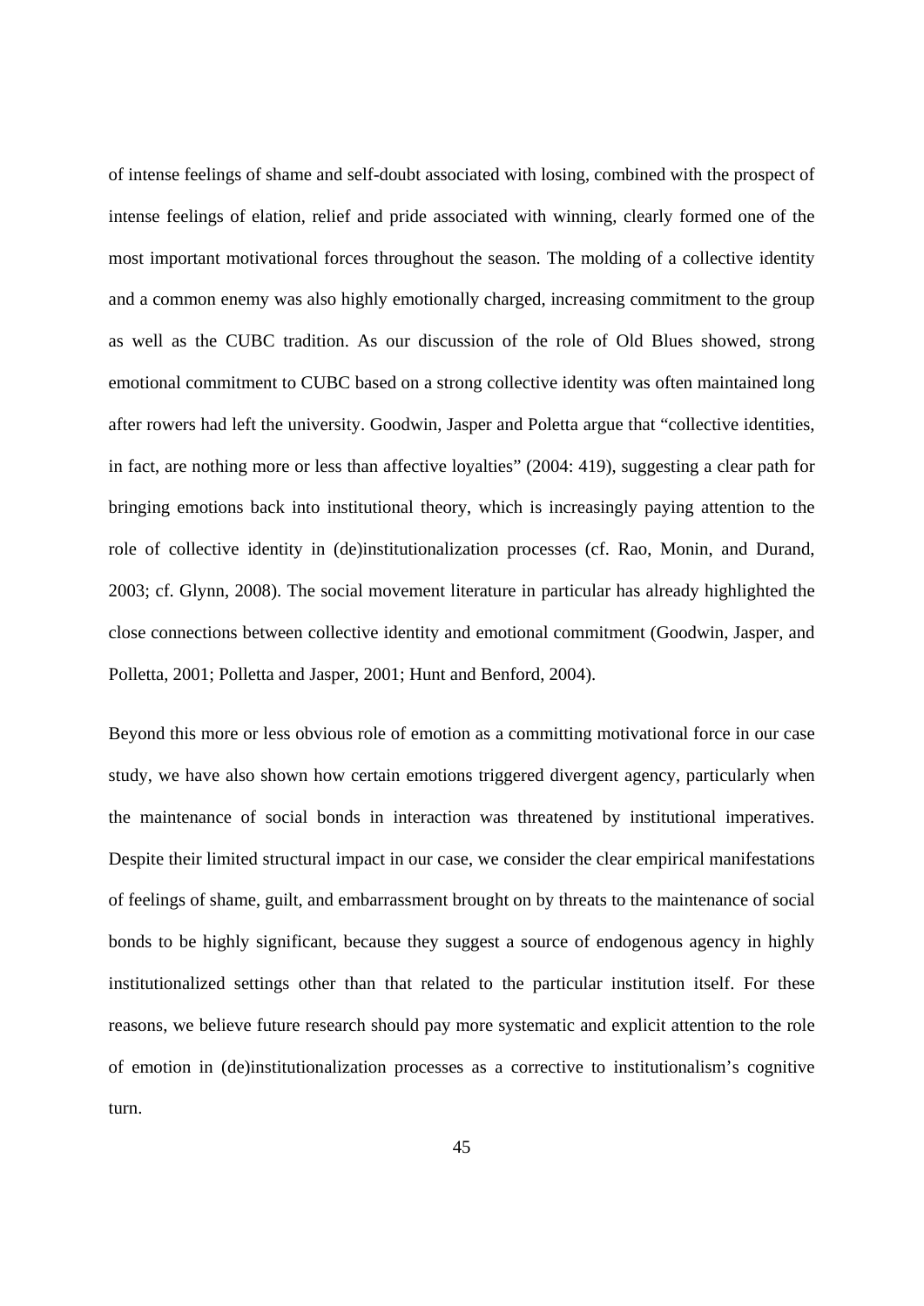of intense feelings of shame and self-doubt associated with losing, combined with the prospect of intense feelings of elation, relief and pride associated with winning, clearly formed one of the most important motivational forces throughout the season. The molding of a collective identity and a common enemy was also highly emotionally charged, increasing commitment to the group as well as the CUBC tradition. As our discussion of the role of Old Blues showed, strong emotional commitment to CUBC based on a strong collective identity was often maintained long after rowers had left the university. Goodwin, Jasper and Poletta argue that "collective identities, in fact, are nothing more or less than affective loyalties" (2004: 419), suggesting a clear path for bringing emotions back into institutional theory, which is increasingly paying attention to the role of collective identity in (de)institutionalization processes (cf. Rao, Monin, and Durand, 2003; cf. Glynn, 2008). The social movement literature in particular has already highlighted the close connections between collective identity and emotional commitment (Goodwin, Jasper, and Polletta, 2001; Polletta and Jasper, 2001; Hunt and Benford, 2004).

Beyond this more or less obvious role of emotion as a committing motivational force in our case study, we have also shown how certain emotions triggered divergent agency, particularly when the maintenance of social bonds in interaction was threatened by institutional imperatives. Despite their limited structural impact in our case, we consider the clear empirical manifestations of feelings of shame, guilt, and embarrassment brought on by threats to the maintenance of social bonds to be highly significant, because they suggest a source of endogenous agency in highly institutionalized settings other than that related to the particular institution itself. For these reasons, we believe future research should pay more systematic and explicit attention to the role of emotion in (de)institutionalization processes as a corrective to institutionalism's cognitive turn.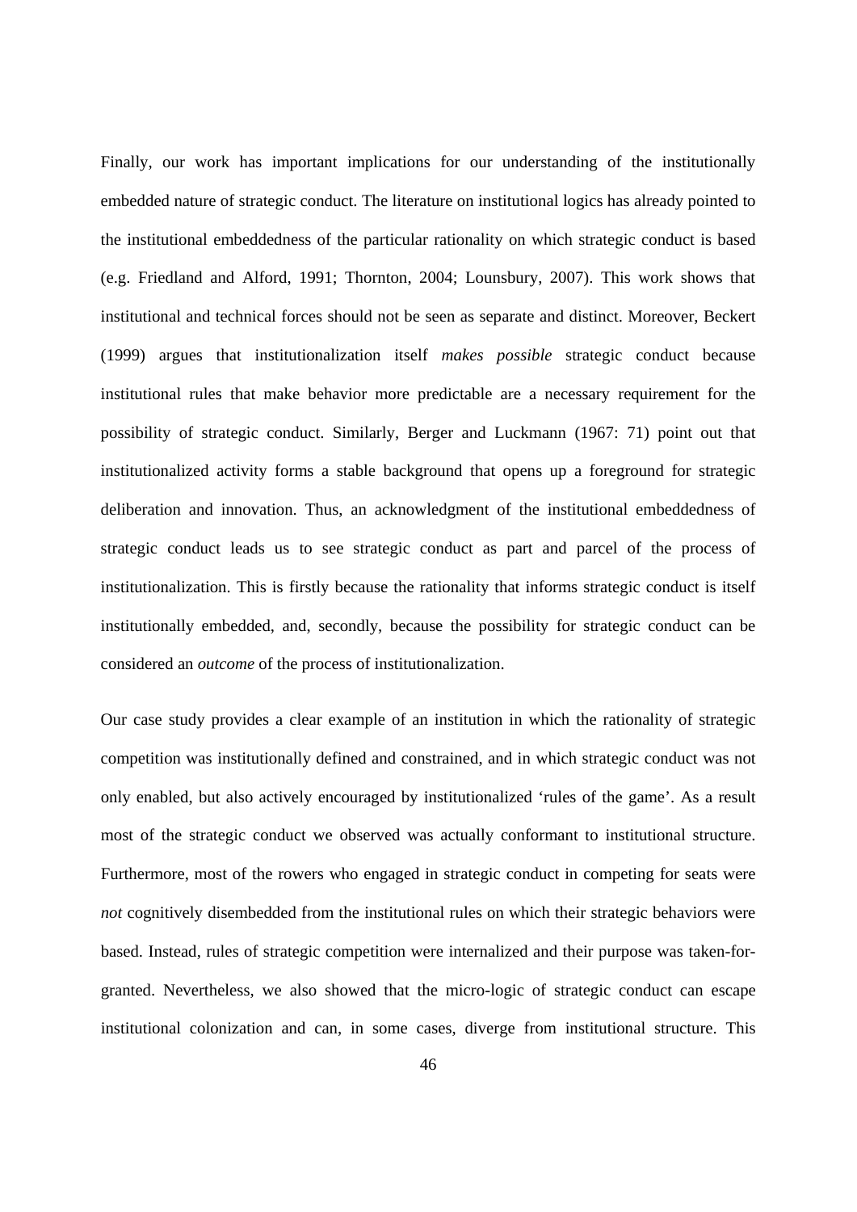Finally, our work has important implications for our understanding of the institutionally embedded nature of strategic conduct. The literature on institutional logics has already pointed to the institutional embeddedness of the particular rationality on which strategic conduct is based (e.g. Friedland and Alford, 1991; Thornton, 2004; Lounsbury, 2007). This work shows that institutional and technical forces should not be seen as separate and distinct. Moreover, Beckert (1999) argues that institutionalization itself *makes possible* strategic conduct because institutional rules that make behavior more predictable are a necessary requirement for the possibility of strategic conduct. Similarly, Berger and Luckmann (1967: 71) point out that institutionalized activity forms a stable background that opens up a foreground for strategic deliberation and innovation. Thus, an acknowledgment of the institutional embeddedness of strategic conduct leads us to see strategic conduct as part and parcel of the process of institutionalization. This is firstly because the rationality that informs strategic conduct is itself institutionally embedded, and, secondly, because the possibility for strategic conduct can be considered an *outcome* of the process of institutionalization.

Our case study provides a clear example of an institution in which the rationality of strategic competition was institutionally defined and constrained, and in which strategic conduct was not only enabled, but also actively encouraged by institutionalized 'rules of the game'. As a result most of the strategic conduct we observed was actually conformant to institutional structure. Furthermore, most of the rowers who engaged in strategic conduct in competing for seats were *not* cognitively disembedded from the institutional rules on which their strategic behaviors were based. Instead, rules of strategic competition were internalized and their purpose was taken-for-granted. Nevertheless, we also showed that the micro-logic of strategic conduct can escape institutional colonization and can, in some cases, diverge from institutional structure. This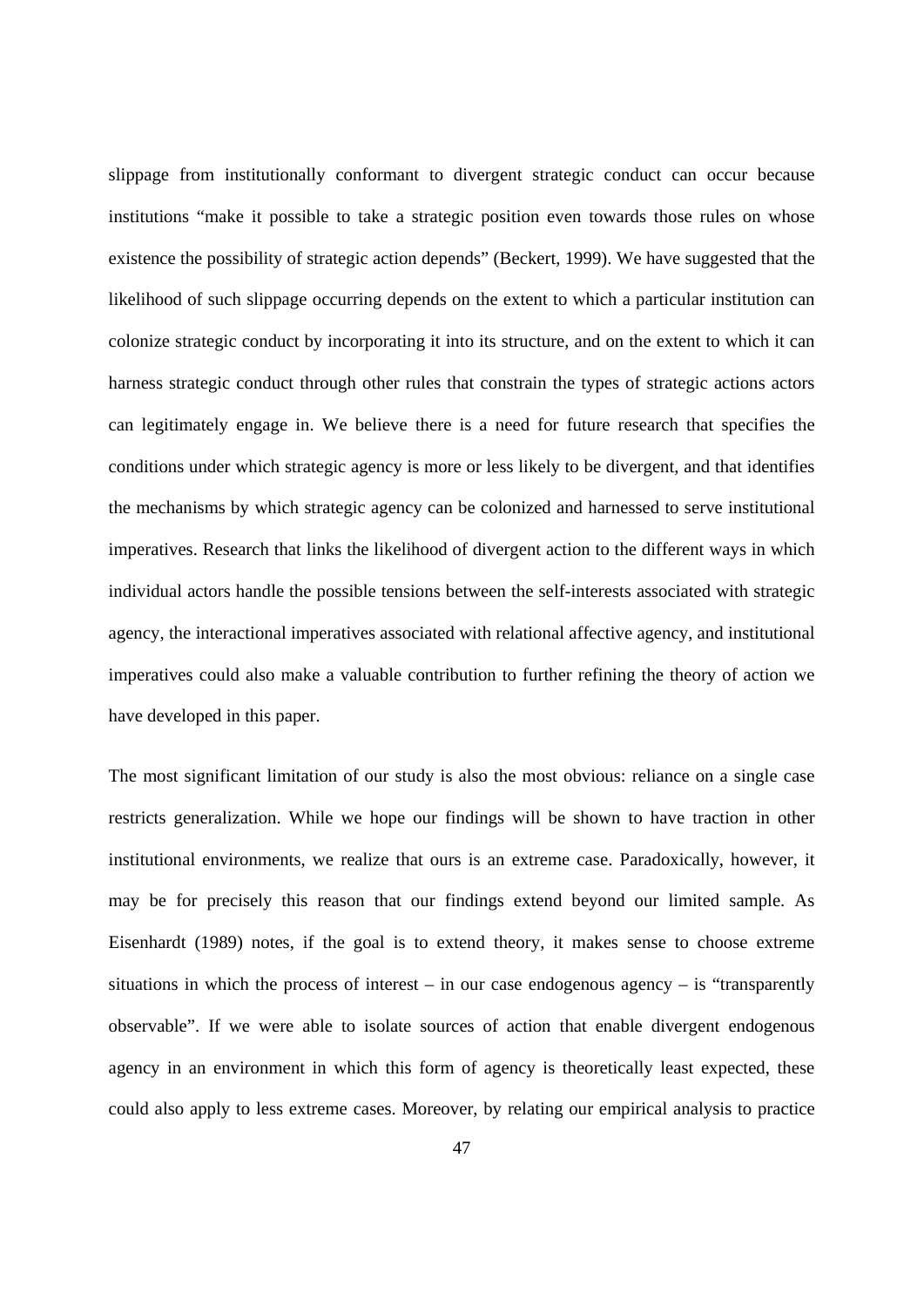slippage from institutionally conformant to divergent strategic conduct can occur because institutions "make it possible to take a strategic position even towards those rules on whose existence the possibility of strategic action depends" (Beckert, 1999). We have suggested that the likelihood of such slippage occurring depends on the extent to which a particular institution can colonize strategic conduct by incorporating it into its structure, and on the extent to which it can harness strategic conduct through other rules that constrain the types of strategic actions actors can legitimately engage in. We believe there is a need for future research that specifies the conditions under which strategic agency is more or less likely to be divergent, and that identifies the mechanisms by which strategic agency can be colonized and harnessed to serve institutional imperatives. Research that links the likelihood of divergent action to the different ways in which individual actors handle the possible tensions between the self-interests associated with strategic agency, the interactional imperatives associated with relational affective agency, and institutional imperatives could also make a valuable contribution to further refining the theory of action we have developed in this paper.

The most significant limitation of our study is also the most obvious: reliance on a single case restricts generalization. While we hope our findings will be shown to have traction in other institutional environments, we realize that ours is an extreme case. Paradoxically, however, it may be for precisely this reason that our findings extend beyond our limited sample. As Eisenhardt (1989) notes, if the goal is to extend theory, it makes sense to choose extreme situations in which the process of interest – in our case endogenous agency – is "transparently observable". If we were able to isolate sources of action that enable divergent endogenous agency in an environment in which this form of agency is theoretically least expected, these could also apply to less extreme cases. Moreover, by relating our empirical analysis to practice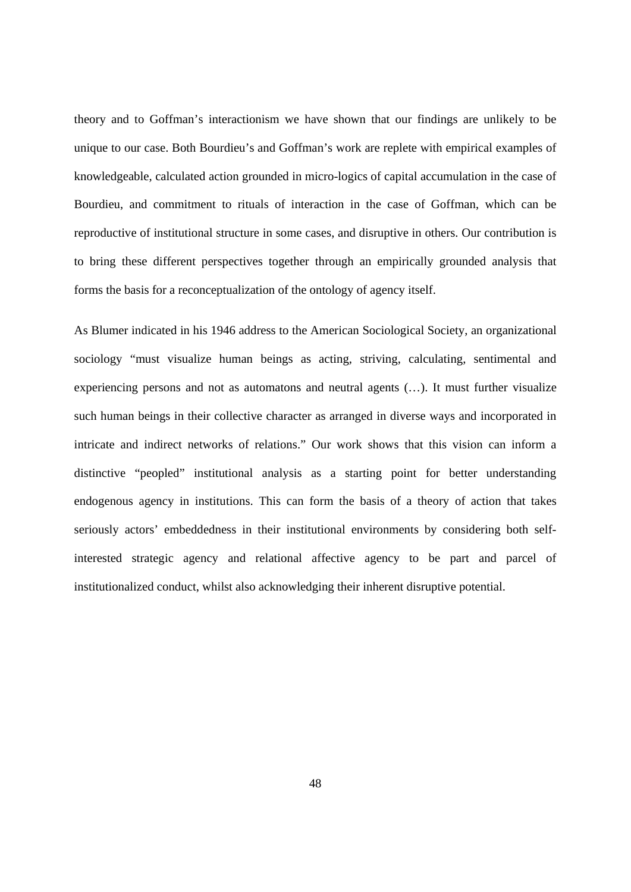theory and to Goffman's interactionism we have shown that our findings are unlikely to be unique to our case. Both Bourdieu's and Goffman's work are replete with empirical examples of knowledgeable, calculated action grounded in micro-logics of capital accumulation in the case of Bourdieu, and commitment to rituals of interaction in the case of Goffman, which can be reproductive of institutional structure in some cases, and disruptive in others. Our contribution is to bring these different perspectives together through an empirically grounded analysis that forms the basis for a reconceptualization of the ontology of agency itself.

As Blumer indicated in his 1946 address to the American Sociological Society, an organizational sociology "must visualize human beings as acting, striving, calculating, sentimental and experiencing persons and not as automatons and neutral agents (…). It must further visualize such human beings in their collective character as arranged in diverse ways and incorporated in intricate and indirect networks of relations." Our work shows that this vision can inform a distinctive "peopled" institutional analysis as a starting point for better understanding endogenous agency in institutions. This can form the basis of a theory of action that takes seriously actors' embeddedness in their institutional environments by considering both self-interested strategic agency and relational affective agency to be part and parcel of institutionalized conduct, whilst also acknowledging their inherent disruptive potential.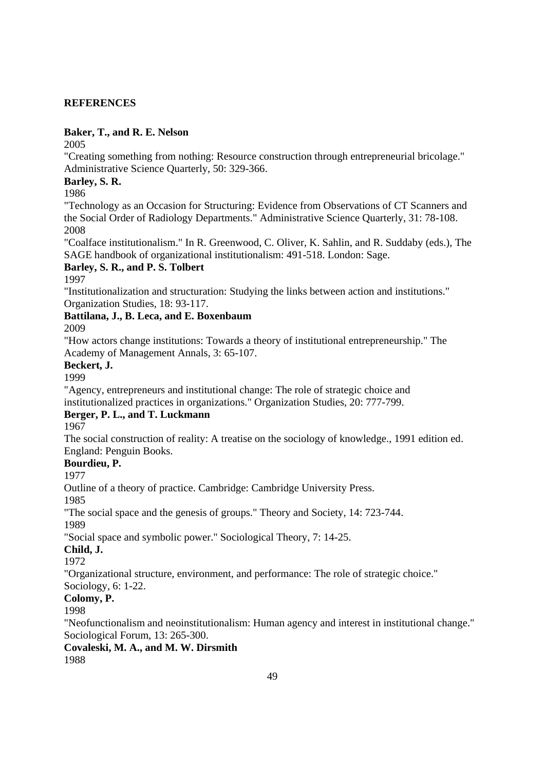**REFERENCES**

**Baker, T., and R. E. Nelson**
2005
"Creating something from nothing: Resource construction through entrepreneurial bricolage." Administrative Science Quarterly, 50: 329-366.

**Barley, S. R.**
1986
"Technology as an Occasion for Structuring: Evidence from Observations of CT Scanners and the Social Order of Radiology Departments." Administrative Science Quarterly, 31: 78-108.
2008
"Coalface institutionalism." In R. Greenwood, C. Oliver, K. Sahlin, and R. Suddaby (eds.), The SAGE handbook of organizational institutionalism: 491-518. London: Sage.

**Barley, S. R., and P. S. Tolbert**
1997
"Institutionalization and structuration: Studying the links between action and institutions." Organization Studies, 18: 93-117.

**Battilana, J., B. Leca, and E. Boxenbaum**
2009
"How actors change institutions: Towards a theory of institutional entrepreneurship." The Academy of Management Annals, 3: 65-107.

**Beckert, J.**
1999
"Agency, entrepreneurs and institutional change: The role of strategic choice and institutionalized practices in organizations." Organization Studies, 20: 777-799.

**Berger, P. L., and T. Luckmann**
1967
The social construction of reality: A treatise on the sociology of knowledge., 1991 edition ed. England: Penguin Books.

**Bourdieu, P.**
1977
Outline of a theory of practice. Cambridge: Cambridge University Press.
1985
"The social space and the genesis of groups." Theory and Society, 14: 723-744.
1989
"Social space and symbolic power." Sociological Theory, 7: 14-25.

**Child, J.**
1972
"Organizational structure, environment, and performance: The role of strategic choice." Sociology, 6: 1-22.

**Colomy, P.**
1998
"Neofunctionalism and neoinstitutionalism: Human agency and interest in institutional change." Sociological Forum, 13: 265-300.

**Covaleski, M. A., and M. W. Dirsmith**
1988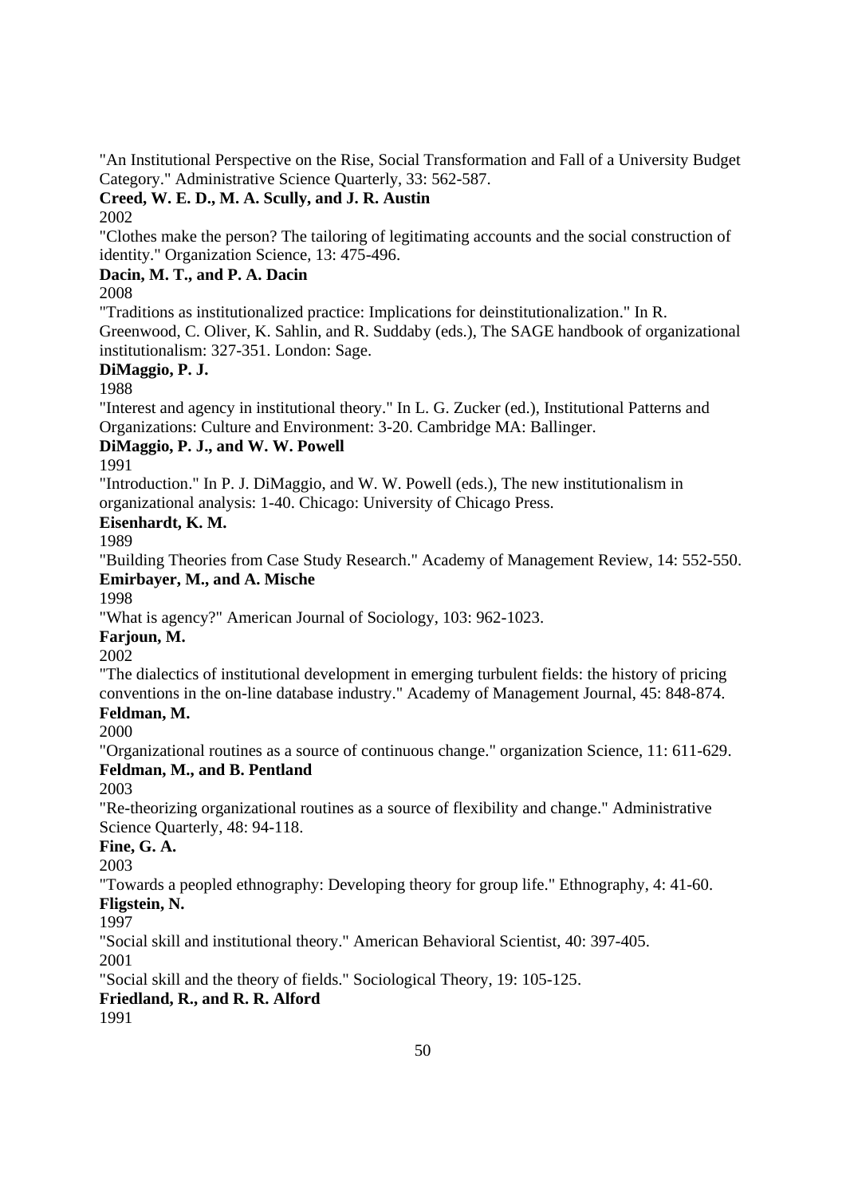"An Institutional Perspective on the Rise, Social Transformation and Fall of a University Budget Category." Administrative Science Quarterly, 33: 562-587.

**Creed, W. E. D., M. A. Scully, and J. R. Austin**

2002

"Clothes make the person? The tailoring of legitimating accounts and the social construction of identity." Organization Science, 13: 475-496.

**Dacin, M. T., and P. A. Dacin**

2008

"Traditions as institutionalized practice: Implications for deinstitutionalization." In R. Greenwood, C. Oliver, K. Sahlin, and R. Suddaby (eds.), The SAGE handbook of organizational institutionalism: 327-351. London: Sage.

**DiMaggio, P. J.**

1988

"Interest and agency in institutional theory." In L. G. Zucker (ed.), Institutional Patterns and Organizations: Culture and Environment: 3-20. Cambridge MA: Ballinger.

**DiMaggio, P. J., and W. W. Powell**

1991

"Introduction." In P. J. DiMaggio, and W. W. Powell (eds.), The new institutionalism in organizational analysis: 1-40. Chicago: University of Chicago Press.

**Eisenhardt, K. M.**

1989

"Building Theories from Case Study Research." Academy of Management Review, 14: 552-550.

**Emirbayer, M., and A. Mische**

1998

"What is agency?" American Journal of Sociology, 103: 962-1023.

**Farjoun, M.**

2002

"The dialectics of institutional development in emerging turbulent fields: the history of pricing conventions in the on-line database industry." Academy of Management Journal, 45: 848-874.

**Feldman, M.**

2000

"Organizational routines as a source of continuous change." organization Science, 11: 611-629.

**Feldman, M., and B. Pentland**

2003

"Re-theorizing organizational routines as a source of flexibility and change." Administrative Science Quarterly, 48: 94-118.

**Fine, G. A.**

2003

"Towards a peopled ethnography: Developing theory for group life." Ethnography, 4: 41-60.

**Fligstein, N.**

1997

"Social skill and institutional theory." American Behavioral Scientist, 40: 397-405.

2001

"Social skill and the theory of fields." Sociological Theory, 19: 105-125.

**Friedland, R., and R. R. Alford**

1991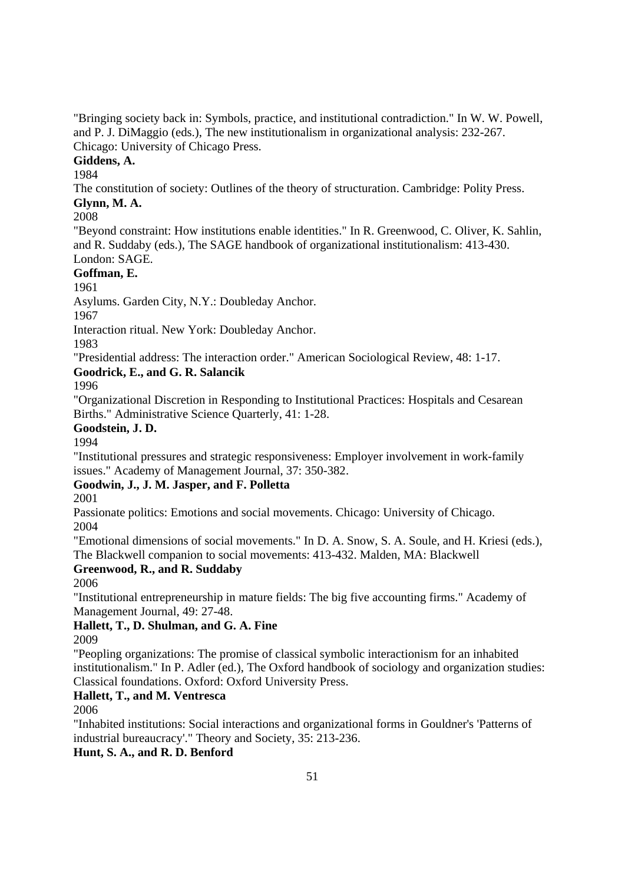"Bringing society back in: Symbols, practice, and institutional contradiction." In W. W. Powell, and P. J. DiMaggio (eds.), The new institutionalism in organizational analysis: 232-267. Chicago: University of Chicago Press.

**Giddens, A.**

1984

The constitution of society: Outlines of the theory of structuration. Cambridge: Polity Press.

**Glynn, M. A.**

2008

"Beyond constraint: How institutions enable identities." In R. Greenwood, C. Oliver, K. Sahlin, and R. Suddaby (eds.), The SAGE handbook of organizational institutionalism: 413-430. London: SAGE.

**Goffman, E.**

1961

Asylums. Garden City, N.Y.: Doubleday Anchor.

1967

Interaction ritual. New York: Doubleday Anchor.

1983

"Presidential address: The interaction order." American Sociological Review, 48: 1-17.

**Goodrick, E., and G. R. Salancik**

1996

"Organizational Discretion in Responding to Institutional Practices: Hospitals and Cesarean Births." Administrative Science Quarterly, 41: 1-28.

**Goodstein, J. D.**

1994

"Institutional pressures and strategic responsiveness: Employer involvement in work-family issues." Academy of Management Journal, 37: 350-382.

**Goodwin, J., J. M. Jasper, and F. Polletta**

2001

Passionate politics: Emotions and social movements. Chicago: University of Chicago.

2004

"Emotional dimensions of social movements." In D. A. Snow, S. A. Soule, and H. Kriesi (eds.), The Blackwell companion to social movements: 413-432. Malden, MA: Blackwell

**Greenwood, R., and R. Suddaby**

2006

"Institutional entrepreneurship in mature fields: The big five accounting firms." Academy of Management Journal, 49: 27-48.

**Hallett, T., D. Shulman, and G. A. Fine**

2009

"Peopling organizations: The promise of classical symbolic interactionism for an inhabited institutionalism." In P. Adler (ed.), The Oxford handbook of sociology and organization studies: Classical foundations. Oxford: Oxford University Press.

**Hallett, T., and M. Ventresca**

2006

"Inhabited institutions: Social interactions and organizational forms in Gouldner's 'Patterns of industrial bureaucracy'." Theory and Society, 35: 213-236.

**Hunt, S. A., and R. D. Benford**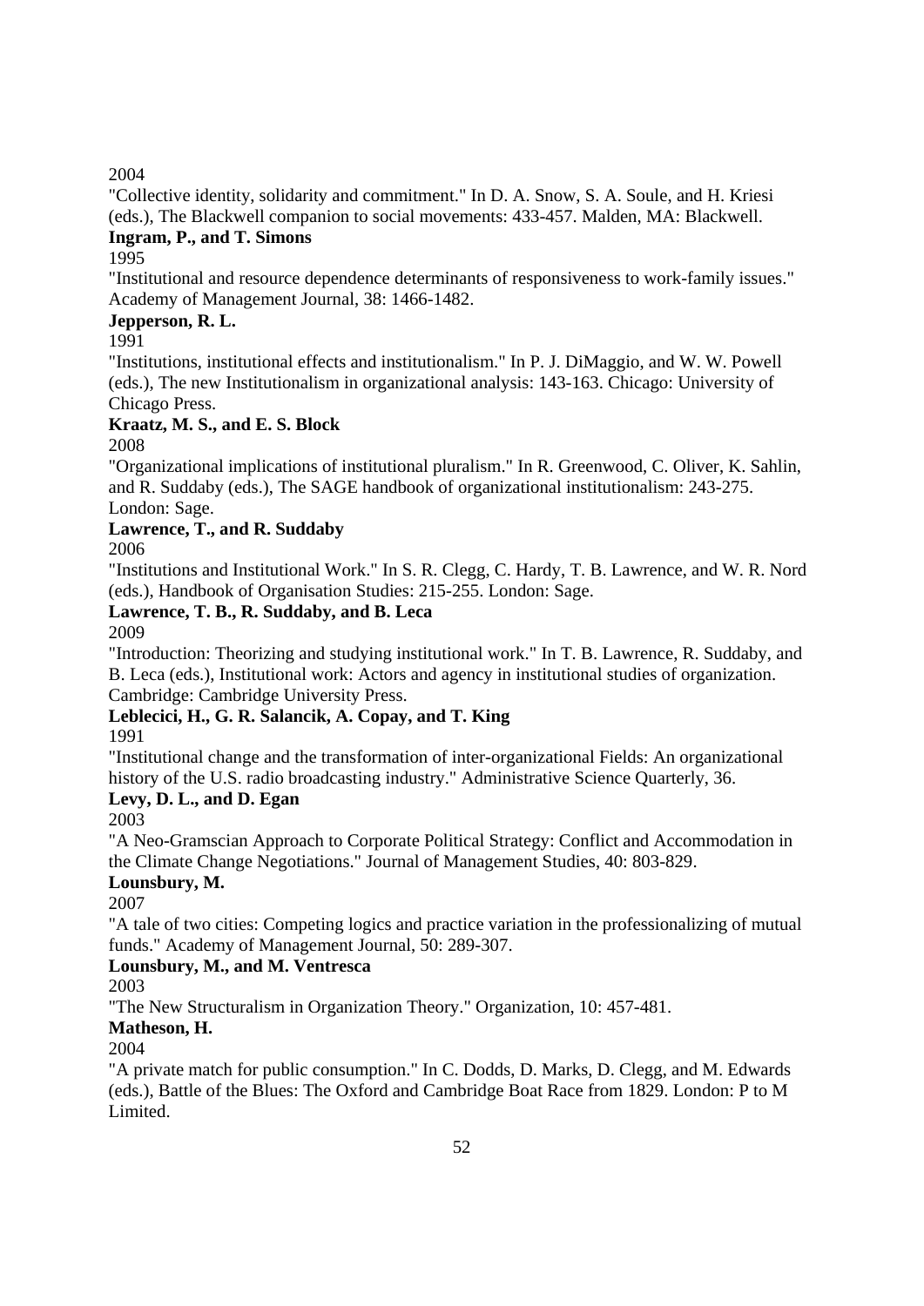2004

"Collective identity, solidarity and commitment." In D. A. Snow, S. A. Soule, and H. Kriesi (eds.), The Blackwell companion to social movements: 433-457. Malden, MA: Blackwell.

**Ingram, P., and T. Simons**

1995

"Institutional and resource dependence determinants of responsiveness to work-family issues." Academy of Management Journal, 38: 1466-1482.

**Jepperson, R. L.**

1991

"Institutions, institutional effects and institutionalism." In P. J. DiMaggio, and W. W. Powell (eds.), The new Institutionalism in organizational analysis: 143-163. Chicago: University of Chicago Press.

**Kraatz, M. S., and E. S. Block**

2008

"Organizational implications of institutional pluralism." In R. Greenwood, C. Oliver, K. Sahlin, and R. Suddaby (eds.), The SAGE handbook of organizational institutionalism: 243-275. London: Sage.

**Lawrence, T., and R. Suddaby**

2006

"Institutions and Institutional Work." In S. R. Clegg, C. Hardy, T. B. Lawrence, and W. R. Nord (eds.), Handbook of Organisation Studies: 215-255. London: Sage.

**Lawrence, T. B., R. Suddaby, and B. Leca**

2009

"Introduction: Theorizing and studying institutional work." In T. B. Lawrence, R. Suddaby, and B. Leca (eds.), Institutional work: Actors and agency in institutional studies of organization. Cambridge: Cambridge University Press.

**Leblecici, H., G. R. Salancik, A. Copay, and T. King**

1991

"Institutional change and the transformation of inter-organizational Fields: An organizational history of the U.S. radio broadcasting industry." Administrative Science Quarterly, 36.

**Levy, D. L., and D. Egan**

2003

"A Neo-Gramscian Approach to Corporate Political Strategy: Conflict and Accommodation in the Climate Change Negotiations." Journal of Management Studies, 40: 803-829.

**Lounsbury, M.**

2007

"A tale of two cities: Competing logics and practice variation in the professionalizing of mutual funds." Academy of Management Journal, 50: 289-307.

**Lounsbury, M., and M. Ventresca**

2003

"The New Structuralism in Organization Theory." Organization, 10: 457-481.

**Matheson, H.**

2004

"A private match for public consumption." In C. Dodds, D. Marks, D. Clegg, and M. Edwards (eds.), Battle of the Blues: The Oxford and Cambridge Boat Race from 1829. London: P to M Limited.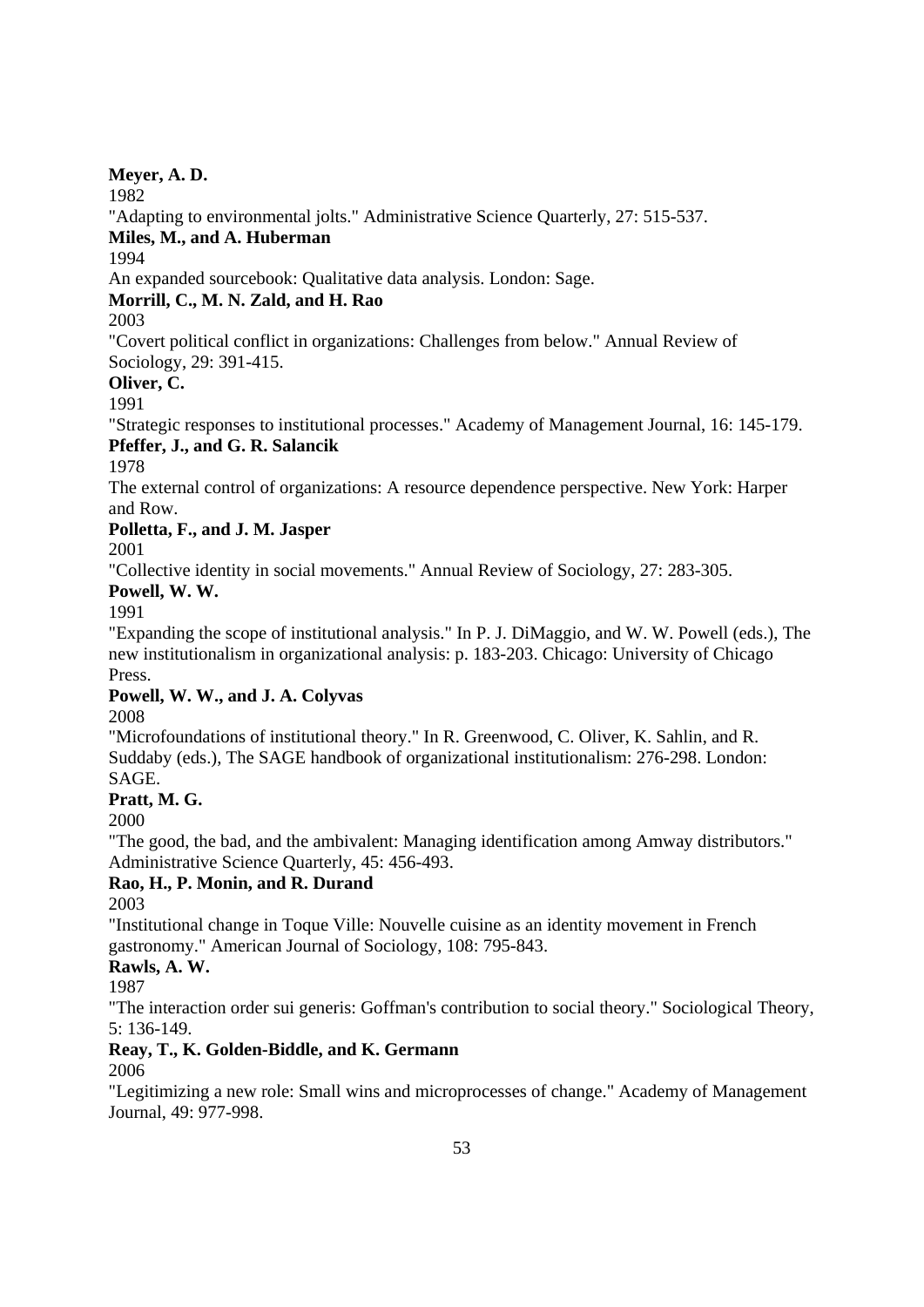**Meyer, A. D.**
1982
"Adapting to environmental jolts." Administrative Science Quarterly, 27: 515-537.

**Miles, M., and A. Huberman**
1994
An expanded sourcebook: Qualitative data analysis. London: Sage.

**Morrill, C., M. N. Zald, and H. Rao**
2003
"Covert political conflict in organizations: Challenges from below." Annual Review of Sociology, 29: 391-415.

**Oliver, C.**
1991
"Strategic responses to institutional processes." Academy of Management Journal, 16: 145-179.

**Pfeffer, J., and G. R. Salancik**
1978
The external control of organizations: A resource dependence perspective. New York: Harper and Row.

**Polletta, F., and J. M. Jasper**
2001
"Collective identity in social movements." Annual Review of Sociology, 27: 283-305.

**Powell, W. W.**
1991
"Expanding the scope of institutional analysis." In P. J. DiMaggio, and W. W. Powell (eds.), The new institutionalism in organizational analysis: p. 183-203. Chicago: University of Chicago Press.

**Powell, W. W., and J. A. Colyvas**
2008
"Microfoundations of institutional theory." In R. Greenwood, C. Oliver, K. Sahlin, and R. Suddaby (eds.), The SAGE handbook of organizational institutionalism: 276-298. London: SAGE.

**Pratt, M. G.**
2000
"The good, the bad, and the ambivalent: Managing identification among Amway distributors." Administrative Science Quarterly, 45: 456-493.

**Rao, H., P. Monin, and R. Durand**
2003
"Institutional change in Toque Ville: Nouvelle cuisine as an identity movement in French gastronomy." American Journal of Sociology, 108: 795-843.

**Rawls, A. W.**
1987
"The interaction order sui generis: Goffman's contribution to social theory." Sociological Theory, 5: 136-149.

**Reay, T., K. Golden-Biddle, and K. Germann**
2006
"Legitimizing a new role: Small wins and microprocesses of change." Academy of Management Journal, 49: 977-998.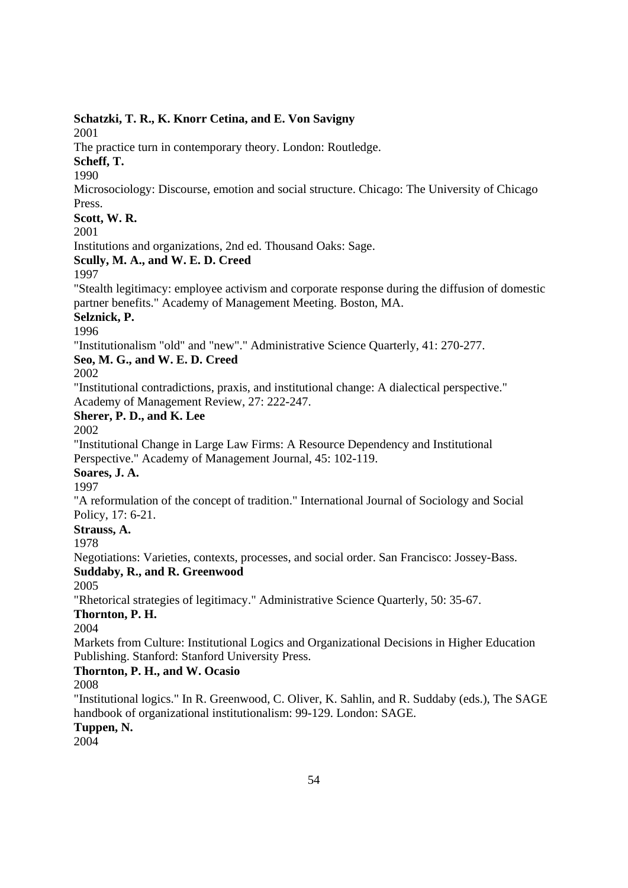**Schatzki, T. R., K. Knorr Cetina, and E. Von Savigny**

2001

The practice turn in contemporary theory. London: Routledge.

**Scheff, T.**

1990

Microsociology: Discourse, emotion and social structure. Chicago: The University of Chicago Press.

**Scott, W. R.**

2001

Institutions and organizations, 2nd ed. Thousand Oaks: Sage.

**Scully, M. A., and W. E. D. Creed**

1997

"Stealth legitimacy: employee activism and corporate response during the diffusion of domestic partner benefits." Academy of Management Meeting. Boston, MA.

**Selznick, P.**

1996

"Institutionalism "old" and "new"." Administrative Science Quarterly, 41: 270-277.

**Seo, M. G., and W. E. D. Creed**

2002

"Institutional contradictions, praxis, and institutional change: A dialectical perspective." Academy of Management Review, 27: 222-247.

**Sherer, P. D., and K. Lee**

2002

"Institutional Change in Large Law Firms: A Resource Dependency and Institutional Perspective." Academy of Management Journal, 45: 102-119.

**Soares, J. A.**

1997

"A reformulation of the concept of tradition." International Journal of Sociology and Social Policy, 17: 6-21.

**Strauss, A.**

1978

Negotiations: Varieties, contexts, processes, and social order. San Francisco: Jossey-Bass.

**Suddaby, R., and R. Greenwood**

2005

"Rhetorical strategies of legitimacy." Administrative Science Quarterly, 50: 35-67.

**Thornton, P. H.**

2004

Markets from Culture: Institutional Logics and Organizational Decisions in Higher Education Publishing. Stanford: Stanford University Press.

**Thornton, P. H., and W. Ocasio**

2008

"Institutional logics." In R. Greenwood, C. Oliver, K. Sahlin, and R. Suddaby (eds.), The SAGE handbook of organizational institutionalism: 99-129. London: SAGE.

**Tuppen, N.**

2004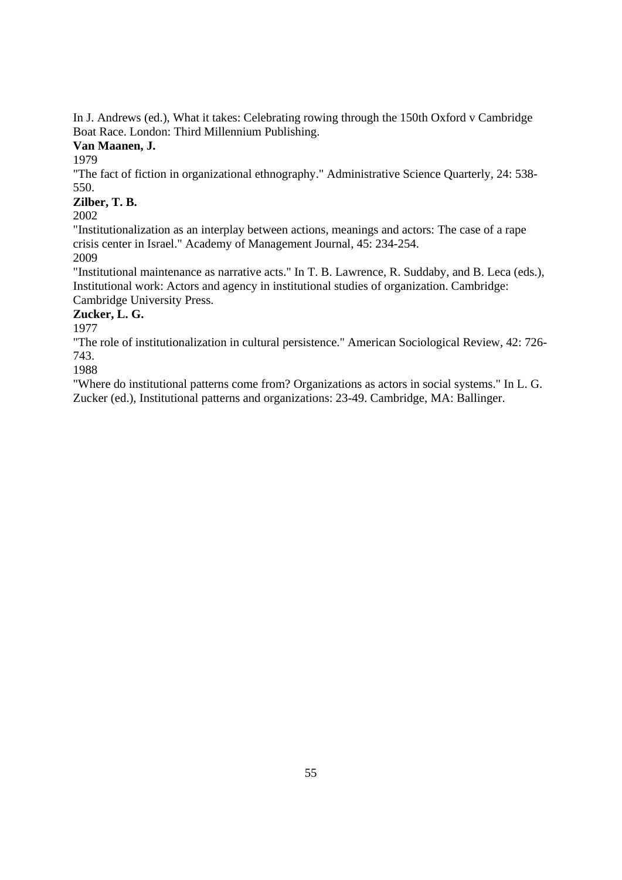In J. Andrews (ed.), What it takes: Celebrating rowing through the 150th Oxford v Cambridge Boat Race. London: Third Millennium Publishing.

**Van Maanen, J.**

1979

"The fact of fiction in organizational ethnography." Administrative Science Quarterly, 24: 538-550.

**Zilber, T. B.**

2002

"Institutionalization as an interplay between actions, meanings and actors: The case of a rape crisis center in Israel." Academy of Management Journal, 45: 234-254.

2009

"Institutional maintenance as narrative acts." In T. B. Lawrence, R. Suddaby, and B. Leca (eds.), Institutional work: Actors and agency in institutional studies of organization. Cambridge: Cambridge University Press.

**Zucker, L. G.**

1977

"The role of institutionalization in cultural persistence." American Sociological Review, 42: 726-743.

1988

"Where do institutional patterns come from? Organizations as actors in social systems." In L. G. Zucker (ed.), Institutional patterns and organizations: 23-49. Cambridge, MA: Ballinger.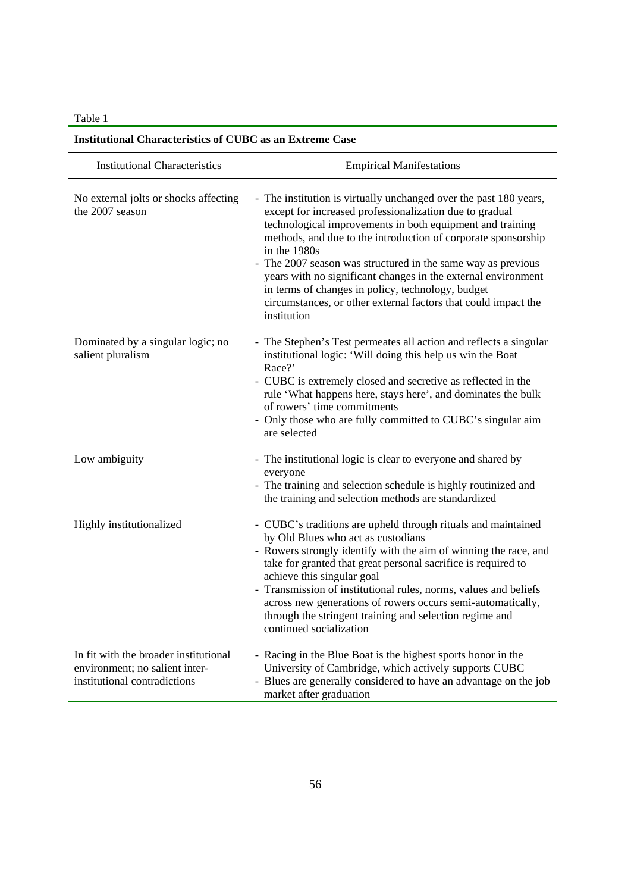Table 1

**Institutional Characteristics of CUBC as an Extreme Case**

| Institutional Characteristics | Empirical Manifestations |
|---|---|
| No external jolts or shocks affecting the 2007 season | - The institution is virtually unchanged over the past 180 years, except for increased professionalization due to gradual technological improvements in both equipment and training methods, and due to the introduction of corporate sponsorship in the 1980s<br>- The 2007 season was structured in the same way as previous years with no significant changes in the external environment in terms of changes in policy, technology, budget circumstances, or other external factors that could impact the institution |
| Dominated by a singular logic; no salient pluralism | - The Stephen's Test permeates all action and reflects a singular institutional logic: 'Will doing this help us win the Boat Race?'<br>- CUBC is extremely closed and secretive as reflected in the rule 'What happens here, stays here', and dominates the bulk of rowers' time commitments<br>- Only those who are fully committed to CUBC's singular aim are selected |
| Low ambiguity | - The institutional logic is clear to everyone and shared by everyone<br>- The training and selection schedule is highly routinized and the training and selection methods are standardized |
| Highly institutionalized | - CUBC's traditions are upheld through rituals and maintained by Old Blues who act as custodians<br>- Rowers strongly identify with the aim of winning the race, and take for granted that great personal sacrifice is required to achieve this singular goal<br>- Transmission of institutional rules, norms, values and beliefs across new generations of rowers occurs semi-automatically, through the stringent training and selection regime and continued socialization |
| In fit with the broader institutional environment; no salient inter-institutional contradictions | - Racing in the Blue Boat is the highest sports honor in the University of Cambridge, which actively supports CUBC<br>- Blues are generally considered to have an advantage on the job market after graduation |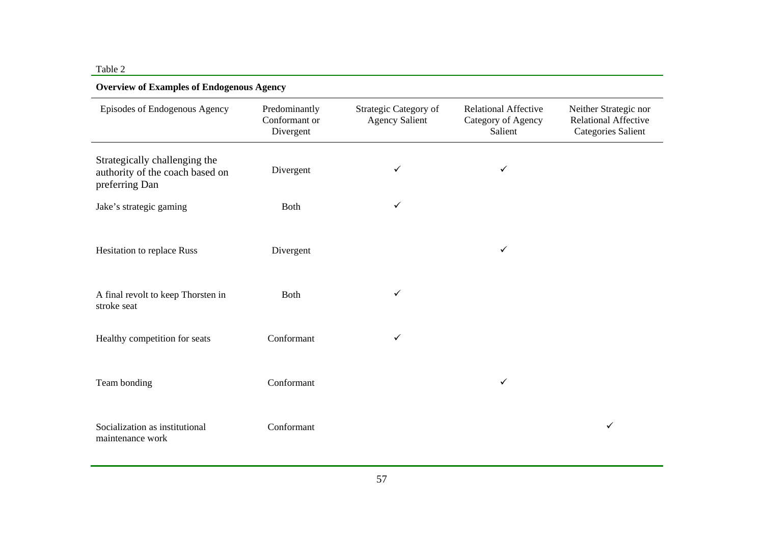Table 2

**Overview of Examples of Endogenous Agency**

| Episodes of Endogenous Agency | Predominantly Conformant or Divergent | Strategic Category of Agency Salient | Relational Affective Category of Agency Salient | Neither Strategic nor Relational Affective Categories Salient |
|---|---|---|---|---|
| Strategically challenging the authority of the coach based on preferring Dan | Divergent | ✓ | ✓ | |
| Jake's strategic gaming | Both | ✓ | | |
| Hesitation to replace Russ | Divergent | | ✓ | |
| A final revolt to keep Thorsten in stroke seat | Both | ✓ | | |
| Healthy competition for seats | Conformant | ✓ | | |
| Team bonding | Conformant | | ✓ | |
| Socialization as institutional maintenance work | Conformant | | | ✓ |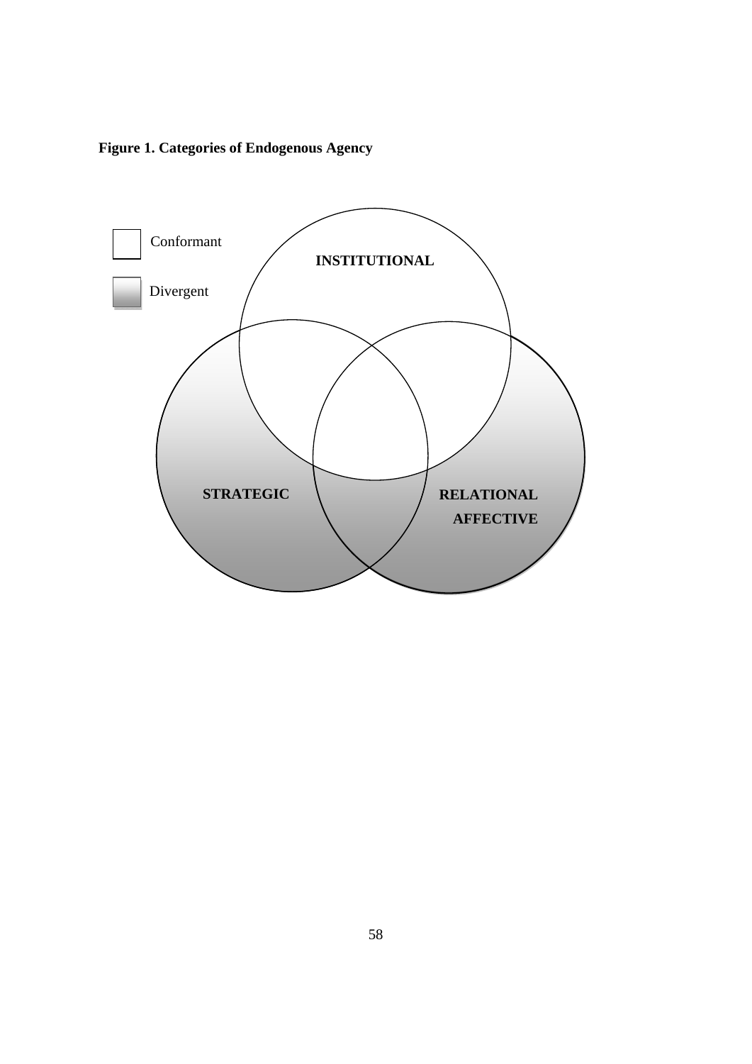**Figure 1. Categories of Endogenous Agency**

Conformant

Divergent

INSTITUTIONAL

STRATEGIC

RELATIONAL

AFFECTIVE